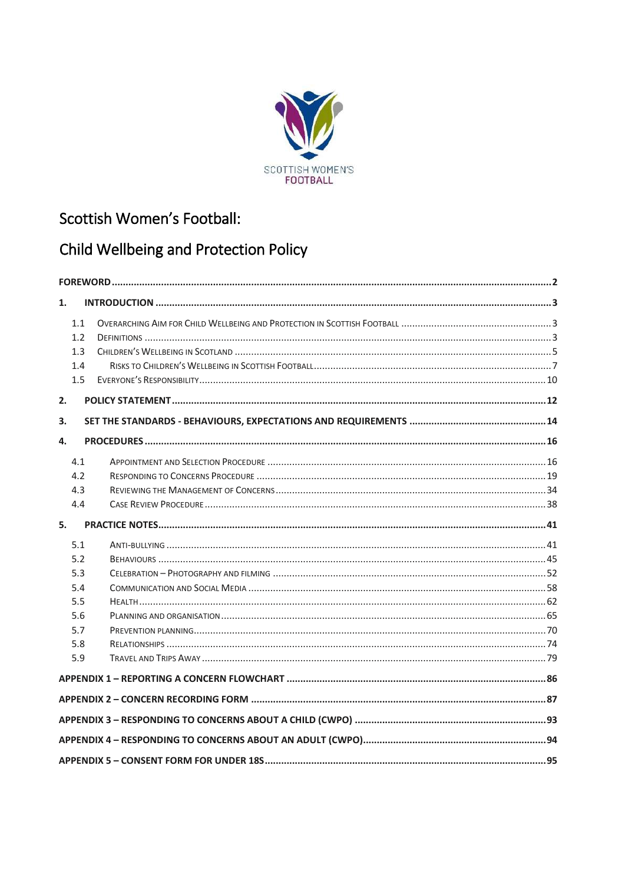SCOTTISH WOMEN'S FOOTBALL

# Scottish Women's Football:

# Child Wellbeing and Protection Policy

**FOREWORD** ..... 2

**1. INTRODUCTION** ..... 3

- 1.1 Overarching Aim for Child Wellbeing and Protection in Scottish Football ..... 3
- 1.2 Definitions ..... 3
- 1.3 Children's Wellbeing in Scotland ..... 5
- 1.4 Risks to Children's Wellbeing in Scottish Football ..... 7
- 1.5 Everyone's Responsibility ..... 10

**2. POLICY STATEMENT** ..... 12

**3. SET THE STANDARDS - BEHAVIOURS, EXPECTATIONS AND REQUIREMENTS** ..... 14

**4. PROCEDURES** ..... 16

- 4.1 Appointment and Selection Procedure ..... 16
- 4.2 Responding to Concerns Procedure ..... 19
- 4.3 Reviewing the Management of Concerns ..... 34
- 4.4 Case Review Procedure ..... 38

**5. PRACTICE NOTES** ..... 41

- 5.1 Anti-bullying ..... 41
- 5.2 Behaviours ..... 45
- 5.3 Celebration – Photography and filming ..... 52
- 5.4 Communication and Social Media ..... 58
- 5.5 Health ..... 62
- 5.6 Planning and organisation ..... 65
- 5.7 Prevention planning ..... 70
- 5.8 Relationships ..... 74
- 5.9 Travel and Trips Away ..... 79

**APPENDIX 1 – REPORTING A CONCERN FLOWCHART** ..... 86

**APPENDIX 2 – CONCERN RECORDING FORM** ..... 87

**APPENDIX 3 – RESPONDING TO CONCERNS ABOUT A CHILD (CWPO)** ..... 93

**APPENDIX 4 – RESPONDING TO CONCERNS ABOUT AN ADULT (CWPO)** ..... 94

**APPENDIX 5 – CONSENT FORM FOR UNDER 18S** ..... 95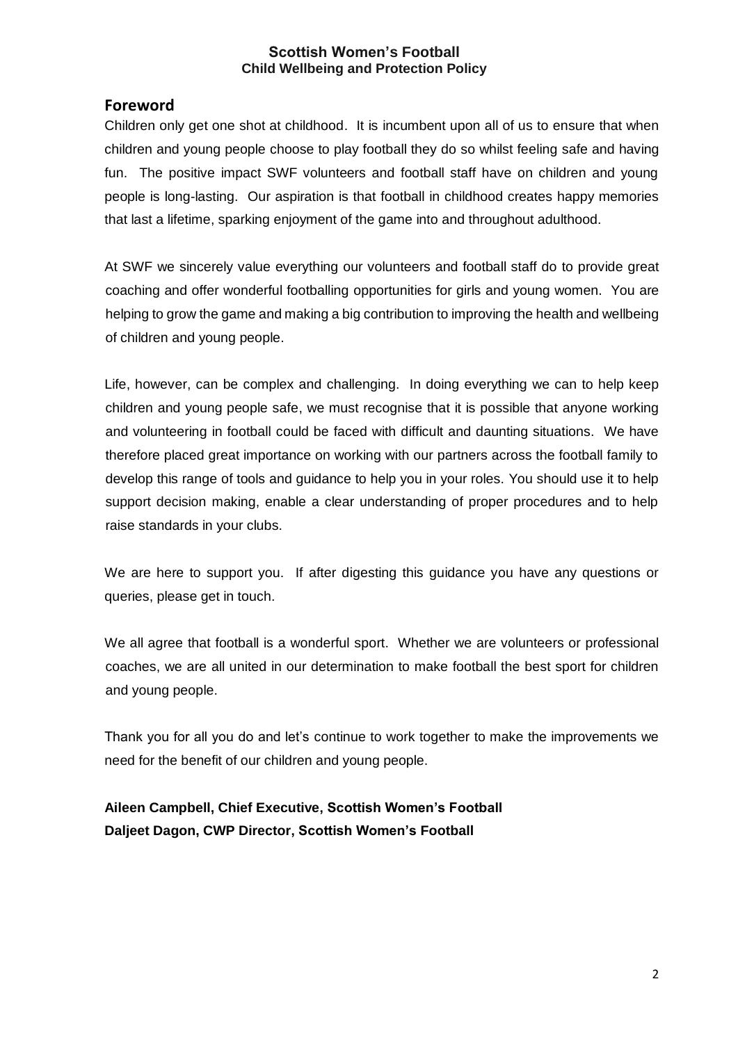## Foreword

Children only get one shot at childhood. It is incumbent upon all of us to ensure that when children and young people choose to play football they do so whilst feeling safe and having fun. The positive impact SWF volunteers and football staff have on children and young people is long-lasting. Our aspiration is that football in childhood creates happy memories that last a lifetime, sparking enjoyment of the game into and throughout adulthood.

At SWF we sincerely value everything our volunteers and football staff do to provide great coaching and offer wonderful footballing opportunities for girls and young women. You are helping to grow the game and making a big contribution to improving the health and wellbeing of children and young people.

Life, however, can be complex and challenging. In doing everything we can to help keep children and young people safe, we must recognise that it is possible that anyone working and volunteering in football could be faced with difficult and daunting situations. We have therefore placed great importance on working with our partners across the football family to develop this range of tools and guidance to help you in your roles. You should use it to help support decision making, enable a clear understanding of proper procedures and to help raise standards in your clubs.

We are here to support you. If after digesting this guidance you have any questions or queries, please get in touch.

We all agree that football is a wonderful sport. Whether we are volunteers or professional coaches, we are all united in our determination to make football the best sport for children and young people.

Thank you for all you do and let's continue to work together to make the improvements we need for the benefit of our children and young people.

**Aileen Campbell, Chief Executive, Scottish Women's Football**
**Daljeet Dagon, CWP Director, Scottish Women's Football**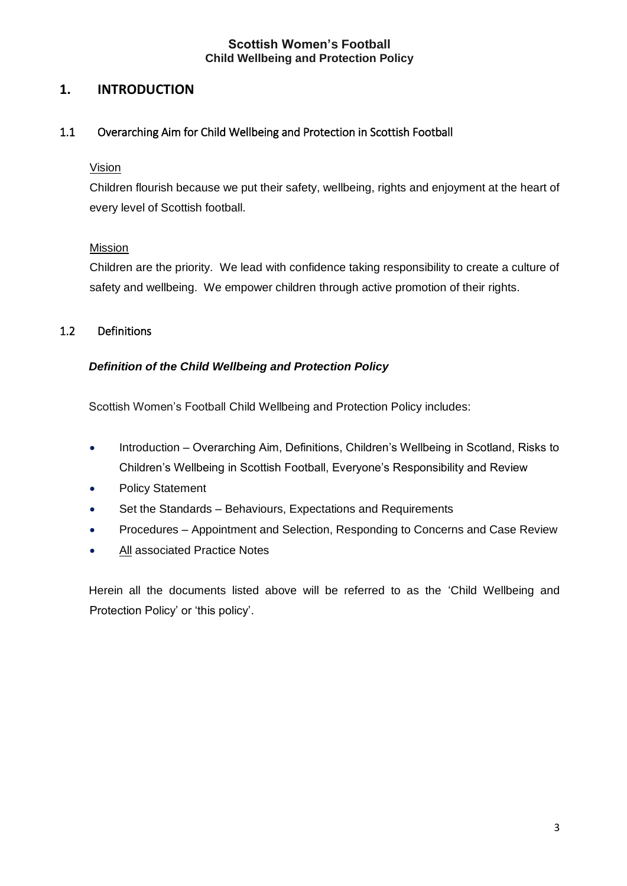## 1. INTRODUCTION

### 1.1 Overarching Aim for Child Wellbeing and Protection in Scottish Football

Vision

Children flourish because we put their safety, wellbeing, rights and enjoyment at the heart of every level of Scottish football.

Mission

Children are the priority. We lead with confidence taking responsibility to create a culture of safety and wellbeing. We empower children through active promotion of their rights.

### 1.2 Definitions

***Definition of the Child Wellbeing and Protection Policy***

Scottish Women's Football Child Wellbeing and Protection Policy includes:

- Introduction – Overarching Aim, Definitions, Children's Wellbeing in Scotland, Risks to Children's Wellbeing in Scottish Football, Everyone's Responsibility and Review
- Policy Statement
- Set the Standards – Behaviours, Expectations and Requirements
- Procedures – Appointment and Selection, Responding to Concerns and Case Review
- All associated Practice Notes

Herein all the documents listed above will be referred to as the 'Child Wellbeing and Protection Policy' or 'this policy'.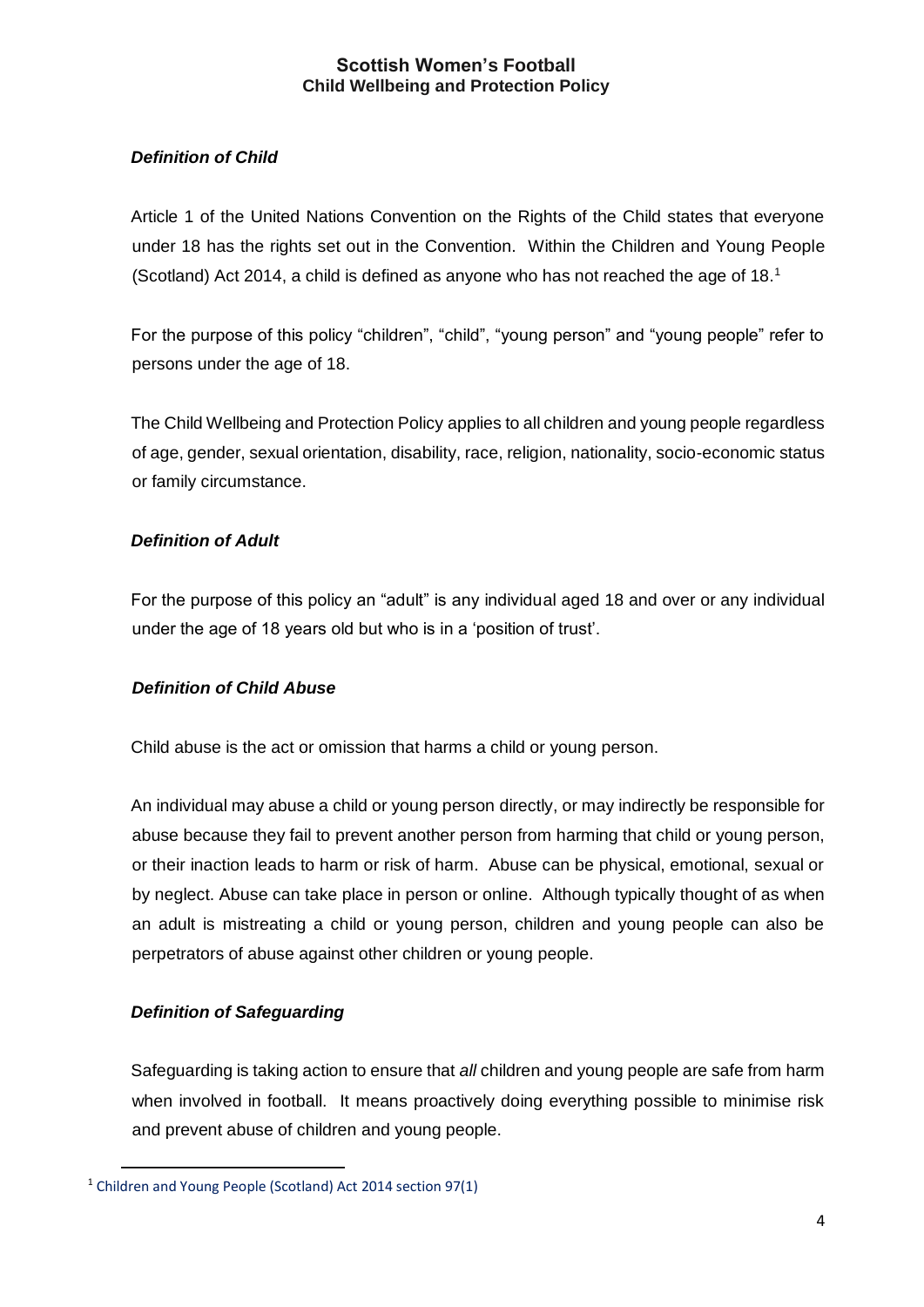### *Definition of Child*

Article 1 of the United Nations Convention on the Rights of the Child states that everyone under 18 has the rights set out in the Convention. Within the Children and Young People (Scotland) Act 2014, a child is defined as anyone who has not reached the age of 18.[1]

For the purpose of this policy "children", "child", "young person" and "young people" refer to persons under the age of 18.

The Child Wellbeing and Protection Policy applies to all children and young people regardless of age, gender, sexual orientation, disability, race, religion, nationality, socio-economic status or family circumstance.

### *Definition of Adult*

For the purpose of this policy an "adult" is any individual aged 18 and over or any individual under the age of 18 years old but who is in a 'position of trust'.

### *Definition of Child Abuse*

Child abuse is the act or omission that harms a child or young person.

An individual may abuse a child or young person directly, or may indirectly be responsible for abuse because they fail to prevent another person from harming that child or young person, or their inaction leads to harm or risk of harm. Abuse can be physical, emotional, sexual or by neglect. Abuse can take place in person or online. Although typically thought of as when an adult is mistreating a child or young person, children and young people can also be perpetrators of abuse against other children or young people.

### *Definition of Safeguarding*

Safeguarding is taking action to ensure that *all* children and young people are safe from harm when involved in football. It means proactively doing everything possible to minimise risk and prevent abuse of children and young people.

---

[1] Children and Young People (Scotland) Act 2014 section 97(1)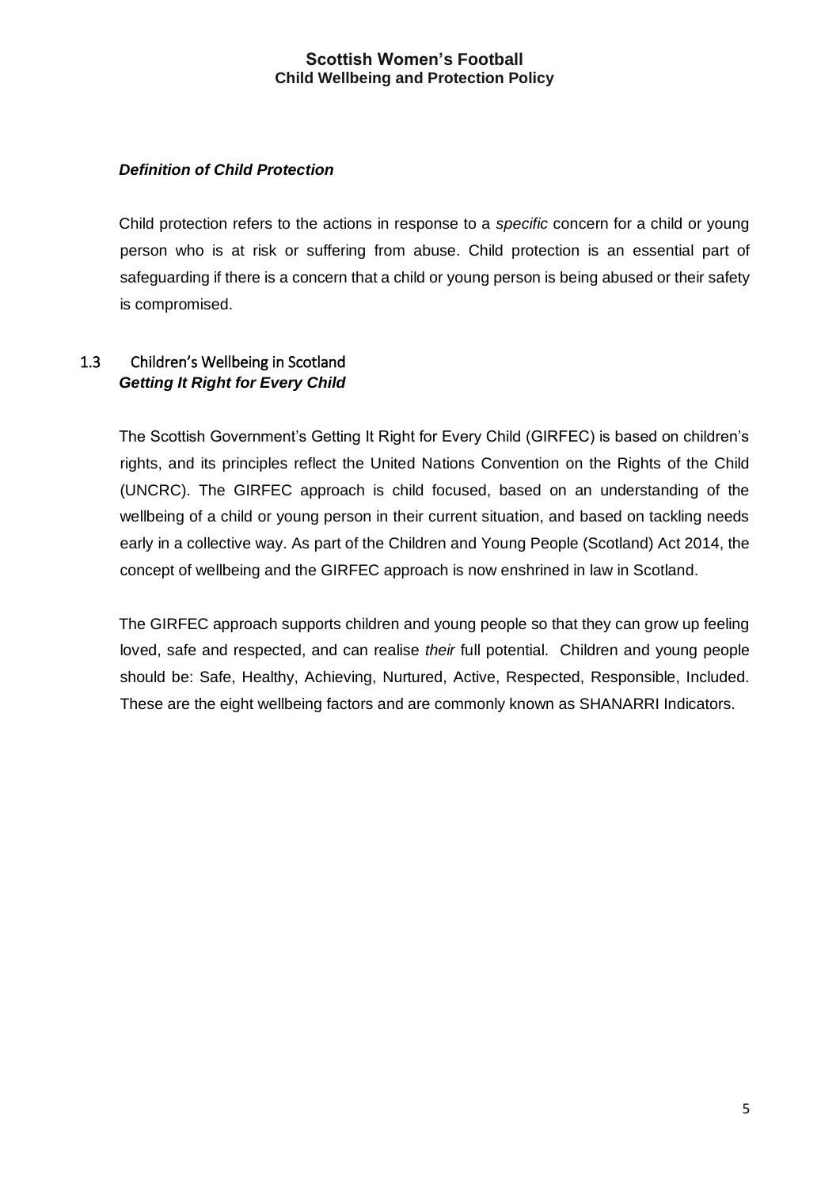### *Definition of Child Protection*

Child protection refers to the actions in response to a *specific* concern for a child or young person who is at risk or suffering from abuse. Child protection is an essential part of safeguarding if there is a concern that a child or young person is being abused or their safety is compromised.

## 1.3 Children's Wellbeing in Scotland

### *Getting It Right for Every Child*

The Scottish Government's Getting It Right for Every Child (GIRFEC) is based on children's rights, and its principles reflect the United Nations Convention on the Rights of the Child (UNCRC). The GIRFEC approach is child focused, based on an understanding of the wellbeing of a child or young person in their current situation, and based on tackling needs early in a collective way. As part of the Children and Young People (Scotland) Act 2014, the concept of wellbeing and the GIRFEC approach is now enshrined in law in Scotland.

The GIRFEC approach supports children and young people so that they can grow up feeling loved, safe and respected, and can realise *their* full potential. Children and young people should be: Safe, Healthy, Achieving, Nurtured, Active, Respected, Responsible, Included. These are the eight wellbeing factors and are commonly known as SHANARRI Indicators.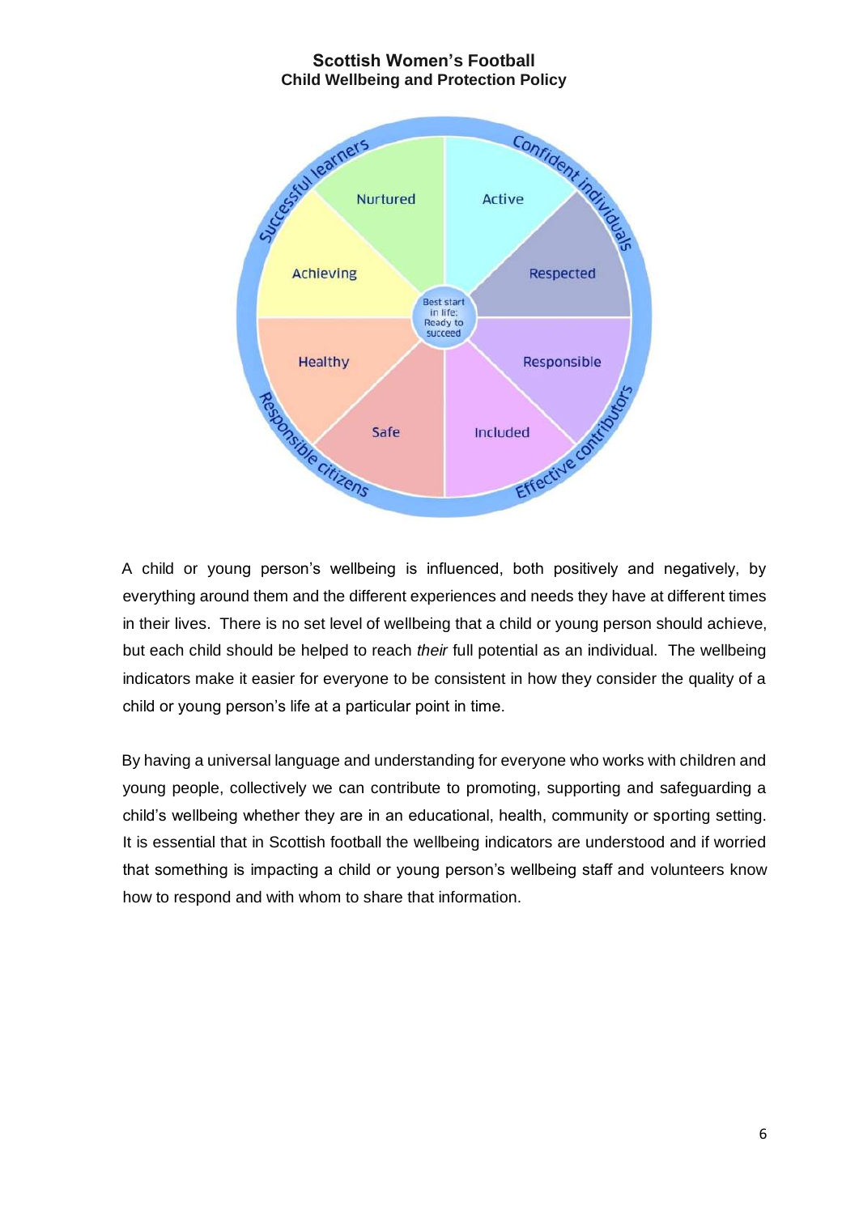**Scottish Women's Football**
**Child Wellbeing and Protection Policy**

Successful learners, Confident individuals, Responsible citizens, Effective contributors

Nurtured, Active, Achieving, Respected, Healthy, Responsible, Safe, Included

Best start in life; Ready to succeed

A child or young person's wellbeing is influenced, both positively and negatively, by everything around them and the different experiences and needs they have at different times in their lives. There is no set level of wellbeing that a child or young person should achieve, but each child should be helped to reach *their* full potential as an individual. The wellbeing indicators make it easier for everyone to be consistent in how they consider the quality of a child or young person's life at a particular point in time.

By having a universal language and understanding for everyone who works with children and young people, collectively we can contribute to promoting, supporting and safeguarding a child's wellbeing whether they are in an educational, health, community or sporting setting. It is essential that in Scottish football the wellbeing indicators are understood and if worried that something is impacting a child or young person's wellbeing staff and volunteers know how to respond and with whom to share that information.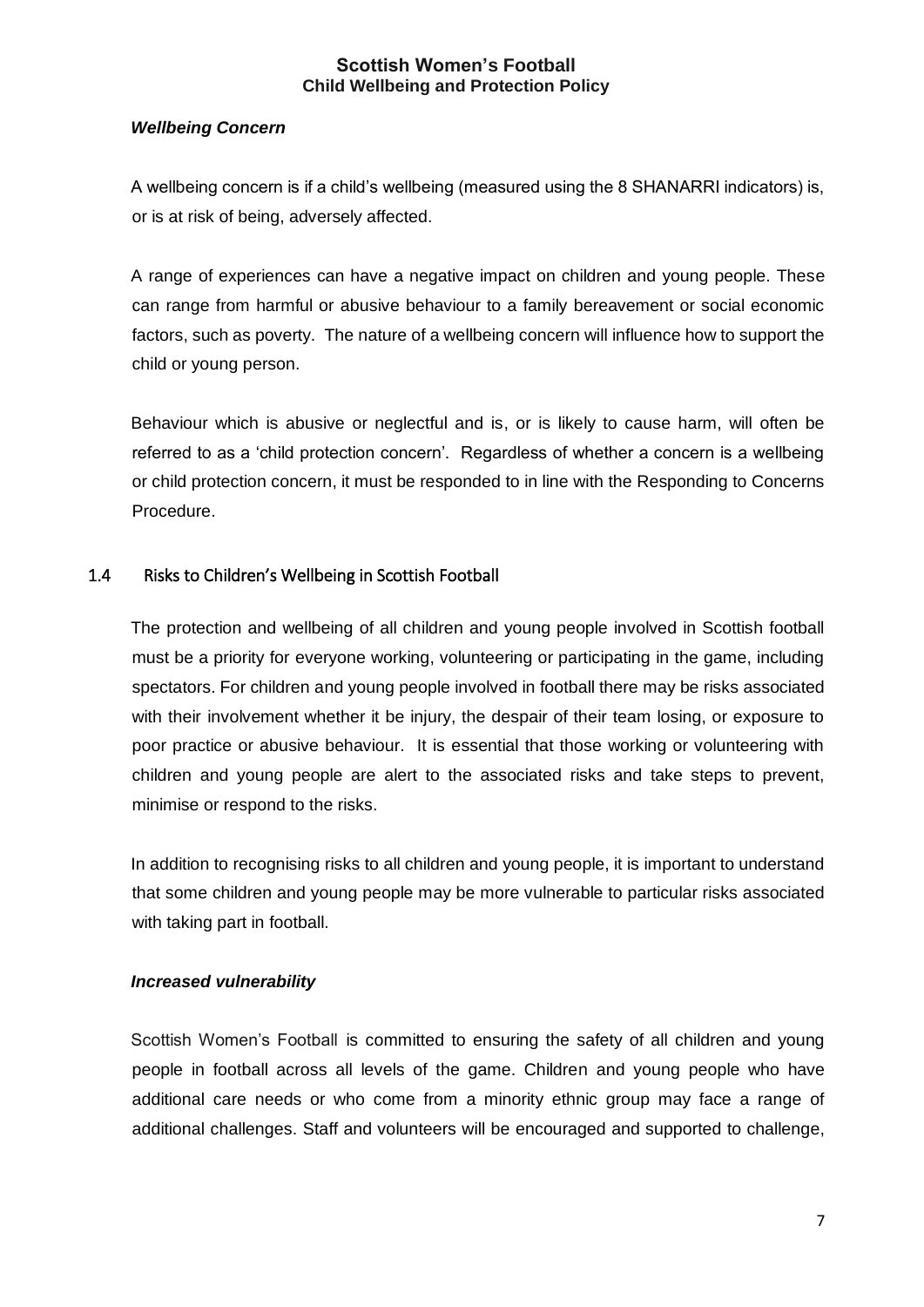***Wellbeing Concern***

A wellbeing concern is if a child's wellbeing (measured using the 8 SHANARRI indicators) is, or is at risk of being, adversely affected.

A range of experiences can have a negative impact on children and young people. These can range from harmful or abusive behaviour to a family bereavement or social economic factors, such as poverty. The nature of a wellbeing concern will influence how to support the child or young person.

Behaviour which is abusive or neglectful and is, or is likely to cause harm, will often be referred to as a 'child protection concern'. Regardless of whether a concern is a wellbeing or child protection concern, it must be responded to in line with the Responding to Concerns Procedure.

## 1.4 Risks to Children's Wellbeing in Scottish Football

The protection and wellbeing of all children and young people involved in Scottish football must be a priority for everyone working, volunteering or participating in the game, including spectators. For children and young people involved in football there may be risks associated with their involvement whether it be injury, the despair of their team losing, or exposure to poor practice or abusive behaviour. It is essential that those working or volunteering with children and young people are alert to the associated risks and take steps to prevent, minimise or respond to the risks.

In addition to recognising risks to all children and young people, it is important to understand that some children and young people may be more vulnerable to particular risks associated with taking part in football.

***Increased vulnerability***

Scottish Women's Football is committed to ensuring the safety of all children and young people in football across all levels of the game. Children and young people who have additional care needs or who come from a minority ethnic group may face a range of additional challenges. Staff and volunteers will be encouraged and supported to challenge,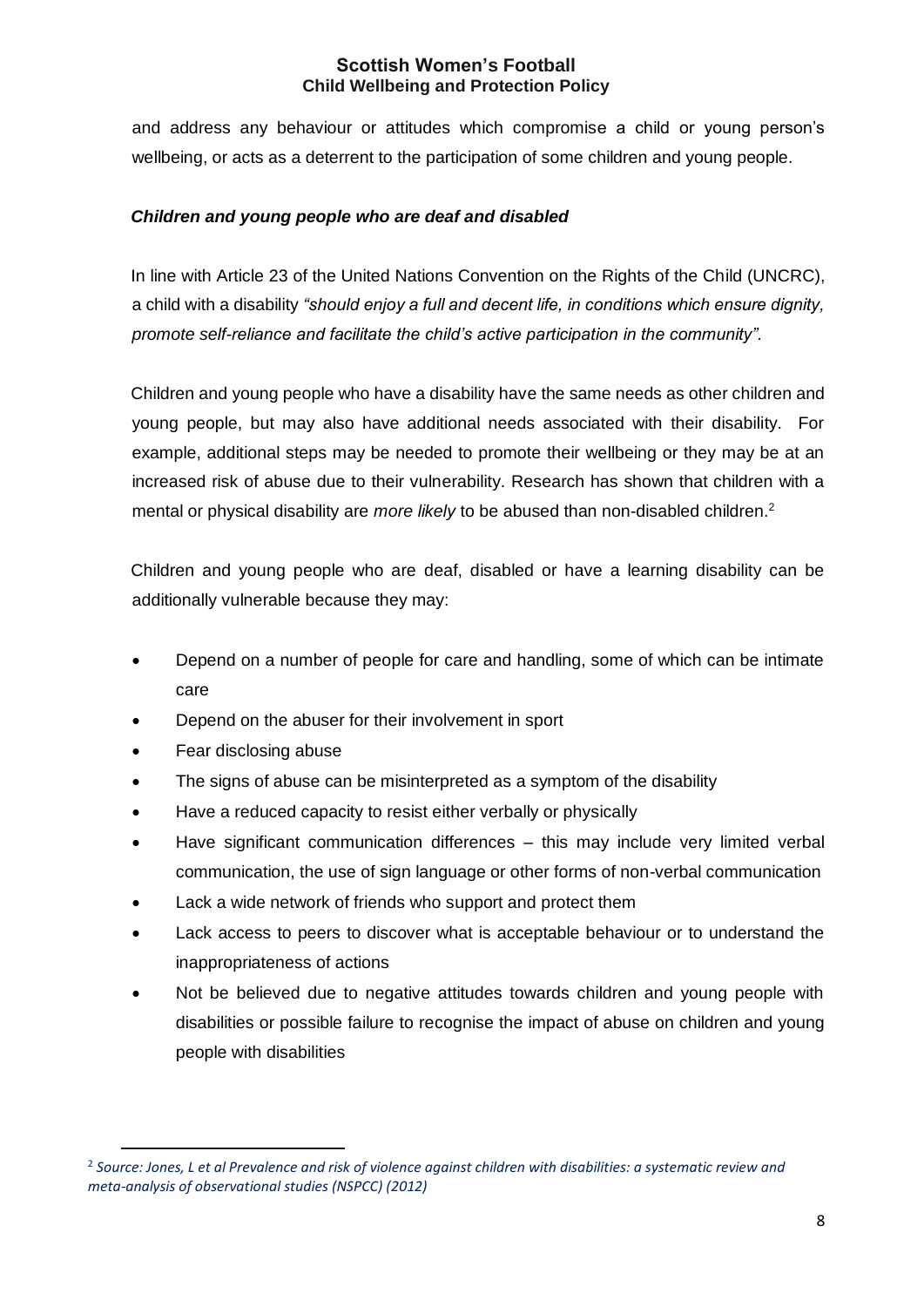and address any behaviour or attitudes which compromise a child or young person's wellbeing, or acts as a deterrent to the participation of some children and young people.

### *Children and young people who are deaf and disabled*

In line with Article 23 of the United Nations Convention on the Rights of the Child (UNCRC), a child with a disability *"should enjoy a full and decent life, in conditions which ensure dignity, promote self-reliance and facilitate the child's active participation in the community"*.

Children and young people who have a disability have the same needs as other children and young people, but may also have additional needs associated with their disability. For example, additional steps may be needed to promote their wellbeing or they may be at an increased risk of abuse due to their vulnerability. Research has shown that children with a mental or physical disability are *more likely* to be abused than non-disabled children.[2]

Children and young people who are deaf, disabled or have a learning disability can be additionally vulnerable because they may:

- Depend on a number of people for care and handling, some of which can be intimate care
- Depend on the abuser for their involvement in sport
- Fear disclosing abuse
- The signs of abuse can be misinterpreted as a symptom of the disability
- Have a reduced capacity to resist either verbally or physically
- Have significant communication differences – this may include very limited verbal communication, the use of sign language or other forms of non-verbal communication
- Lack a wide network of friends who support and protect them
- Lack access to peers to discover what is acceptable behaviour or to understand the inappropriateness of actions
- Not be believed due to negative attitudes towards children and young people with disabilities or possible failure to recognise the impact of abuse on children and young people with disabilities

---

[2] *Source: Jones, L et al Prevalence and risk of violence against children with disabilities: a systematic review and meta-analysis of observational studies (NSPCC) (2012)*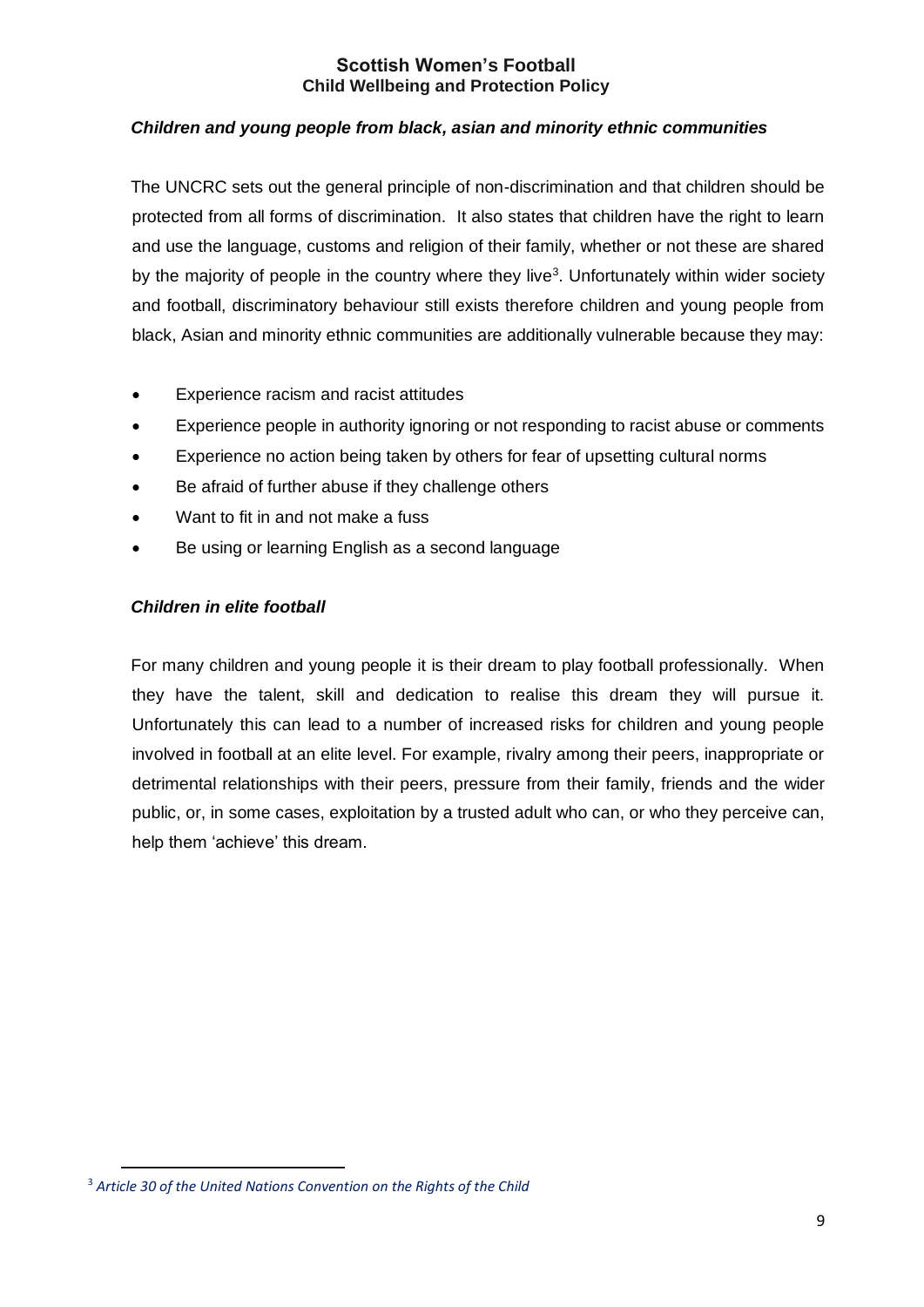### *Children and young people from black, asian and minority ethnic communities*

The UNCRC sets out the general principle of non-discrimination and that children should be protected from all forms of discrimination. It also states that children have the right to learn and use the language, customs and religion of their family, whether or not these are shared by the majority of people in the country where they live[3]. Unfortunately within wider society and football, discriminatory behaviour still exists therefore children and young people from black, Asian and minority ethnic communities are additionally vulnerable because they may:

- Experience racism and racist attitudes
- Experience people in authority ignoring or not responding to racist abuse or comments
- Experience no action being taken by others for fear of upsetting cultural norms
- Be afraid of further abuse if they challenge others
- Want to fit in and not make a fuss
- Be using or learning English as a second language

### *Children in elite football*

For many children and young people it is their dream to play football professionally. When they have the talent, skill and dedication to realise this dream they will pursue it. Unfortunately this can lead to a number of increased risks for children and young people involved in football at an elite level. For example, rivalry among their peers, inappropriate or detrimental relationships with their peers, pressure from their family, friends and the wider public, or, in some cases, exploitation by a trusted adult who can, or who they perceive can, help them 'achieve' this dream.

[3] *Article 30 of the United Nations Convention on the Rights of the Child*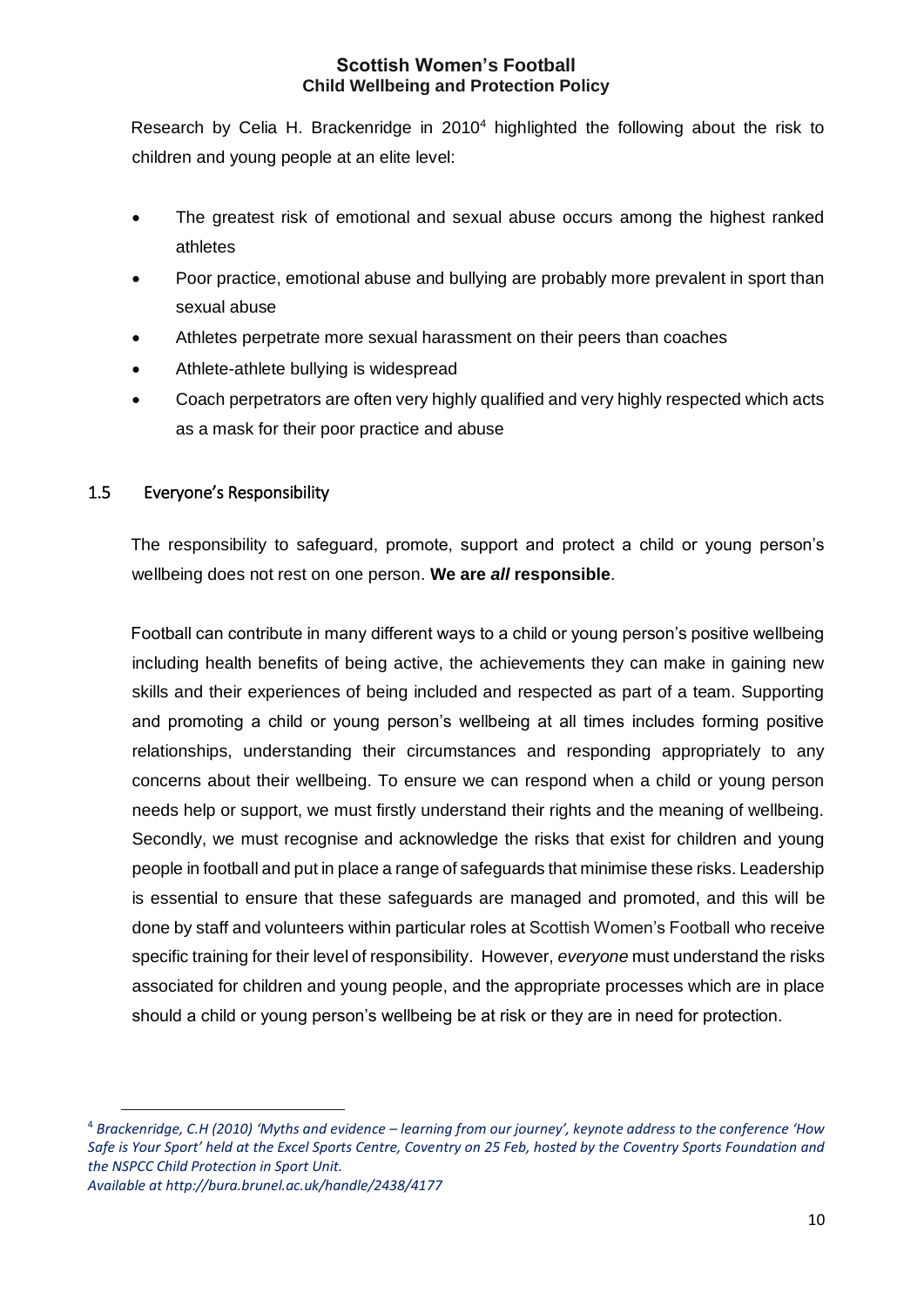Research by Celia H. Brackenridge in 2010[4] highlighted the following about the risk to children and young people at an elite level:

- The greatest risk of emotional and sexual abuse occurs among the highest ranked athletes
- Poor practice, emotional abuse and bullying are probably more prevalent in sport than sexual abuse
- Athletes perpetrate more sexual harassment on their peers than coaches
- Athlete-athlete bullying is widespread
- Coach perpetrators are often very highly qualified and very highly respected which acts as a mask for their poor practice and abuse

## 1.5 Everyone's Responsibility

The responsibility to safeguard, promote, support and protect a child or young person's wellbeing does not rest on one person. **We are *all* responsible**.

Football can contribute in many different ways to a child or young person's positive wellbeing including health benefits of being active, the achievements they can make in gaining new skills and their experiences of being included and respected as part of a team. Supporting and promoting a child or young person's wellbeing at all times includes forming positive relationships, understanding their circumstances and responding appropriately to any concerns about their wellbeing. To ensure we can respond when a child or young person needs help or support, we must firstly understand their rights and the meaning of wellbeing. Secondly, we must recognise and acknowledge the risks that exist for children and young people in football and put in place a range of safeguards that minimise these risks. Leadership is essential to ensure that these safeguards are managed and promoted, and this will be done by staff and volunteers within particular roles at Scottish Women's Football who receive specific training for their level of responsibility. However, *everyone* must understand the risks associated for children and young people, and the appropriate processes which are in place should a child or young person's wellbeing be at risk or they are in need for protection.

---

[4] *Brackenridge, C.H (2010) 'Myths and evidence – learning from our journey', keynote address to the conference 'How Safe is Your Sport' held at the Excel Sports Centre, Coventry on 25 Feb, hosted by the Coventry Sports Foundation and the NSPCC Child Protection in Sport Unit. Available at http://bura.brunel.ac.uk/handle/2438/4177*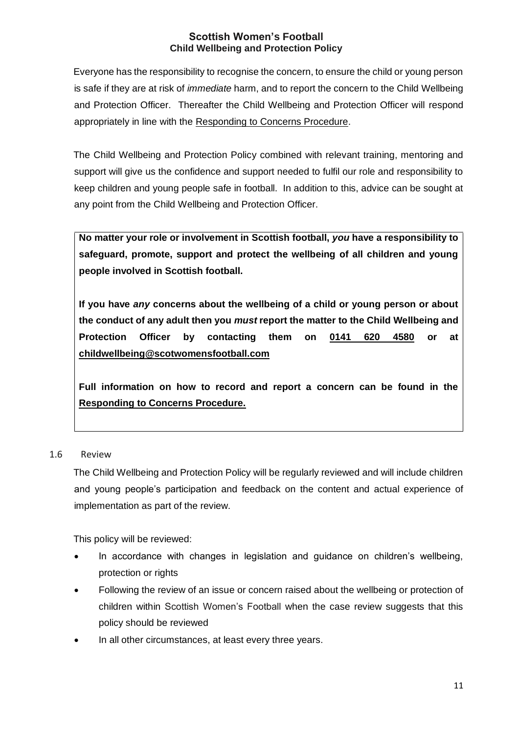Everyone has the responsibility to recognise the concern, to ensure the child or young person is safe if they are at risk of *immediate* harm, and to report the concern to the Child Wellbeing and Protection Officer. Thereafter the Child Wellbeing and Protection Officer will respond appropriately in line with the Responding to Concerns Procedure.

The Child Wellbeing and Protection Policy combined with relevant training, mentoring and support will give us the confidence and support needed to fulfil our role and responsibility to keep children and young people safe in football. In addition to this, advice can be sought at any point from the Child Wellbeing and Protection Officer.

**No matter your role or involvement in Scottish football, *you* have a responsibility to safeguard, promote, support and protect the wellbeing of all children and young people involved in Scottish football.**

**If you have *any* concerns about the wellbeing of a child or young person or about the conduct of any adult then you *must* report the matter to the Child Wellbeing and Protection Officer by contacting them on 0141 620 4580 or at childwellbeing@scotwomensfootball.com**

**Full information on how to record and report a concern can be found in the Responding to Concerns Procedure.**

## 1.6 Review

The Child Wellbeing and Protection Policy will be regularly reviewed and will include children and young people's participation and feedback on the content and actual experience of implementation as part of the review.

This policy will be reviewed:

- In accordance with changes in legislation and guidance on children's wellbeing, protection or rights
- Following the review of an issue or concern raised about the wellbeing or protection of children within Scottish Women's Football when the case review suggests that this policy should be reviewed
- In all other circumstances, at least every three years.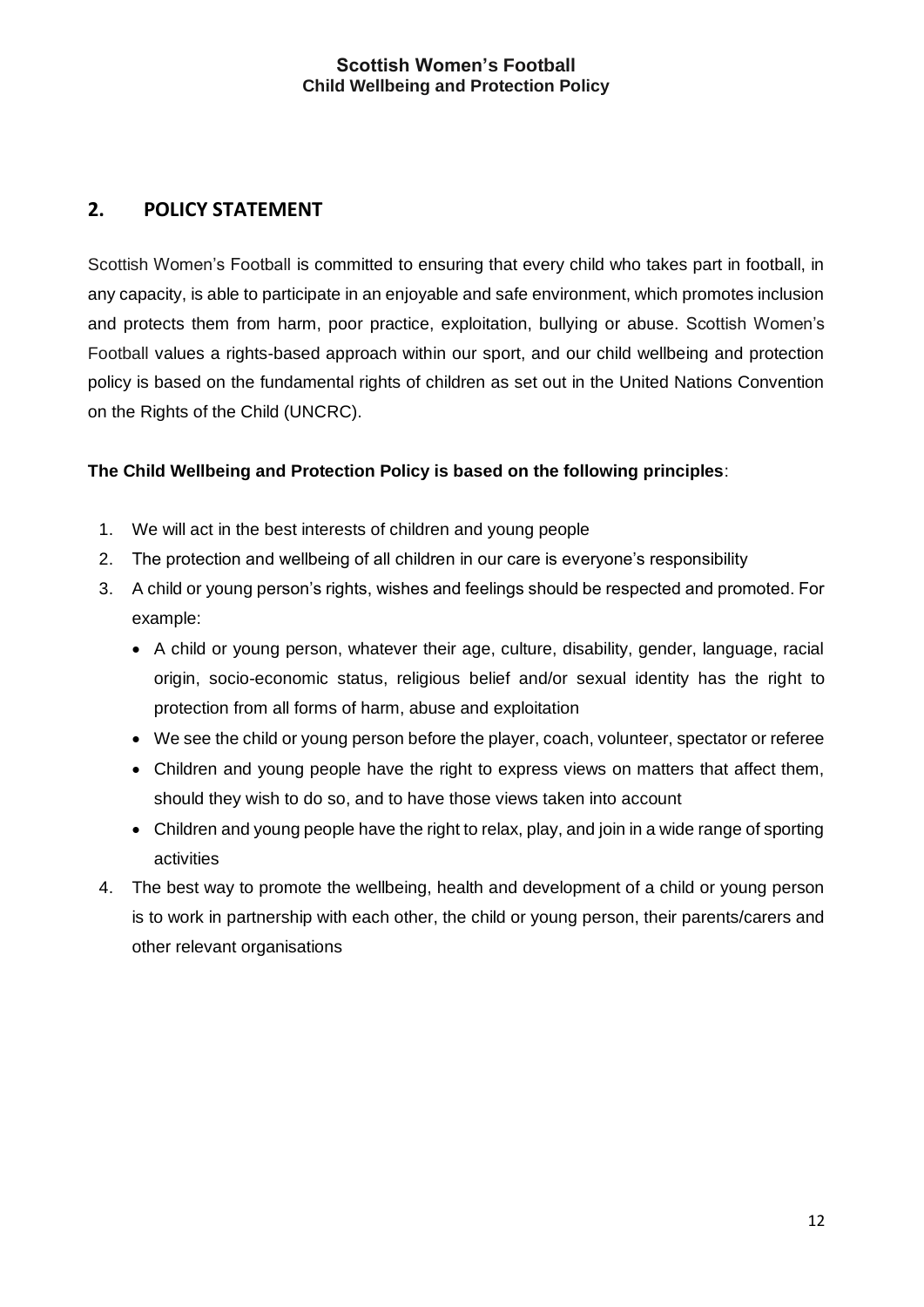## 2. POLICY STATEMENT

Scottish Women's Football is committed to ensuring that every child who takes part in football, in any capacity, is able to participate in an enjoyable and safe environment, which promotes inclusion and protects them from harm, poor practice, exploitation, bullying or abuse. Scottish Women's Football values a rights-based approach within our sport, and our child wellbeing and protection policy is based on the fundamental rights of children as set out in the United Nations Convention on the Rights of the Child (UNCRC).

**The Child Wellbeing and Protection Policy is based on the following principles**:

1. We will act in the best interests of children and young people
2. The protection and wellbeing of all children in our care is everyone's responsibility
3. A child or young person's rights, wishes and feelings should be respected and promoted. For example:
   - A child or young person, whatever their age, culture, disability, gender, language, racial origin, socio-economic status, religious belief and/or sexual identity has the right to protection from all forms of harm, abuse and exploitation
   - We see the child or young person before the player, coach, volunteer, spectator or referee
   - Children and young people have the right to express views on matters that affect them, should they wish to do so, and to have those views taken into account
   - Children and young people have the right to relax, play, and join in a wide range of sporting activities
4. The best way to promote the wellbeing, health and development of a child or young person is to work in partnership with each other, the child or young person, their parents/carers and other relevant organisations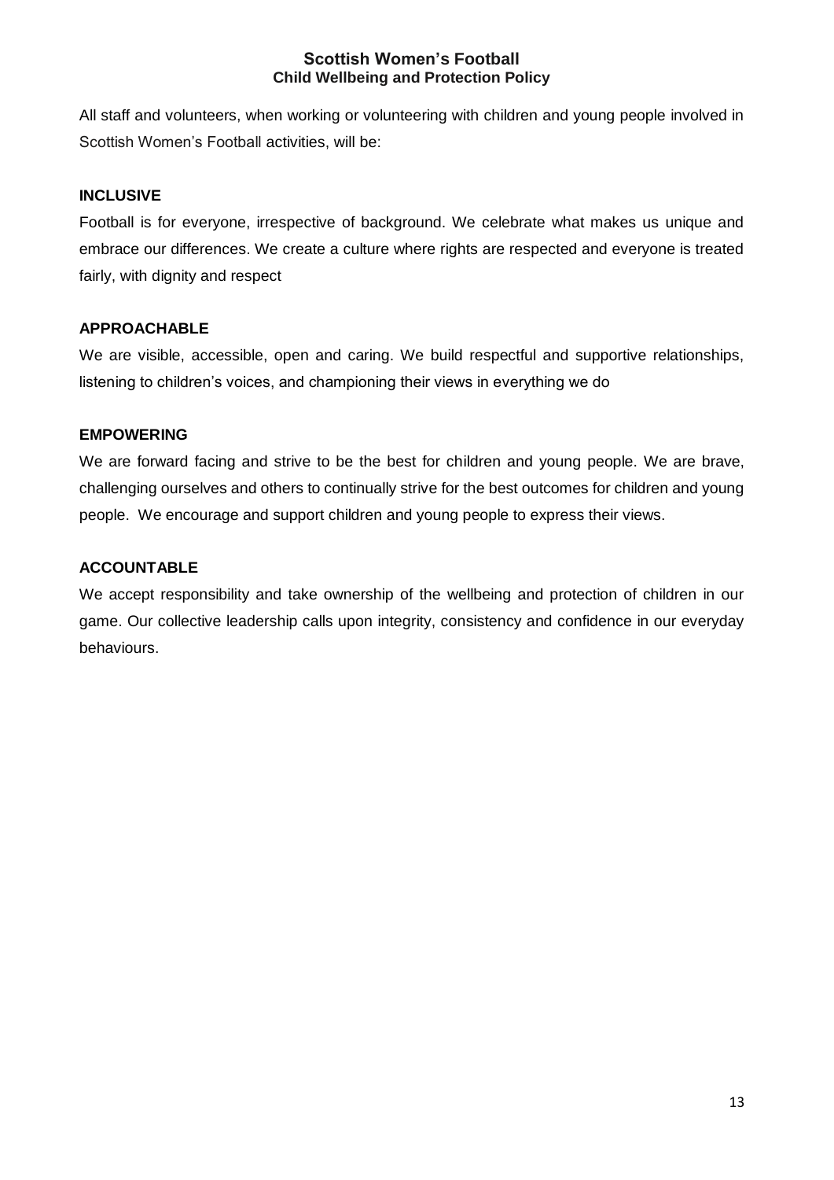All staff and volunteers, when working or volunteering with children and young people involved in Scottish Women's Football activities, will be:

**INCLUSIVE**

Football is for everyone, irrespective of background. We celebrate what makes us unique and embrace our differences. We create a culture where rights are respected and everyone is treated fairly, with dignity and respect

**APPROACHABLE**

We are visible, accessible, open and caring. We build respectful and supportive relationships, listening to children's voices, and championing their views in everything we do

**EMPOWERING**

We are forward facing and strive to be the best for children and young people. We are brave, challenging ourselves and others to continually strive for the best outcomes for children and young people. We encourage and support children and young people to express their views.

**ACCOUNTABLE**

We accept responsibility and take ownership of the wellbeing and protection of children in our game. Our collective leadership calls upon integrity, consistency and confidence in our everyday behaviours.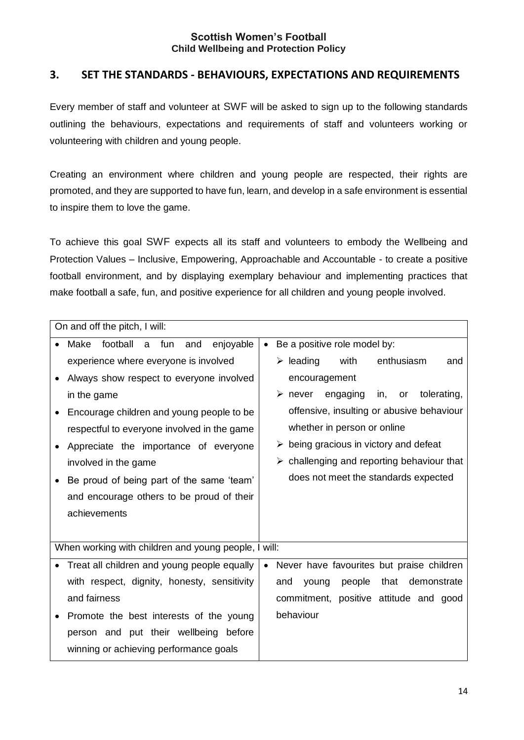## 3. SET THE STANDARDS - BEHAVIOURS, EXPECTATIONS AND REQUIREMENTS

Every member of staff and volunteer at SWF will be asked to sign up to the following standards outlining the behaviours, expectations and requirements of staff and volunteers working or volunteering with children and young people.

Creating an environment where children and young people are respected, their rights are promoted, and they are supported to have fun, learn, and develop in a safe environment is essential to inspire them to love the game.

To achieve this goal SWF expects all its staff and volunteers to embody the Wellbeing and Protection Values – Inclusive, Empowering, Approachable and Accountable - to create a positive football environment, and by displaying exemplary behaviour and implementing practices that make football a safe, fun, and positive experience for all children and young people involved.

| On and off the pitch, I will: | |
|---|---|
| • Make football a fun and enjoyable experience where everyone is involved<br>• Always show respect to everyone involved in the game<br>• Encourage children and young people to be respectful to everyone involved in the game<br>• Appreciate the importance of everyone involved in the game<br>• Be proud of being part of the same 'team' and encourage others to be proud of their achievements | • Be a positive role model by:<br>➢ leading with enthusiasm and encouragement<br>➢ never engaging in, or tolerating, offensive, insulting or abusive behaviour whether in person or online<br>➢ being gracious in victory and defeat<br>➢ challenging and reporting behaviour that does not meet the standards expected |
| **When working with children and young people, I will:** | |
| • Treat all children and young people equally with respect, dignity, honesty, sensitivity and fairness<br>• Promote the best interests of the young person and put their wellbeing before winning or achieving performance goals | • Never have favourites but praise children and young people that demonstrate commitment, positive attitude and good behaviour |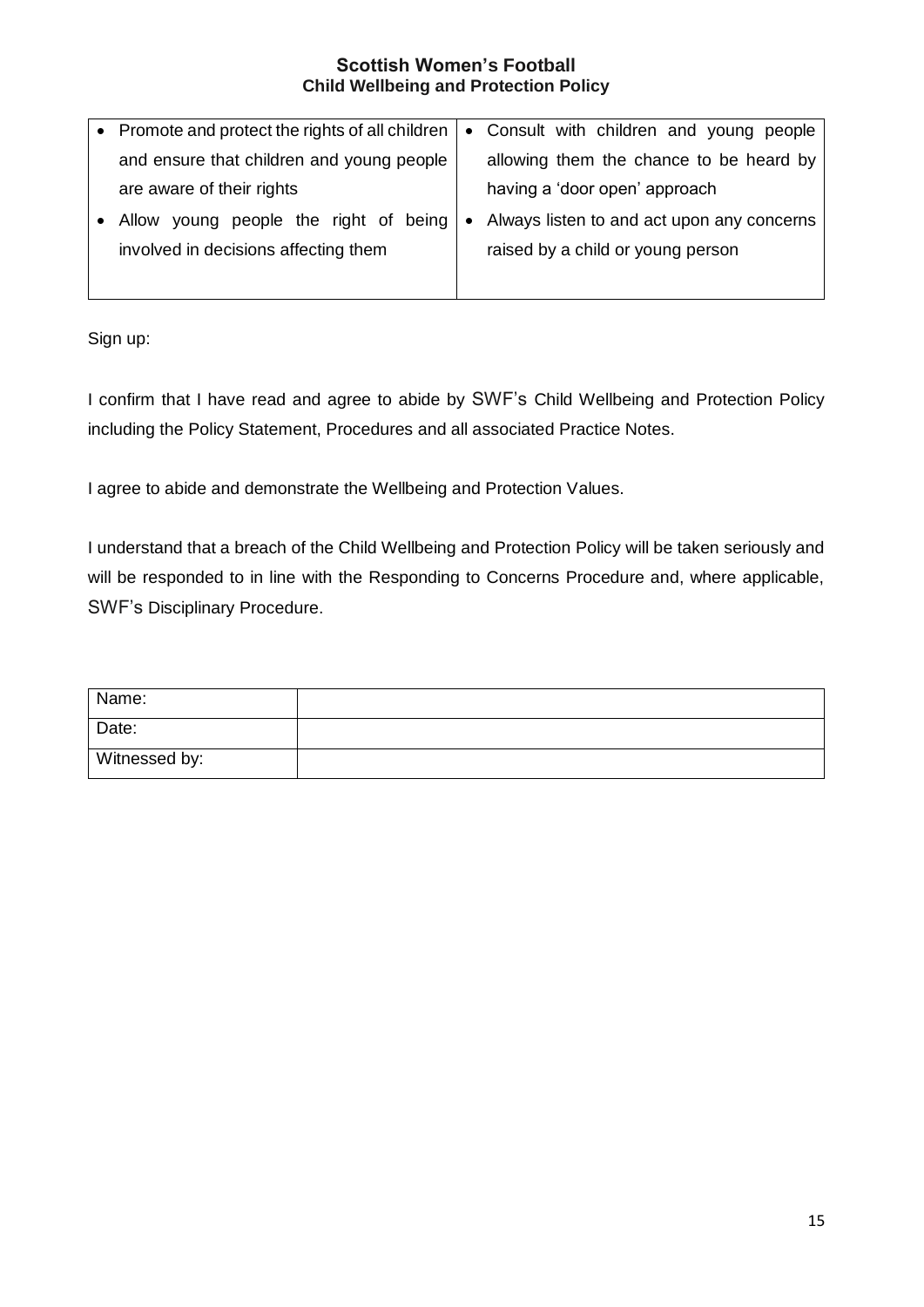| | |
|---|---|
| • Promote and protect the rights of all children and ensure that children and young people are aware of their rights<br>• Allow young people the right of being involved in decisions affecting them | • Consult with children and young people allowing them the chance to be heard by having a 'door open' approach<br>• Always listen to and act upon any concerns raised by a child or young person |

Sign up:

I confirm that I have read and agree to abide by SWF's Child Wellbeing and Protection Policy including the Policy Statement, Procedures and all associated Practice Notes.

I agree to abide and demonstrate the Wellbeing and Protection Values.

I understand that a breach of the Child Wellbeing and Protection Policy will be taken seriously and will be responded to in line with the Responding to Concerns Procedure and, where applicable, SWF's Disciplinary Procedure.

| | |
|---|---|
| Name: | |
| Date: | |
| Witnessed by: | |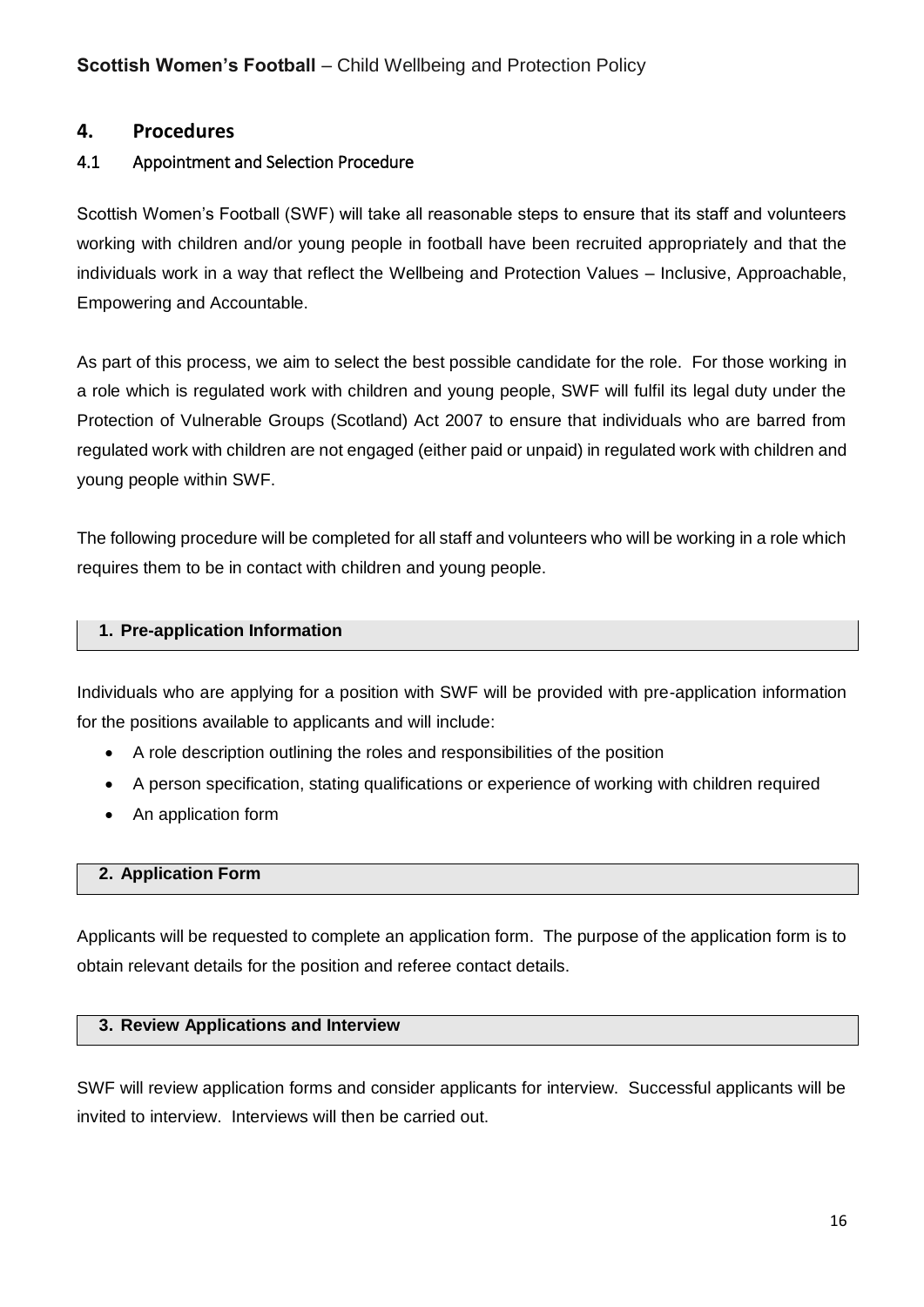## 4. Procedures

### 4.1 Appointment and Selection Procedure

Scottish Women's Football (SWF) will take all reasonable steps to ensure that its staff and volunteers working with children and/or young people in football have been recruited appropriately and that the individuals work in a way that reflect the Wellbeing and Protection Values – Inclusive, Approachable, Empowering and Accountable.

As part of this process, we aim to select the best possible candidate for the role. For those working in a role which is regulated work with children and young people, SWF will fulfil its legal duty under the Protection of Vulnerable Groups (Scotland) Act 2007 to ensure that individuals who are barred from regulated work with children are not engaged (either paid or unpaid) in regulated work with children and young people within SWF.

The following procedure will be completed for all staff and volunteers who will be working in a role which requires them to be in contact with children and young people.

#### 1. Pre-application Information

Individuals who are applying for a position with SWF will be provided with pre-application information for the positions available to applicants and will include:

- A role description outlining the roles and responsibilities of the position
- A person specification, stating qualifications or experience of working with children required
- An application form

#### 2. Application Form

Applicants will be requested to complete an application form. The purpose of the application form is to obtain relevant details for the position and referee contact details.

#### 3. Review Applications and Interview

SWF will review application forms and consider applicants for interview. Successful applicants will be invited to interview. Interviews will then be carried out.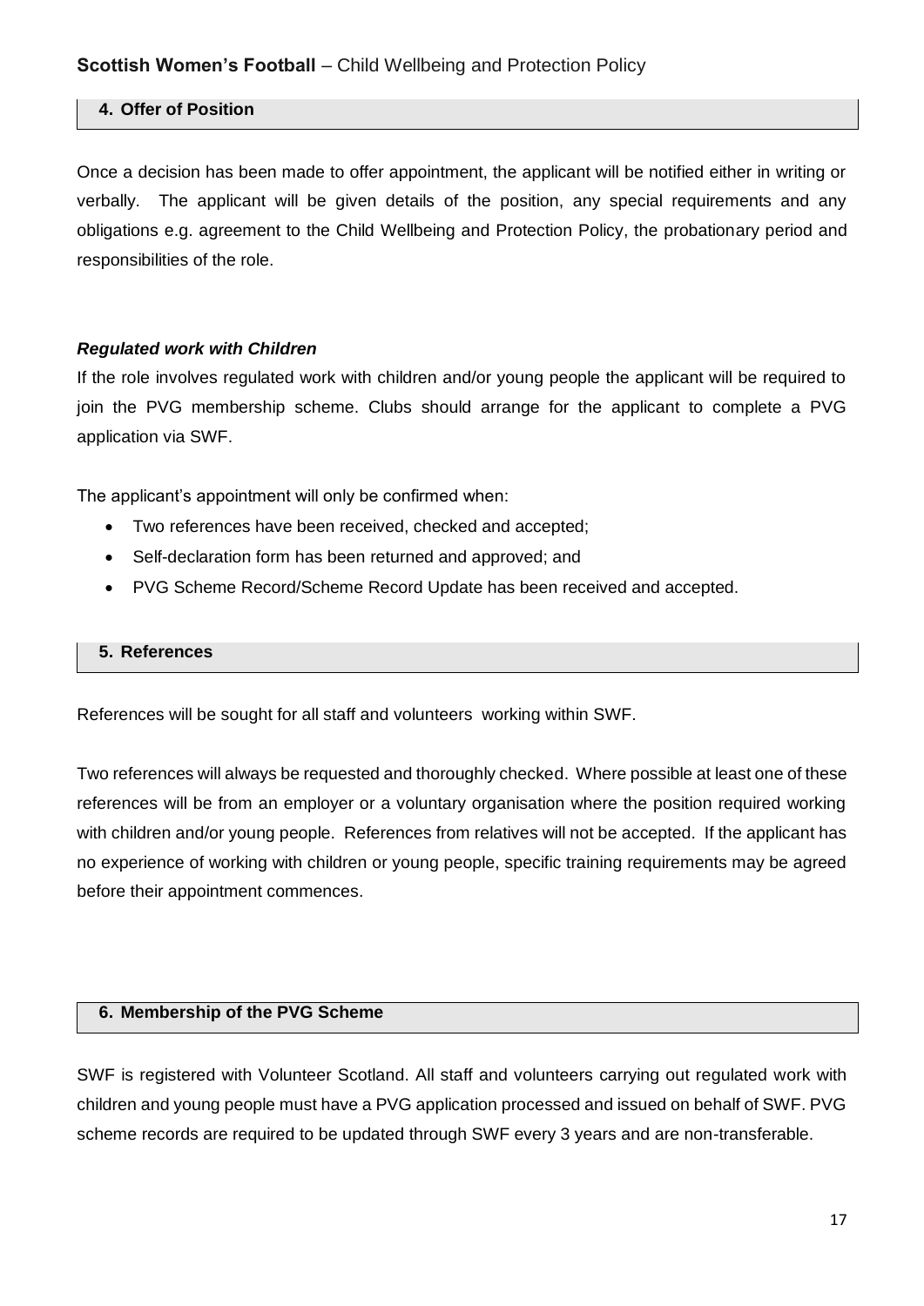## 4. Offer of Position

Once a decision has been made to offer appointment, the applicant will be notified either in writing or verbally. The applicant will be given details of the position, any special requirements and any obligations e.g. agreement to the Child Wellbeing and Protection Policy, the probationary period and responsibilities of the role.

***Regulated work with Children***

If the role involves regulated work with children and/or young people the applicant will be required to join the PVG membership scheme. Clubs should arrange for the applicant to complete a PVG application via SWF.

The applicant's appointment will only be confirmed when:

- Two references have been received, checked and accepted;
- Self-declaration form has been returned and approved; and
- PVG Scheme Record/Scheme Record Update has been received and accepted.

## 5. References

References will be sought for all staff and volunteers working within SWF.

Two references will always be requested and thoroughly checked. Where possible at least one of these references will be from an employer or a voluntary organisation where the position required working with children and/or young people. References from relatives will not be accepted. If the applicant has no experience of working with children or young people, specific training requirements may be agreed before their appointment commences.

## 6. Membership of the PVG Scheme

SWF is registered with Volunteer Scotland. All staff and volunteers carrying out regulated work with children and young people must have a PVG application processed and issued on behalf of SWF. PVG scheme records are required to be updated through SWF every 3 years and are non-transferable.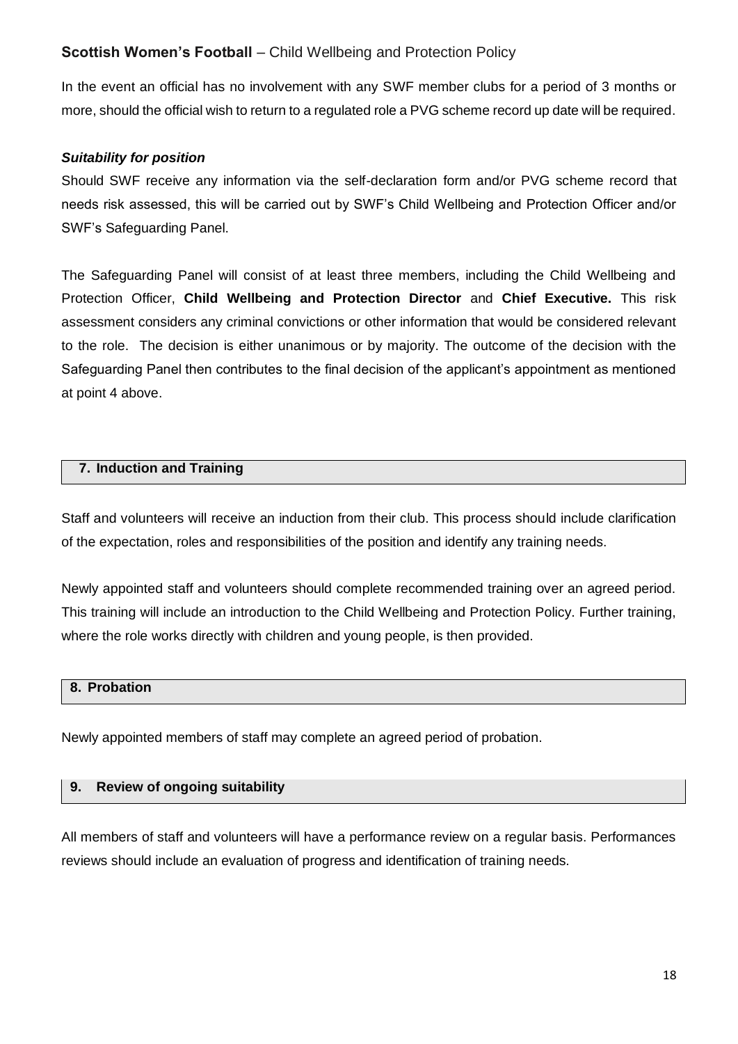In the event an official has no involvement with any SWF member clubs for a period of 3 months or more, should the official wish to return to a regulated role a PVG scheme record up date will be required.

***Suitability for position***

Should SWF receive any information via the self-declaration form and/or PVG scheme record that needs risk assessed, this will be carried out by SWF's Child Wellbeing and Protection Officer and/or SWF's Safeguarding Panel.

The Safeguarding Panel will consist of at least three members, including the Child Wellbeing and Protection Officer, **Child Wellbeing and Protection Director** and **Chief Executive.** This risk assessment considers any criminal convictions or other information that would be considered relevant to the role. The decision is either unanimous or by majority. The outcome of the decision with the Safeguarding Panel then contributes to the final decision of the applicant's appointment as mentioned at point 4 above.

## 7. Induction and Training

Staff and volunteers will receive an induction from their club. This process should include clarification of the expectation, roles and responsibilities of the position and identify any training needs.

Newly appointed staff and volunteers should complete recommended training over an agreed period. This training will include an introduction to the Child Wellbeing and Protection Policy. Further training, where the role works directly with children and young people, is then provided.

## 8. Probation

Newly appointed members of staff may complete an agreed period of probation.

## 9. Review of ongoing suitability

All members of staff and volunteers will have a performance review on a regular basis. Performances reviews should include an evaluation of progress and identification of training needs.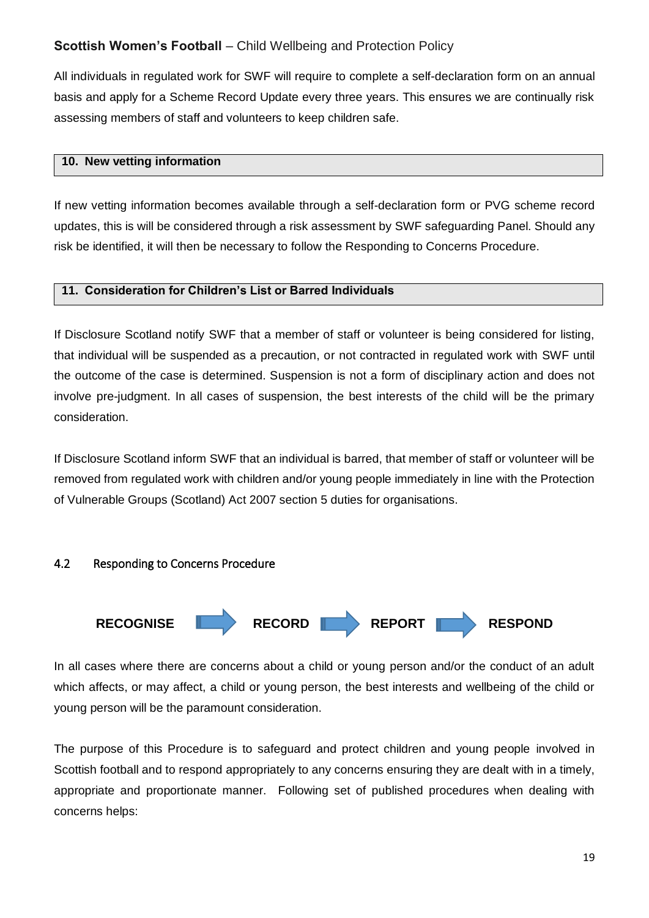All individuals in regulated work for SWF will require to complete a self-declaration form on an annual basis and apply for a Scheme Record Update every three years. This ensures we are continually risk assessing members of staff and volunteers to keep children safe.

### 10. New vetting information

If new vetting information becomes available through a self-declaration form or PVG scheme record updates, this is will be considered through a risk assessment by SWF safeguarding Panel. Should any risk be identified, it will then be necessary to follow the Responding to Concerns Procedure.

### 11. Consideration for Children's List or Barred Individuals

If Disclosure Scotland notify SWF that a member of staff or volunteer is being considered for listing, that individual will be suspended as a precaution, or not contracted in regulated work with SWF until the outcome of the case is determined. Suspension is not a form of disciplinary action and does not involve pre-judgment. In all cases of suspension, the best interests of the child will be the primary consideration.

If Disclosure Scotland inform SWF that an individual is barred, that member of staff or volunteer will be removed from regulated work with children and/or young people immediately in line with the Protection of Vulnerable Groups (Scotland) Act 2007 section 5 duties for organisations.

## 4.2 Responding to Concerns Procedure

**RECOGNISE** → **RECORD** → **REPORT** → **RESPOND**

In all cases where there are concerns about a child or young person and/or the conduct of an adult which affects, or may affect, a child or young person, the best interests and wellbeing of the child or young person will be the paramount consideration.

The purpose of this Procedure is to safeguard and protect children and young people involved in Scottish football and to respond appropriately to any concerns ensuring they are dealt with in a timely, appropriate and proportionate manner. Following set of published procedures when dealing with concerns helps: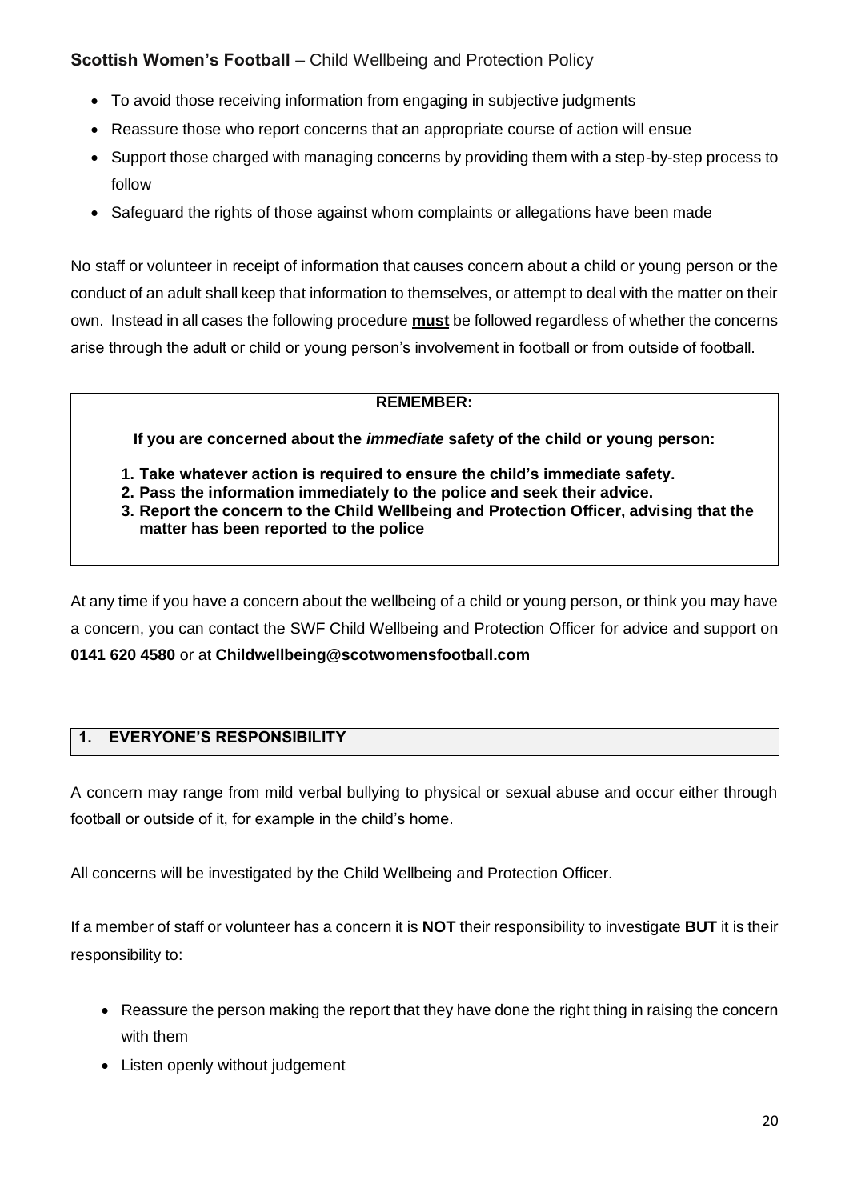- To avoid those receiving information from engaging in subjective judgments
- Reassure those who report concerns that an appropriate course of action will ensue
- Support those charged with managing concerns by providing them with a step-by-step process to follow
- Safeguard the rights of those against whom complaints or allegations have been made

No staff or volunteer in receipt of information that causes concern about a child or young person or the conduct of an adult shall keep that information to themselves, or attempt to deal with the matter on their own. Instead in all cases the following procedure **must** be followed regardless of whether the concerns arise through the adult or child or young person's involvement in football or from outside of football.

> **REMEMBER:**
>
> **If you are concerned about the *immediate* safety of the child or young person:**
>
> 1. **Take whatever action is required to ensure the child's immediate safety.**
> 2. **Pass the information immediately to the police and seek their advice.**
> 3. **Report the concern to the Child Wellbeing and Protection Officer, advising that the matter has been reported to the police**

At any time if you have a concern about the wellbeing of a child or young person, or think you may have a concern, you can contact the SWF Child Wellbeing and Protection Officer for advice and support on **0141 620 4580** or at **Childwellbeing@scotwomensfootball.com**

## 1. EVERYONE'S RESPONSIBILITY

A concern may range from mild verbal bullying to physical or sexual abuse and occur either through football or outside of it, for example in the child's home.

All concerns will be investigated by the Child Wellbeing and Protection Officer.

If a member of staff or volunteer has a concern it is **NOT** their responsibility to investigate **BUT** it is their responsibility to:

- Reassure the person making the report that they have done the right thing in raising the concern with them
- Listen openly without judgement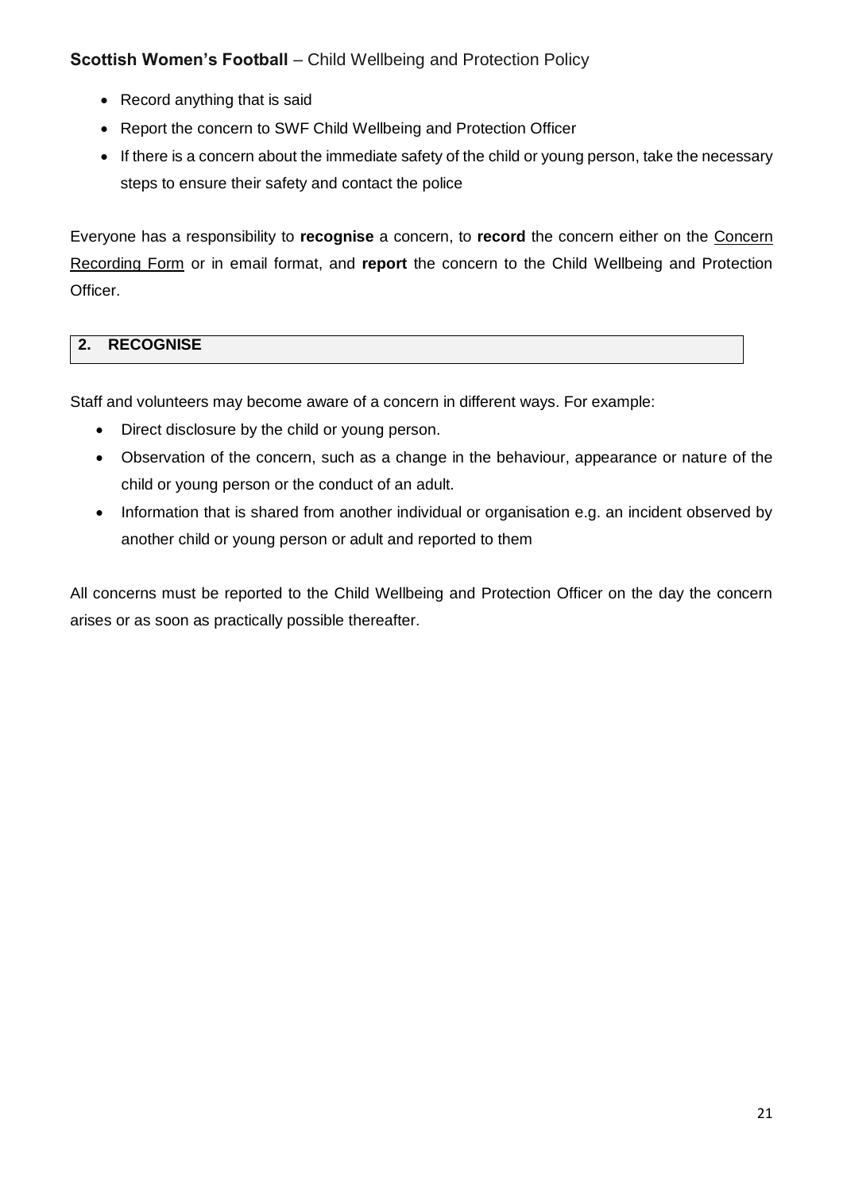- Record anything that is said
- Report the concern to SWF Child Wellbeing and Protection Officer
- If there is a concern about the immediate safety of the child or young person, take the necessary steps to ensure their safety and contact the police

Everyone has a responsibility to **recognise** a concern, to **record** the concern either on the Concern Recording Form or in email format, and **report** the concern to the Child Wellbeing and Protection Officer.

## 2. RECOGNISE

Staff and volunteers may become aware of a concern in different ways. For example:

- Direct disclosure by the child or young person.
- Observation of the concern, such as a change in the behaviour, appearance or nature of the child or young person or the conduct of an adult.
- Information that is shared from another individual or organisation e.g. an incident observed by another child or young person or adult and reported to them

All concerns must be reported to the Child Wellbeing and Protection Officer on the day the concern arises or as soon as practically possible thereafter.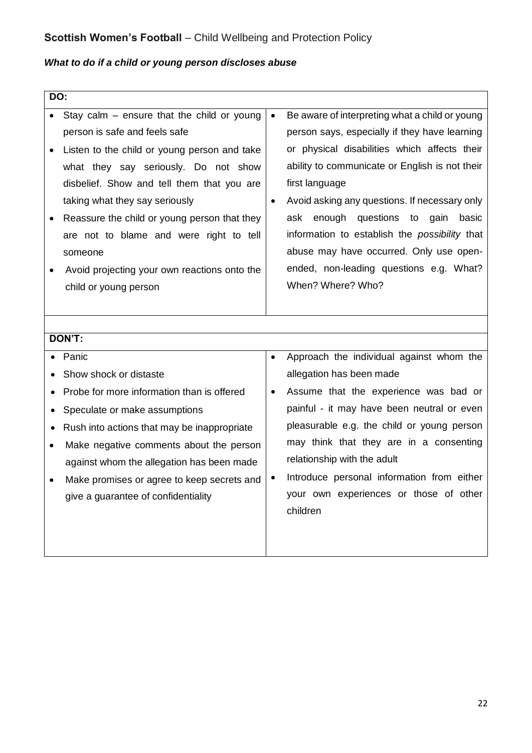**Scottish Women's Football** – Child Wellbeing and Protection Policy

***What to do if a child or young person discloses abuse***

**DO:**

- Stay calm – ensure that the child or young person is safe and feels safe
- Listen to the child or young person and take what they say seriously. Do not show disbelief. Show and tell them that you are taking what they say seriously
- Reassure the child or young person that they are not to blame and were right to tell someone
- Avoid projecting your own reactions onto the child or young person
- Be aware of interpreting what a child or young person says, especially if they have learning or physical disabilities which affects their ability to communicate or English is not their first language
- Avoid asking any questions. If necessary only ask enough questions to gain basic information to establish the *possibility* that abuse may have occurred. Only use open-ended, non-leading questions e.g. What? When? Where? Who?

**DON'T:**

- Panic
- Show shock or distaste
- Probe for more information than is offered
- Speculate or make assumptions
- Rush into actions that may be inappropriate
- Make negative comments about the person against whom the allegation has been made
- Make promises or agree to keep secrets and give a guarantee of confidentiality
- Approach the individual against whom the allegation has been made
- Assume that the experience was bad or painful - it may have been neutral or even pleasurable e.g. the child or young person may think that they are in a consenting relationship with the adult
- Introduce personal information from either your own experiences or those of other children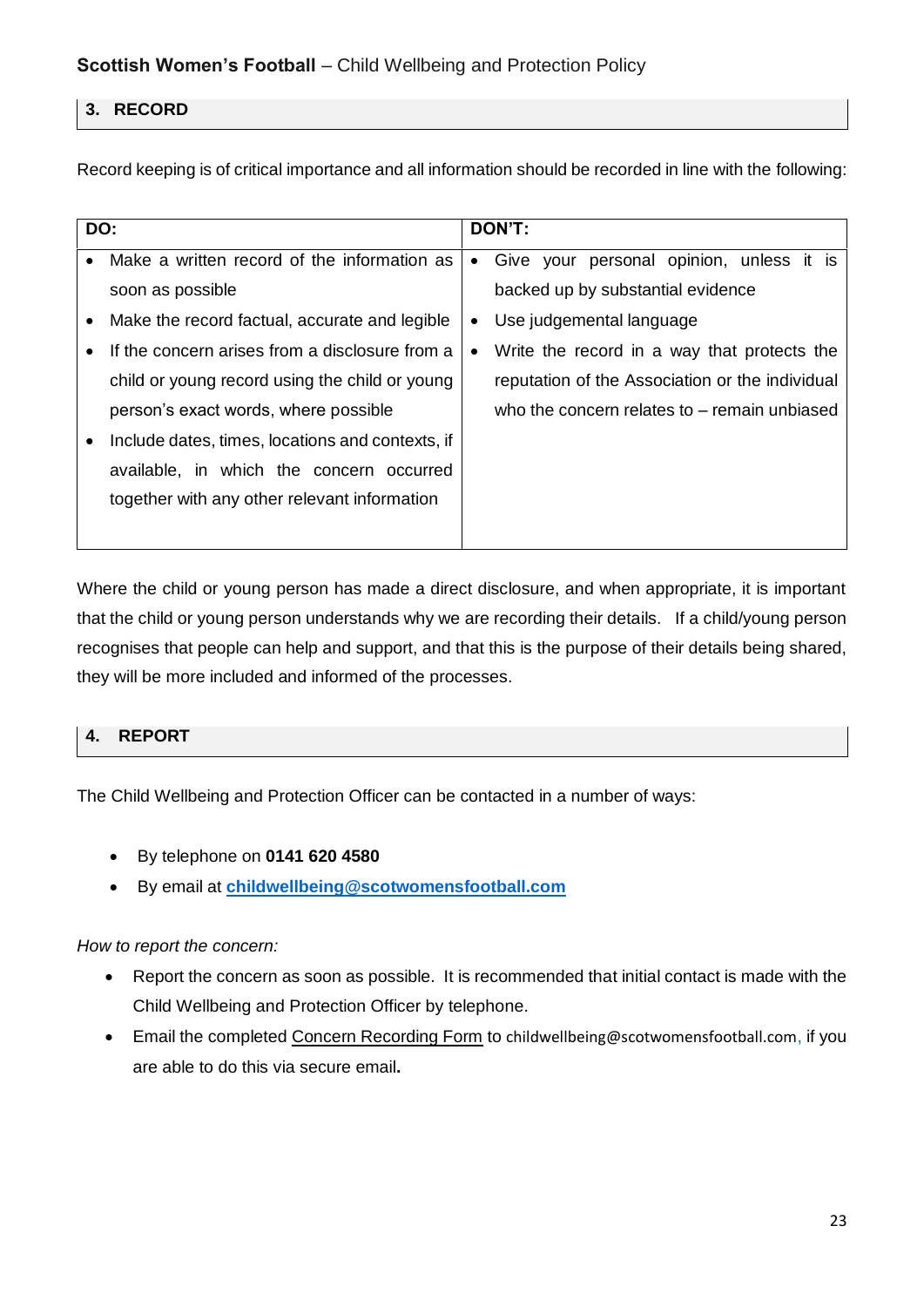## 3. RECORD

Record keeping is of critical importance and all information should be recorded in line with the following:

| DO: | DON'T: |
|---|---|
| • Make a written record of the information as soon as possible<br>• Make the record factual, accurate and legible<br>• If the concern arises from a disclosure from a child or young record using the child or young person's exact words, where possible<br>• Include dates, times, locations and contexts, if available, in which the concern occurred together with any other relevant information | • Give your personal opinion, unless it is backed up by substantial evidence<br>• Use judgemental language<br>• Write the record in a way that protects the reputation of the Association or the individual who the concern relates to – remain unbiased |

Where the child or young person has made a direct disclosure, and when appropriate, it is important that the child or young person understands why we are recording their details. If a child/young person recognises that people can help and support, and that this is the purpose of their details being shared, they will be more included and informed of the processes.

## 4. REPORT

The Child Wellbeing and Protection Officer can be contacted in a number of ways:

- By telephone on **0141 620 4580**
- By email at **childwellbeing@scotwomensfootball.com**

*How to report the concern:*

- Report the concern as soon as possible. It is recommended that initial contact is made with the Child Wellbeing and Protection Officer by telephone.
- Email the completed Concern Recording Form to childwellbeing@scotwomensfootball.com, if you are able to do this via secure email.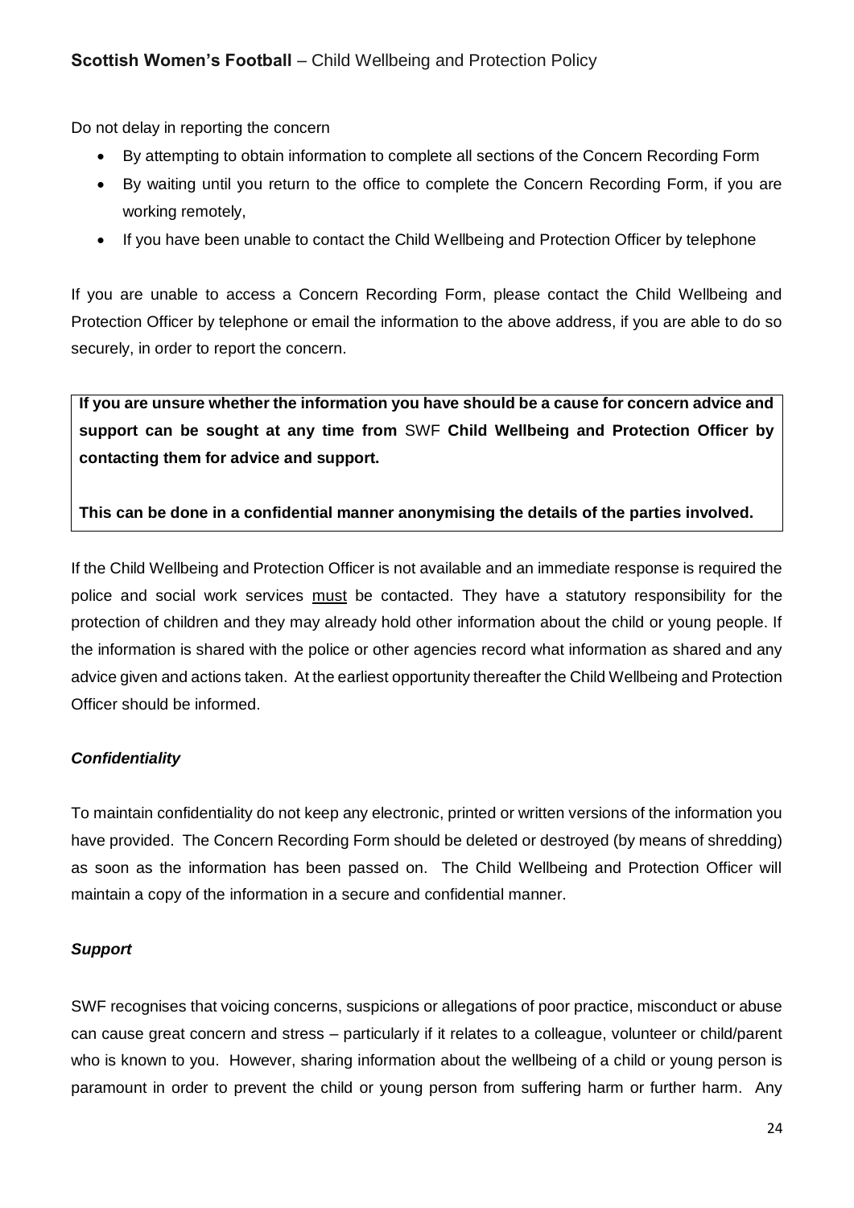Do not delay in reporting the concern

- By attempting to obtain information to complete all sections of the Concern Recording Form
- By waiting until you return to the office to complete the Concern Recording Form, if you are working remotely,
- If you have been unable to contact the Child Wellbeing and Protection Officer by telephone

If you are unable to access a Concern Recording Form, please contact the Child Wellbeing and Protection Officer by telephone or email the information to the above address, if you are able to do so securely, in order to report the concern.

**If you are unsure whether the information you have should be a cause for concern advice and support can be sought at any time from** SWF **Child Wellbeing and Protection Officer by contacting them for advice and support.**

**This can be done in a confidential manner anonymising the details of the parties involved.**

If the Child Wellbeing and Protection Officer is not available and an immediate response is required the police and social work services <u>must</u> be contacted. They have a statutory responsibility for the protection of children and they may already hold other information about the child or young people. If the information is shared with the police or other agencies record what information as shared and any advice given and actions taken. At the earliest opportunity thereafter the Child Wellbeing and Protection Officer should be informed.

***Confidentiality***

To maintain confidentiality do not keep any electronic, printed or written versions of the information you have provided. The Concern Recording Form should be deleted or destroyed (by means of shredding) as soon as the information has been passed on. The Child Wellbeing and Protection Officer will maintain a copy of the information in a secure and confidential manner.

***Support***

SWF recognises that voicing concerns, suspicions or allegations of poor practice, misconduct or abuse can cause great concern and stress – particularly if it relates to a colleague, volunteer or child/parent who is known to you. However, sharing information about the wellbeing of a child or young person is paramount in order to prevent the child or young person from suffering harm or further harm. Any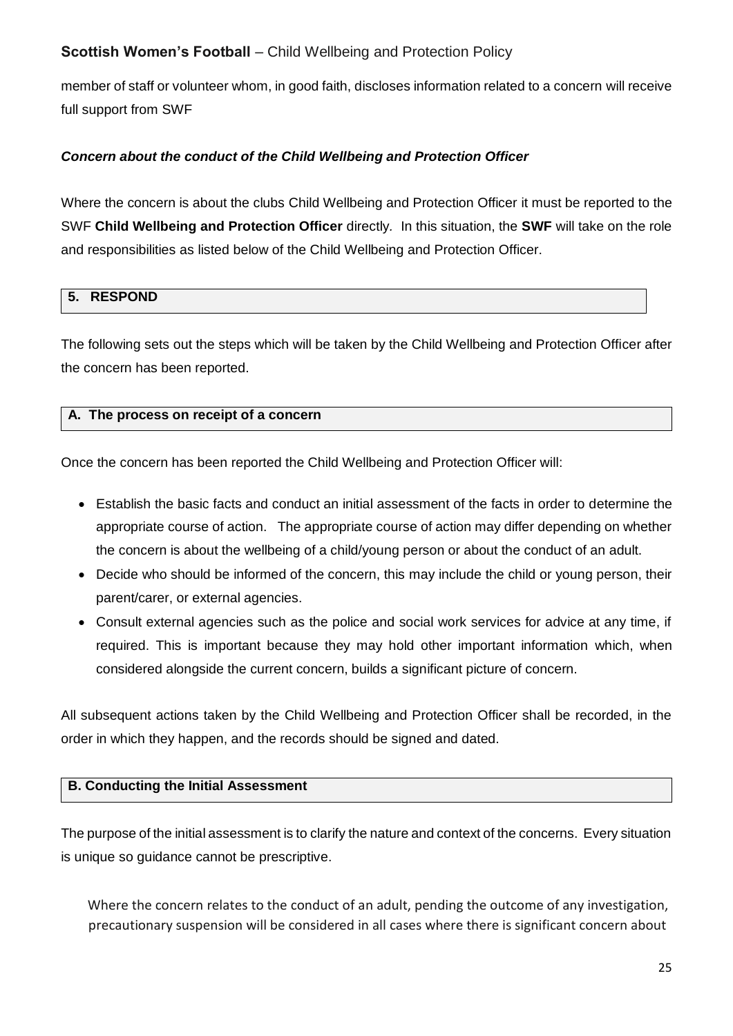member of staff or volunteer whom, in good faith, discloses information related to a concern will receive full support from SWF

***Concern about the conduct of the Child Wellbeing and Protection Officer***

Where the concern is about the clubs Child Wellbeing and Protection Officer it must be reported to the SWF **Child Wellbeing and Protection Officer** directly. In this situation, the **SWF** will take on the role and responsibilities as listed below of the Child Wellbeing and Protection Officer.

## 5. RESPOND

The following sets out the steps which will be taken by the Child Wellbeing and Protection Officer after the concern has been reported.

### A. The process on receipt of a concern

Once the concern has been reported the Child Wellbeing and Protection Officer will:

- Establish the basic facts and conduct an initial assessment of the facts in order to determine the appropriate course of action. The appropriate course of action may differ depending on whether the concern is about the wellbeing of a child/young person or about the conduct of an adult.
- Decide who should be informed of the concern, this may include the child or young person, their parent/carer, or external agencies.
- Consult external agencies such as the police and social work services for advice at any time, if required. This is important because they may hold other important information which, when considered alongside the current concern, builds a significant picture of concern.

All subsequent actions taken by the Child Wellbeing and Protection Officer shall be recorded, in the order in which they happen, and the records should be signed and dated.

### B. Conducting the Initial Assessment

The purpose of the initial assessment is to clarify the nature and context of the concerns. Every situation is unique so guidance cannot be prescriptive.

Where the concern relates to the conduct of an adult, pending the outcome of any investigation, precautionary suspension will be considered in all cases where there is significant concern about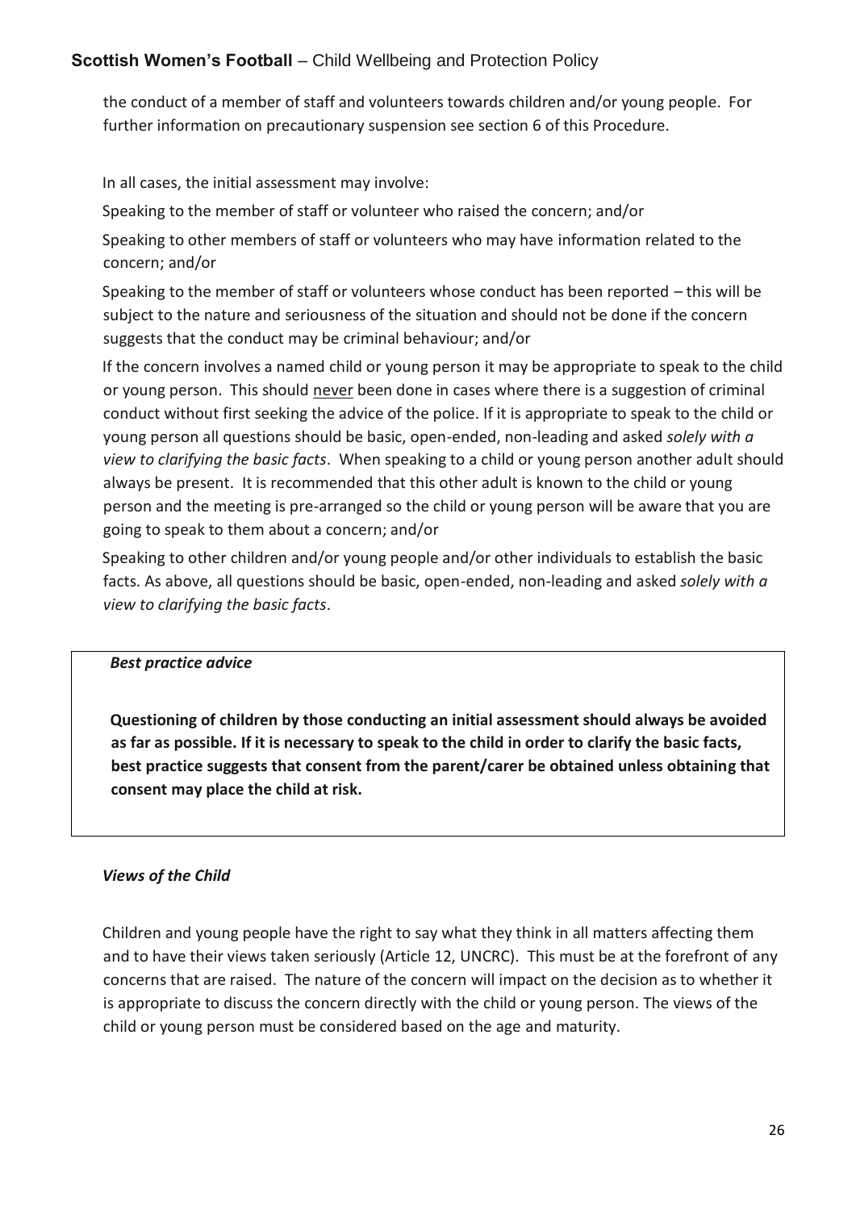the conduct of a member of staff and volunteers towards children and/or young people. For further information on precautionary suspension see section 6 of this Procedure.

In all cases, the initial assessment may involve:

Speaking to the member of staff or volunteer who raised the concern; and/or

Speaking to other members of staff or volunteers who may have information related to the concern; and/or

Speaking to the member of staff or volunteers whose conduct has been reported – this will be subject to the nature and seriousness of the situation and should not be done if the concern suggests that the conduct may be criminal behaviour; and/or

If the concern involves a named child or young person it may be appropriate to speak to the child or young person. This should never been done in cases where there is a suggestion of criminal conduct without first seeking the advice of the police. If it is appropriate to speak to the child or young person all questions should be basic, open-ended, non-leading and asked *solely with a view to clarifying the basic facts*. When speaking to a child or young person another adult should always be present. It is recommended that this other adult is known to the child or young person and the meeting is pre-arranged so the child or young person will be aware that you are going to speak to them about a concern; and/or

Speaking to other children and/or young people and/or other individuals to establish the basic facts. As above, all questions should be basic, open-ended, non-leading and asked *solely with a view to clarifying the basic facts*.

***Best practice advice***

**Questioning of children by those conducting an initial assessment should always be avoided as far as possible. If it is necessary to speak to the child in order to clarify the basic facts, best practice suggests that consent from the parent/carer be obtained unless obtaining that consent may place the child at risk.**

***Views of the Child***

Children and young people have the right to say what they think in all matters affecting them and to have their views taken seriously (Article 12, UNCRC). This must be at the forefront of any concerns that are raised. The nature of the concern will impact on the decision as to whether it is appropriate to discuss the concern directly with the child or young person. The views of the child or young person must be considered based on the age and maturity.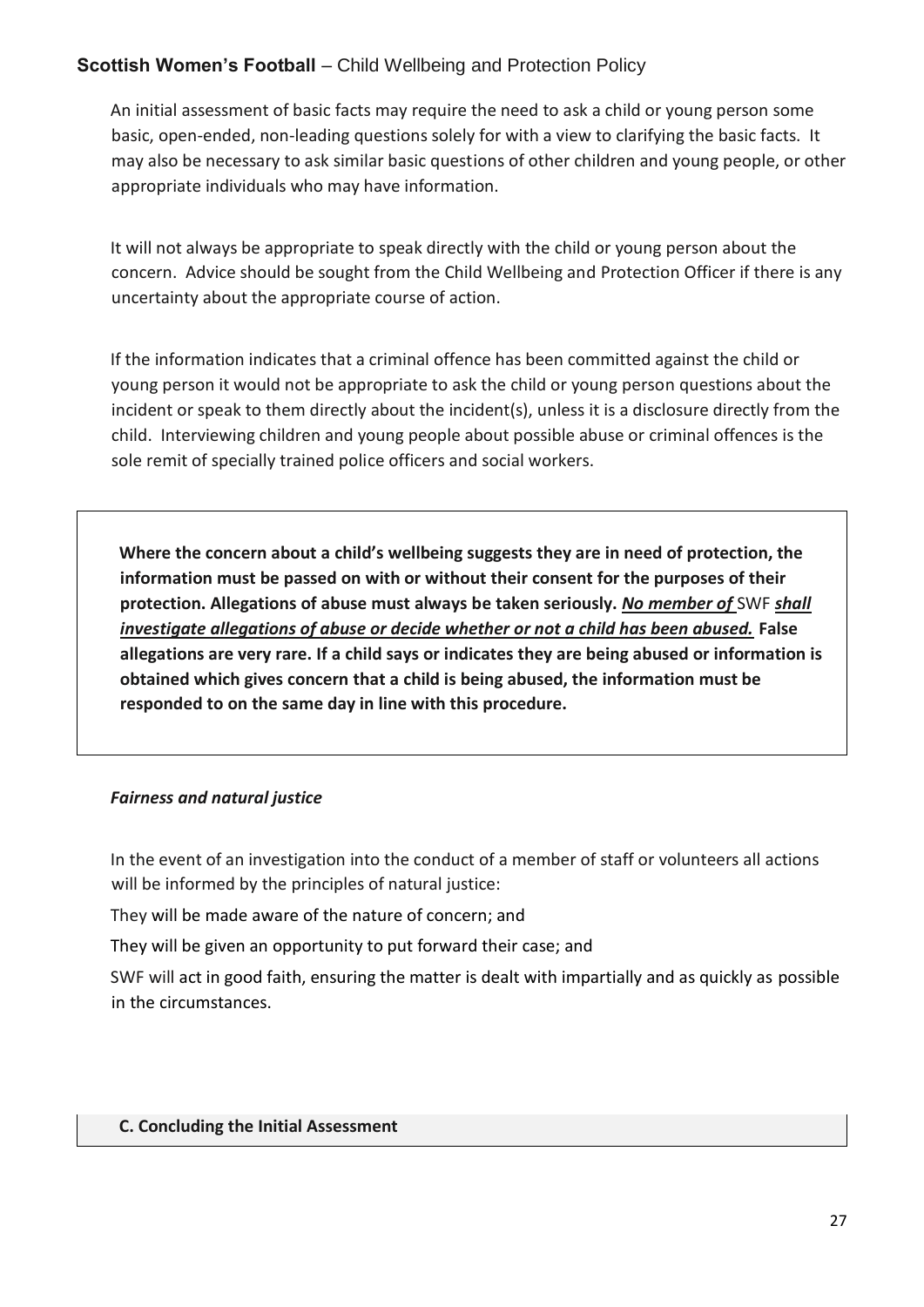An initial assessment of basic facts may require the need to ask a child or young person some basic, open-ended, non-leading questions solely for with a view to clarifying the basic facts. It may also be necessary to ask similar basic questions of other children and young people, or other appropriate individuals who may have information.

It will not always be appropriate to speak directly with the child or young person about the concern. Advice should be sought from the Child Wellbeing and Protection Officer if there is any uncertainty about the appropriate course of action.

If the information indicates that a criminal offence has been committed against the child or young person it would not be appropriate to ask the child or young person questions about the incident or speak to them directly about the incident(s), unless it is a disclosure directly from the child. Interviewing children and young people about possible abuse or criminal offences is the sole remit of specially trained police officers and social workers.

> **Where the concern about a child's wellbeing suggests they are in need of protection, the information must be passed on with or without their consent for the purposes of their protection. Allegations of abuse must always be taken seriously. *No member of* SWF *shall investigate allegations of abuse or decide whether or not a child has been abused.* False allegations are very rare. If a child says or indicates they are being abused or information is obtained which gives concern that a child is being abused, the information must be responded to on the same day in line with this procedure.**

***Fairness and natural justice***

In the event of an investigation into the conduct of a member of staff or volunteers all actions will be informed by the principles of natural justice:

They will be made aware of the nature of concern; and

They will be given an opportunity to put forward their case; and

SWF will act in good faith, ensuring the matter is dealt with impartially and as quickly as possible in the circumstances.

## C. Concluding the Initial Assessment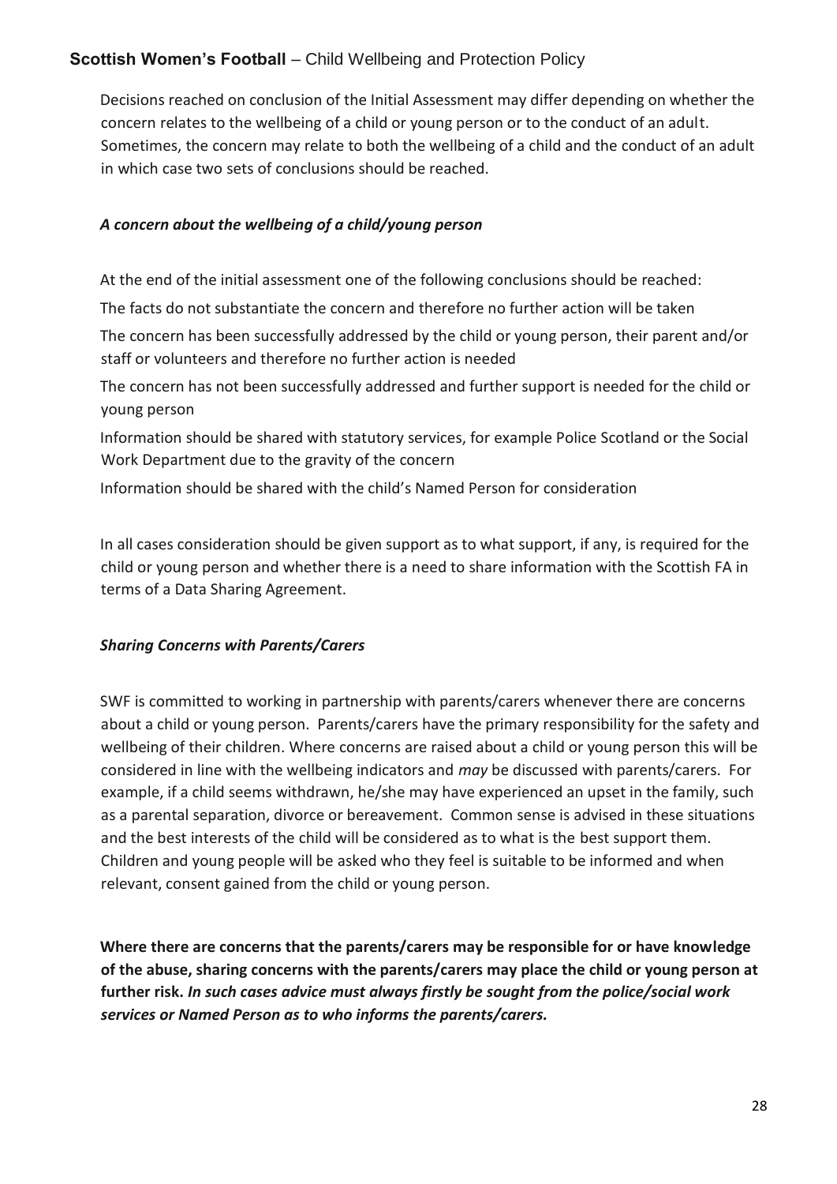Decisions reached on conclusion of the Initial Assessment may differ depending on whether the concern relates to the wellbeing of a child or young person or to the conduct of an adult. Sometimes, the concern may relate to both the wellbeing of a child and the conduct of an adult in which case two sets of conclusions should be reached.

### *A concern about the wellbeing of a child/young person*

At the end of the initial assessment one of the following conclusions should be reached:

The facts do not substantiate the concern and therefore no further action will be taken

The concern has been successfully addressed by the child or young person, their parent and/or staff or volunteers and therefore no further action is needed

The concern has not been successfully addressed and further support is needed for the child or young person

Information should be shared with statutory services, for example Police Scotland or the Social Work Department due to the gravity of the concern

Information should be shared with the child's Named Person for consideration

In all cases consideration should be given support as to what support, if any, is required for the child or young person and whether there is a need to share information with the Scottish FA in terms of a Data Sharing Agreement.

### *Sharing Concerns with Parents/Carers*

SWF is committed to working in partnership with parents/carers whenever there are concerns about a child or young person. Parents/carers have the primary responsibility for the safety and wellbeing of their children. Where concerns are raised about a child or young person this will be considered in line with the wellbeing indicators and *may* be discussed with parents/carers. For example, if a child seems withdrawn, he/she may have experienced an upset in the family, such as a parental separation, divorce or bereavement. Common sense is advised in these situations and the best interests of the child will be considered as to what is the best support them. Children and young people will be asked who they feel is suitable to be informed and when relevant, consent gained from the child or young person.

**Where there are concerns that the parents/carers may be responsible for or have knowledge of the abuse, sharing concerns with the parents/carers may place the child or young person at further risk. *In such cases advice must always firstly be sought from the police/social work services or Named Person as to who informs the parents/carers.***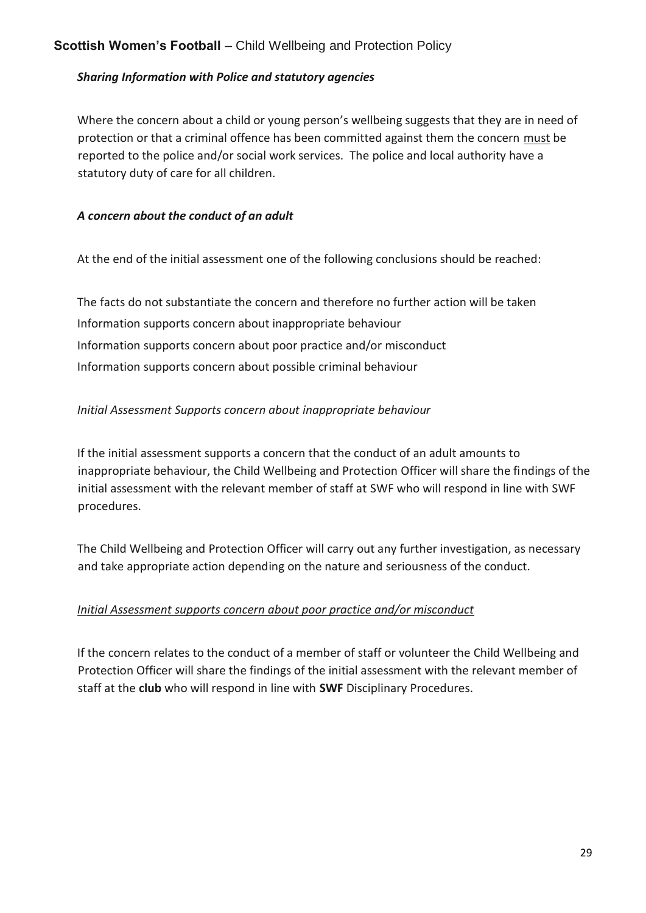### *Sharing Information with Police and statutory agencies*

Where the concern about a child or young person's wellbeing suggests that they are in need of protection or that a criminal offence has been committed against them the concern <u>must</u> be reported to the police and/or social work services. The police and local authority have a statutory duty of care for all children.

### *A concern about the conduct of an adult*

At the end of the initial assessment one of the following conclusions should be reached:

The facts do not substantiate the concern and therefore no further action will be taken
Information supports concern about inappropriate behaviour
Information supports concern about poor practice and/or misconduct
Information supports concern about possible criminal behaviour

*Initial Assessment Supports concern about inappropriate behaviour*

If the initial assessment supports a concern that the conduct of an adult amounts to inappropriate behaviour, the Child Wellbeing and Protection Officer will share the findings of the initial assessment with the relevant member of staff at SWF who will respond in line with SWF procedures.

The Child Wellbeing and Protection Officer will carry out any further investigation, as necessary and take appropriate action depending on the nature and seriousness of the conduct.

<u>*Initial Assessment supports concern about poor practice and/or misconduct*</u>

If the concern relates to the conduct of a member of staff or volunteer the Child Wellbeing and Protection Officer will share the findings of the initial assessment with the relevant member of staff at the **club** who will respond in line with **SWF** Disciplinary Procedures.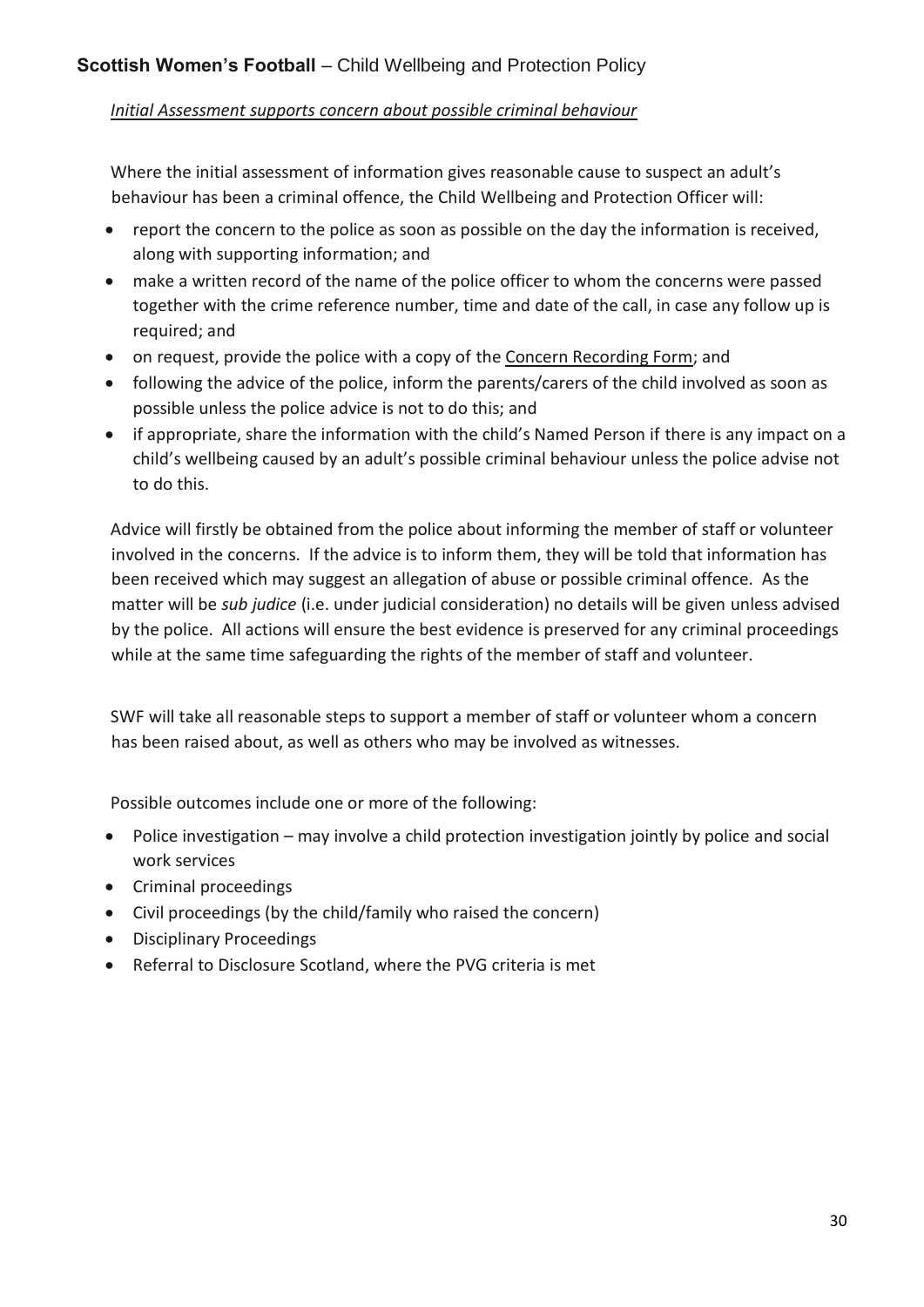*Initial Assessment supports concern about possible criminal behaviour*

Where the initial assessment of information gives reasonable cause to suspect an adult's behaviour has been a criminal offence, the Child Wellbeing and Protection Officer will:

- report the concern to the police as soon as possible on the day the information is received, along with supporting information; and
- make a written record of the name of the police officer to whom the concerns were passed together with the crime reference number, time and date of the call, in case any follow up is required; and
- on request, provide the police with a copy of the Concern Recording Form; and
- following the advice of the police, inform the parents/carers of the child involved as soon as possible unless the police advice is not to do this; and
- if appropriate, share the information with the child's Named Person if there is any impact on a child's wellbeing caused by an adult's possible criminal behaviour unless the police advise not to do this.

Advice will firstly be obtained from the police about informing the member of staff or volunteer involved in the concerns. If the advice is to inform them, they will be told that information has been received which may suggest an allegation of abuse or possible criminal offence. As the matter will be *sub judice* (i.e. under judicial consideration) no details will be given unless advised by the police. All actions will ensure the best evidence is preserved for any criminal proceedings while at the same time safeguarding the rights of the member of staff and volunteer.

SWF will take all reasonable steps to support a member of staff or volunteer whom a concern has been raised about, as well as others who may be involved as witnesses.

Possible outcomes include one or more of the following:

- Police investigation – may involve a child protection investigation jointly by police and social work services
- Criminal proceedings
- Civil proceedings (by the child/family who raised the concern)
- Disciplinary Proceedings
- Referral to Disclosure Scotland, where the PVG criteria is met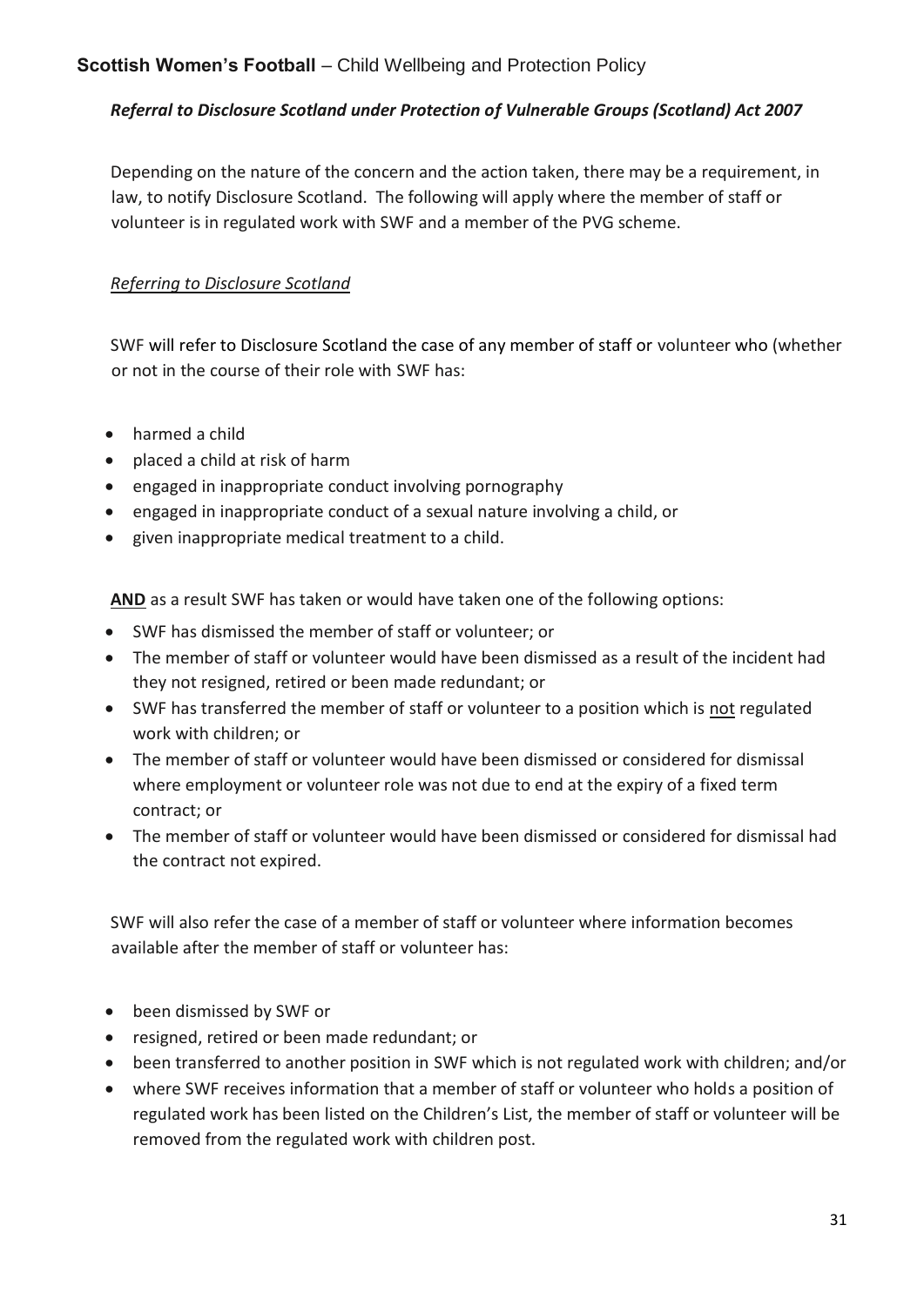***Referral to Disclosure Scotland under Protection of Vulnerable Groups (Scotland) Act 2007***

Depending on the nature of the concern and the action taken, there may be a requirement, in law, to notify Disclosure Scotland. The following will apply where the member of staff or volunteer is in regulated work with SWF and a member of the PVG scheme.

*Referring to Disclosure Scotland*

SWF will refer to Disclosure Scotland the case of any member of staff or volunteer who (whether or not in the course of their role with SWF has:

- harmed a child
- placed a child at risk of harm
- engaged in inappropriate conduct involving pornography
- engaged in inappropriate conduct of a sexual nature involving a child, or
- given inappropriate medical treatment to a child.

**AND** as a result SWF has taken or would have taken one of the following options:

- SWF has dismissed the member of staff or volunteer; or
- The member of staff or volunteer would have been dismissed as a result of the incident had they not resigned, retired or been made redundant; or
- SWF has transferred the member of staff or volunteer to a position which is not regulated work with children; or
- The member of staff or volunteer would have been dismissed or considered for dismissal where employment or volunteer role was not due to end at the expiry of a fixed term contract; or
- The member of staff or volunteer would have been dismissed or considered for dismissal had the contract not expired.

SWF will also refer the case of a member of staff or volunteer where information becomes available after the member of staff or volunteer has:

- been dismissed by SWF or
- resigned, retired or been made redundant; or
- been transferred to another position in SWF which is not regulated work with children; and/or
- where SWF receives information that a member of staff or volunteer who holds a position of regulated work has been listed on the Children's List, the member of staff or volunteer will be removed from the regulated work with children post.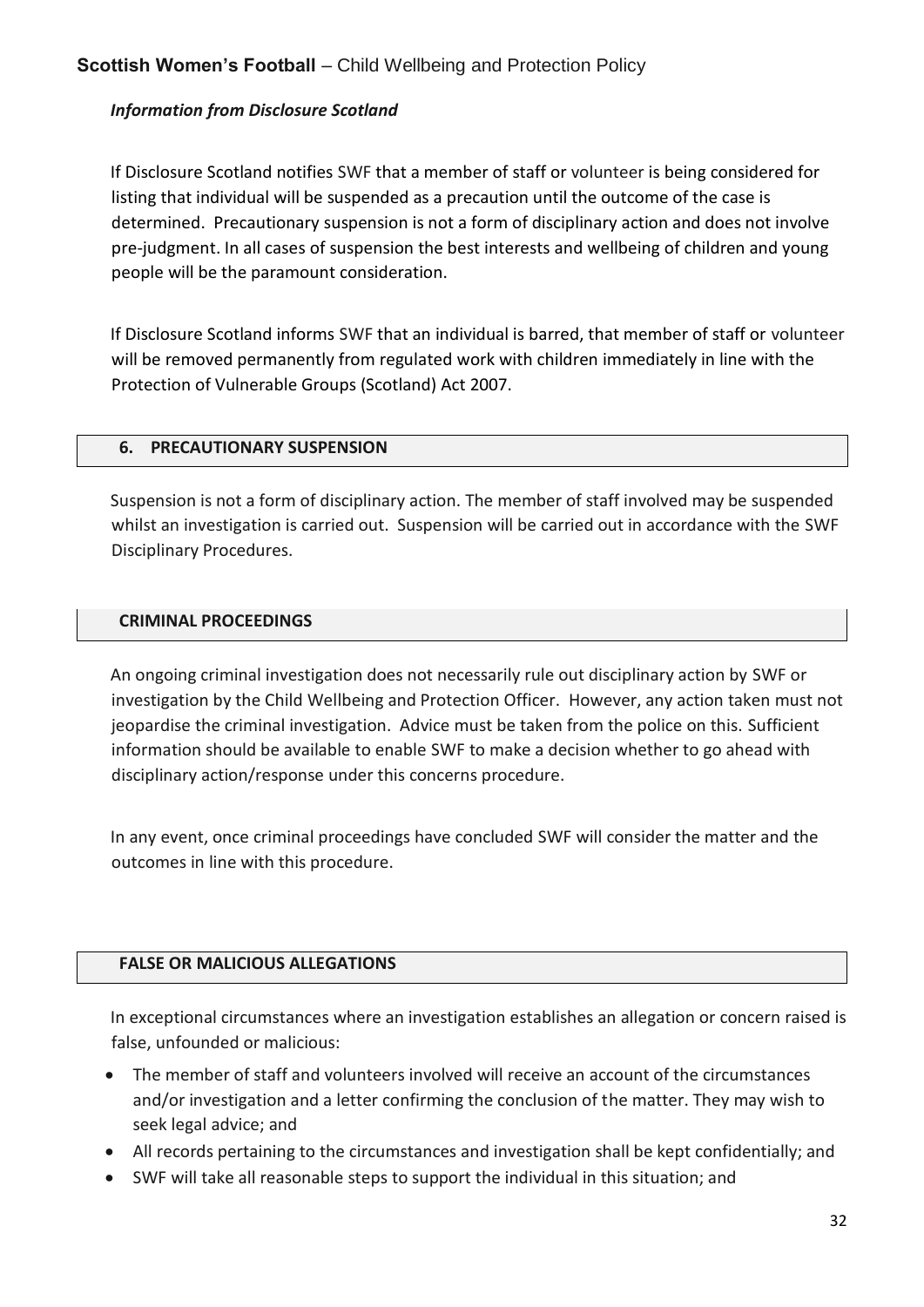*Information from Disclosure Scotland*

If Disclosure Scotland notifies SWF that a member of staff or volunteer is being considered for listing that individual will be suspended as a precaution until the outcome of the case is determined. Precautionary suspension is not a form of disciplinary action and does not involve pre-judgment. In all cases of suspension the best interests and wellbeing of children and young people will be the paramount consideration.

If Disclosure Scotland informs SWF that an individual is barred, that member of staff or volunteer will be removed permanently from regulated work with children immediately in line with the Protection of Vulnerable Groups (Scotland) Act 2007.

## 6. PRECAUTIONARY SUSPENSION

Suspension is not a form of disciplinary action. The member of staff involved may be suspended whilst an investigation is carried out. Suspension will be carried out in accordance with the SWF Disciplinary Procedures.

## CRIMINAL PROCEEDINGS

An ongoing criminal investigation does not necessarily rule out disciplinary action by SWF or investigation by the Child Wellbeing and Protection Officer. However, any action taken must not jeopardise the criminal investigation. Advice must be taken from the police on this. Sufficient information should be available to enable SWF to make a decision whether to go ahead with disciplinary action/response under this concerns procedure.

In any event, once criminal proceedings have concluded SWF will consider the matter and the outcomes in line with this procedure.

## FALSE OR MALICIOUS ALLEGATIONS

In exceptional circumstances where an investigation establishes an allegation or concern raised is false, unfounded or malicious:

- The member of staff and volunteers involved will receive an account of the circumstances and/or investigation and a letter confirming the conclusion of the matter. They may wish to seek legal advice; and
- All records pertaining to the circumstances and investigation shall be kept confidentially; and
- SWF will take all reasonable steps to support the individual in this situation; and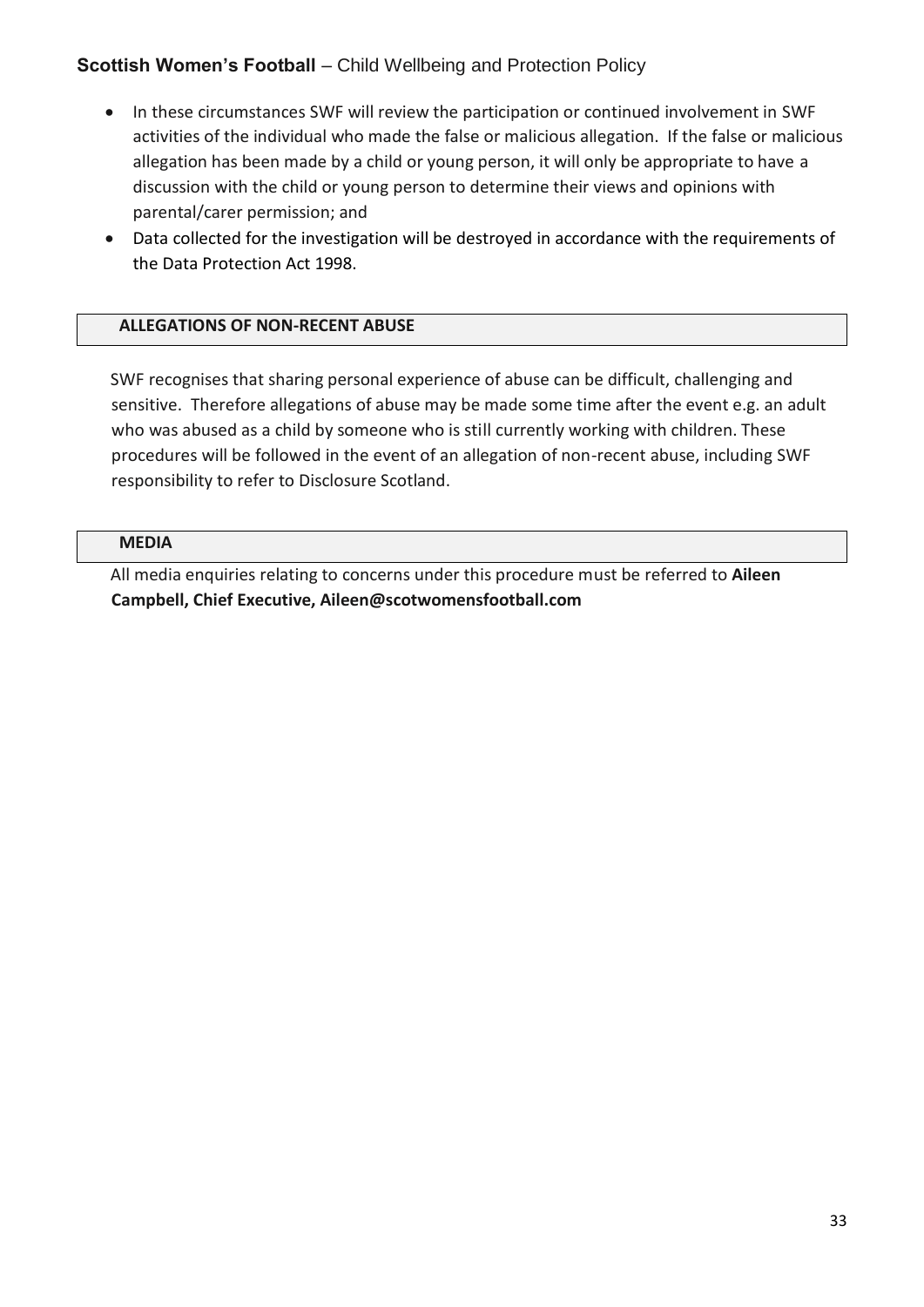- In these circumstances SWF will review the participation or continued involvement in SWF activities of the individual who made the false or malicious allegation. If the false or malicious allegation has been made by a child or young person, it will only be appropriate to have a discussion with the child or young person to determine their views and opinions with parental/carer permission; and
- Data collected for the investigation will be destroyed in accordance with the requirements of the Data Protection Act 1998.

## ALLEGATIONS OF NON-RECENT ABUSE

SWF recognises that sharing personal experience of abuse can be difficult, challenging and sensitive. Therefore allegations of abuse may be made some time after the event e.g. an adult who was abused as a child by someone who is still currently working with children. These procedures will be followed in the event of an allegation of non-recent abuse, including SWF responsibility to refer to Disclosure Scotland.

## MEDIA

All media enquiries relating to concerns under this procedure must be referred to **Aileen Campbell, Chief Executive, Aileen@scotwomensfootball.com**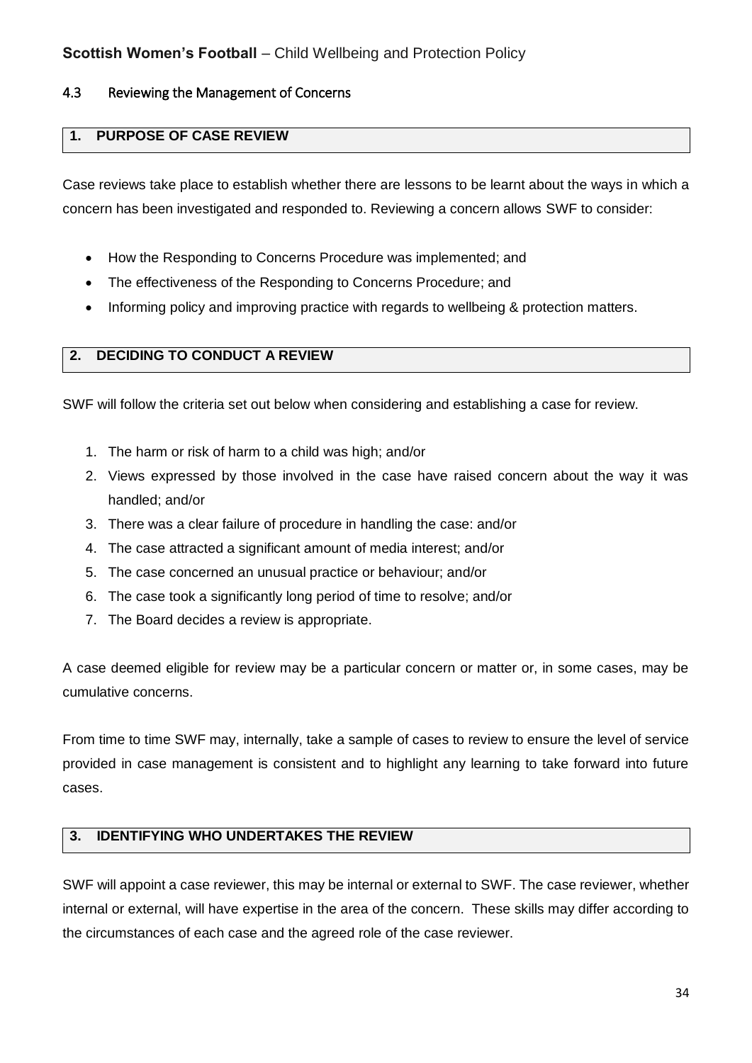## 4.3 Reviewing the Management of Concerns

### 1. PURPOSE OF CASE REVIEW

Case reviews take place to establish whether there are lessons to be learnt about the ways in which a concern has been investigated and responded to. Reviewing a concern allows SWF to consider:

- How the Responding to Concerns Procedure was implemented; and
- The effectiveness of the Responding to Concerns Procedure; and
- Informing policy and improving practice with regards to wellbeing & protection matters.

### 2. DECIDING TO CONDUCT A REVIEW

SWF will follow the criteria set out below when considering and establishing a case for review.

1. The harm or risk of harm to a child was high; and/or
2. Views expressed by those involved in the case have raised concern about the way it was handled; and/or
3. There was a clear failure of procedure in handling the case: and/or
4. The case attracted a significant amount of media interest; and/or
5. The case concerned an unusual practice or behaviour; and/or
6. The case took a significantly long period of time to resolve; and/or
7. The Board decides a review is appropriate.

A case deemed eligible for review may be a particular concern or matter or, in some cases, may be cumulative concerns.

From time to time SWF may, internally, take a sample of cases to review to ensure the level of service provided in case management is consistent and to highlight any learning to take forward into future cases.

### 3. IDENTIFYING WHO UNDERTAKES THE REVIEW

SWF will appoint a case reviewer, this may be internal or external to SWF. The case reviewer, whether internal or external, will have expertise in the area of the concern. These skills may differ according to the circumstances of each case and the agreed role of the case reviewer.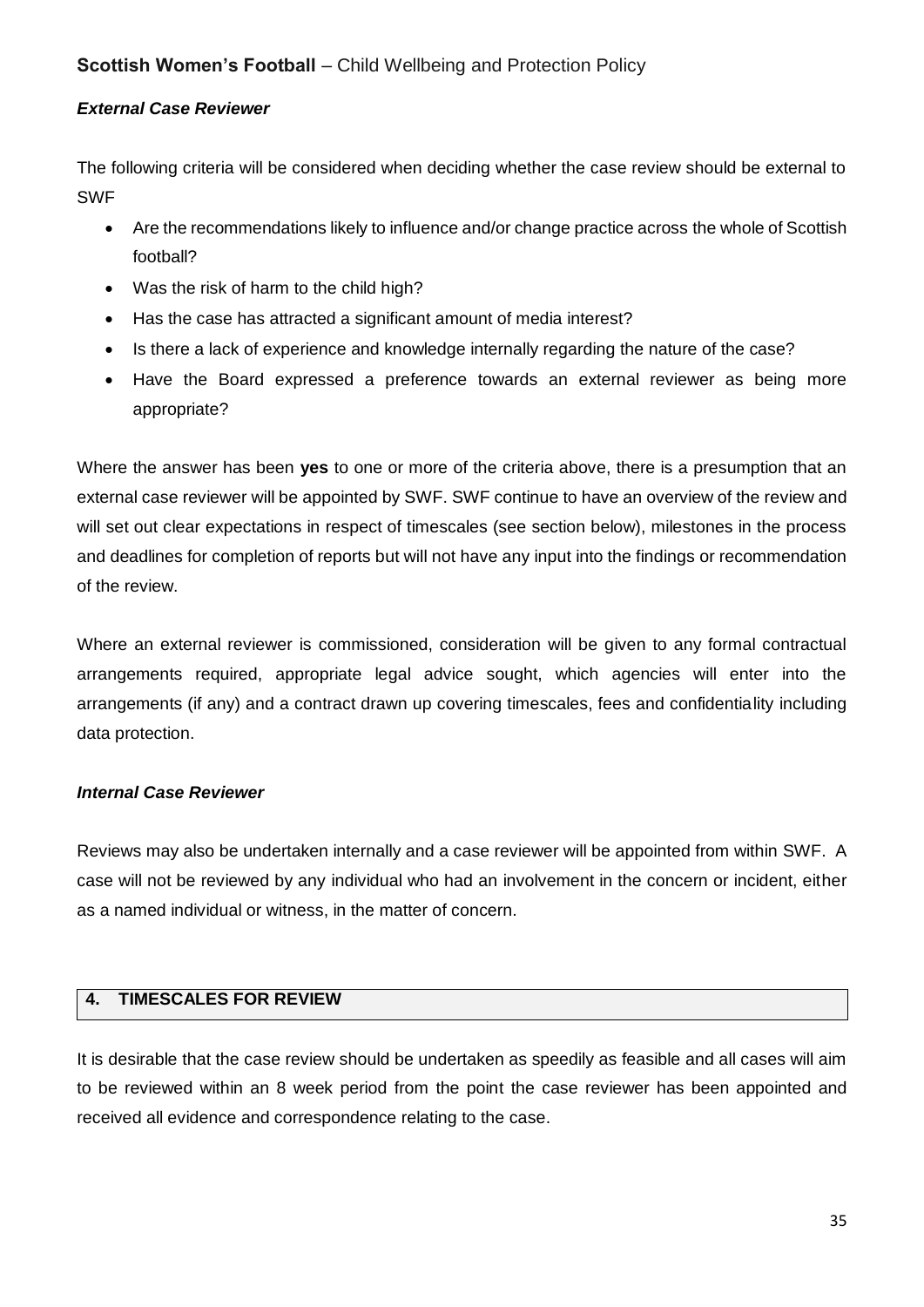### *External Case Reviewer*

The following criteria will be considered when deciding whether the case review should be external to SWF

- Are the recommendations likely to influence and/or change practice across the whole of Scottish football?
- Was the risk of harm to the child high?
- Has the case has attracted a significant amount of media interest?
- Is there a lack of experience and knowledge internally regarding the nature of the case?
- Have the Board expressed a preference towards an external reviewer as being more appropriate?

Where the answer has been **yes** to one or more of the criteria above, there is a presumption that an external case reviewer will be appointed by SWF. SWF continue to have an overview of the review and will set out clear expectations in respect of timescales (see section below), milestones in the process and deadlines for completion of reports but will not have any input into the findings or recommendation of the review.

Where an external reviewer is commissioned, consideration will be given to any formal contractual arrangements required, appropriate legal advice sought, which agencies will enter into the arrangements (if any) and a contract drawn up covering timescales, fees and confidentiality including data protection.

### *Internal Case Reviewer*

Reviews may also be undertaken internally and a case reviewer will be appointed from within SWF. A case will not be reviewed by any individual who had an involvement in the concern or incident, either as a named individual or witness, in the matter of concern.

## 4. TIMESCALES FOR REVIEW

It is desirable that the case review should be undertaken as speedily as feasible and all cases will aim to be reviewed within an 8 week period from the point the case reviewer has been appointed and received all evidence and correspondence relating to the case.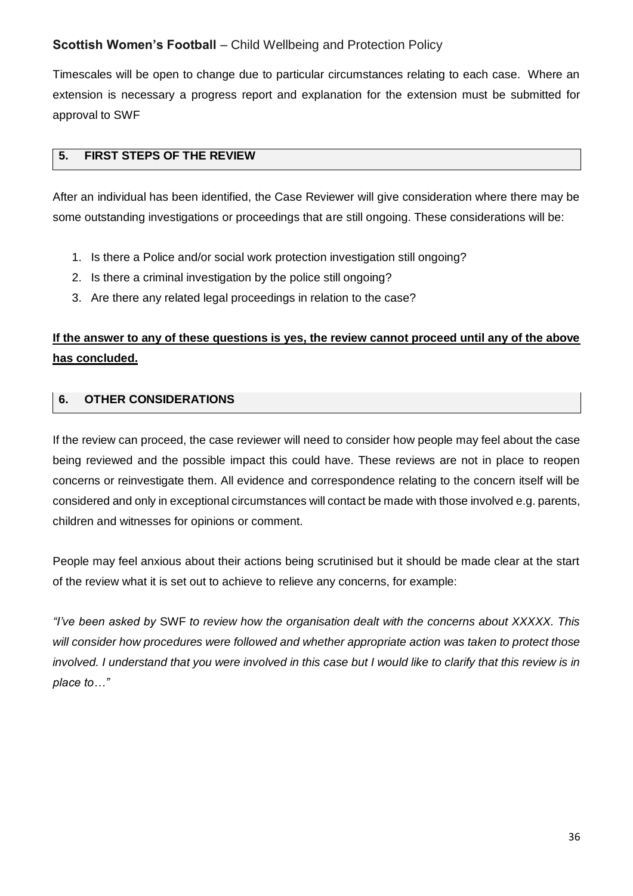Timescales will be open to change due to particular circumstances relating to each case. Where an extension is necessary a progress report and explanation for the extension must be submitted for approval to SWF

## 5. FIRST STEPS OF THE REVIEW

After an individual has been identified, the Case Reviewer will give consideration where there may be some outstanding investigations or proceedings that are still ongoing. These considerations will be:

1. Is there a Police and/or social work protection investigation still ongoing?
2. Is there a criminal investigation by the police still ongoing?
3. Are there any related legal proceedings in relation to the case?

**<u>If the answer to any of these questions is yes, the review cannot proceed until any of the above has concluded.</u>**

## 6. OTHER CONSIDERATIONS

If the review can proceed, the case reviewer will need to consider how people may feel about the case being reviewed and the possible impact this could have. These reviews are not in place to reopen concerns or reinvestigate them. All evidence and correspondence relating to the concern itself will be considered and only in exceptional circumstances will contact be made with those involved e.g. parents, children and witnesses for opinions or comment.

People may feel anxious about their actions being scrutinised but it should be made clear at the start of the review what it is set out to achieve to relieve any concerns, for example:

*"I've been asked by* SWF *to review how the organisation dealt with the concerns about XXXXX. This will consider how procedures were followed and whether appropriate action was taken to protect those involved. I understand that you were involved in this case but I would like to clarify that this review is in place to…"*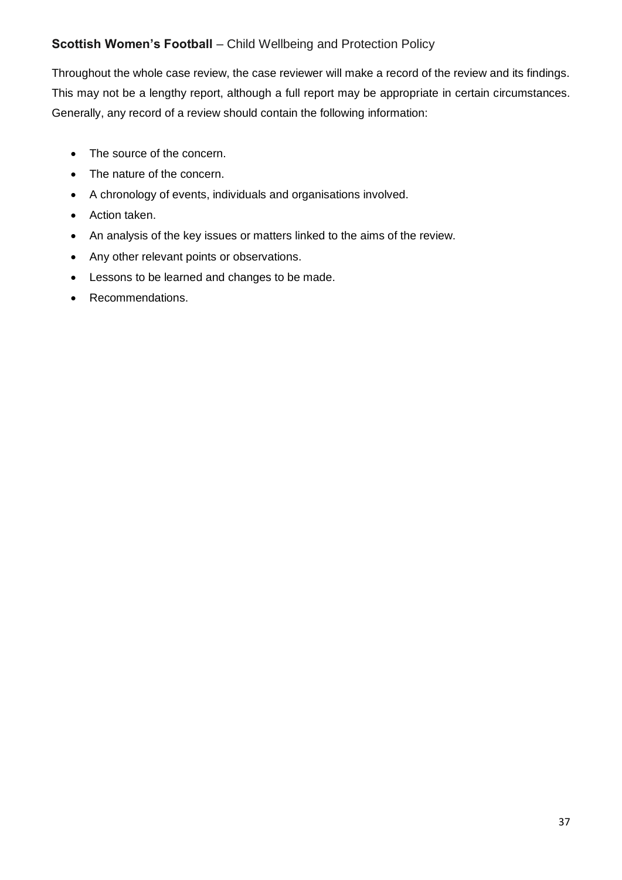Throughout the whole case review, the case reviewer will make a record of the review and its findings. This may not be a lengthy report, although a full report may be appropriate in certain circumstances. Generally, any record of a review should contain the following information:

- The source of the concern.
- The nature of the concern.
- A chronology of events, individuals and organisations involved.
- Action taken.
- An analysis of the key issues or matters linked to the aims of the review.
- Any other relevant points or observations.
- Lessons to be learned and changes to be made.
- Recommendations.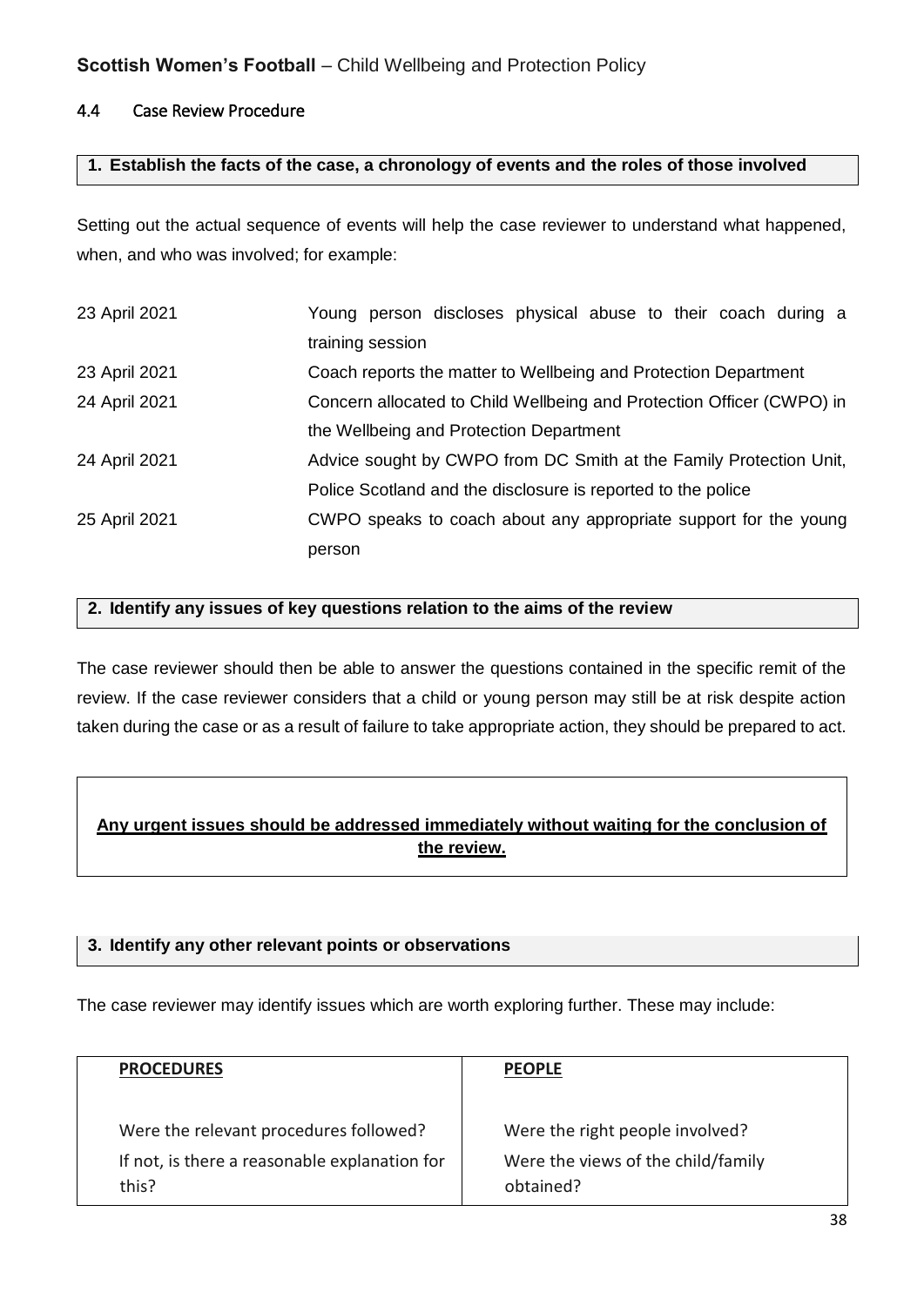### 4.4 Case Review Procedure

**1. Establish the facts of the case, a chronology of events and the roles of those involved**

Setting out the actual sequence of events will help the case reviewer to understand what happened, when, and who was involved; for example:

| | |
|---|---|
| 23 April 2021 | Young person discloses physical abuse to their coach during a training session |
| 23 April 2021 | Coach reports the matter to Wellbeing and Protection Department |
| 24 April 2021 | Concern allocated to Child Wellbeing and Protection Officer (CWPO) in the Wellbeing and Protection Department |
| 24 April 2021 | Advice sought by CWPO from DC Smith at the Family Protection Unit, Police Scotland and the disclosure is reported to the police |
| 25 April 2021 | CWPO speaks to coach about any appropriate support for the young person |

**2. Identify any issues of key questions relation to the aims of the review**

The case reviewer should then be able to answer the questions contained in the specific remit of the review. If the case reviewer considers that a child or young person may still be at risk despite action taken during the case or as a result of failure to take appropriate action, they should be prepared to act.

**Any urgent issues should be addressed immediately without waiting for the conclusion of the review.**

**3. Identify any other relevant points or observations**

The case reviewer may identify issues which are worth exploring further. These may include:

| **PROCEDURES** | **PEOPLE** |
|---|---|
| Were the relevant procedures followed? | Were the right people involved? |
| If not, is there a reasonable explanation for this? | Were the views of the child/family obtained? |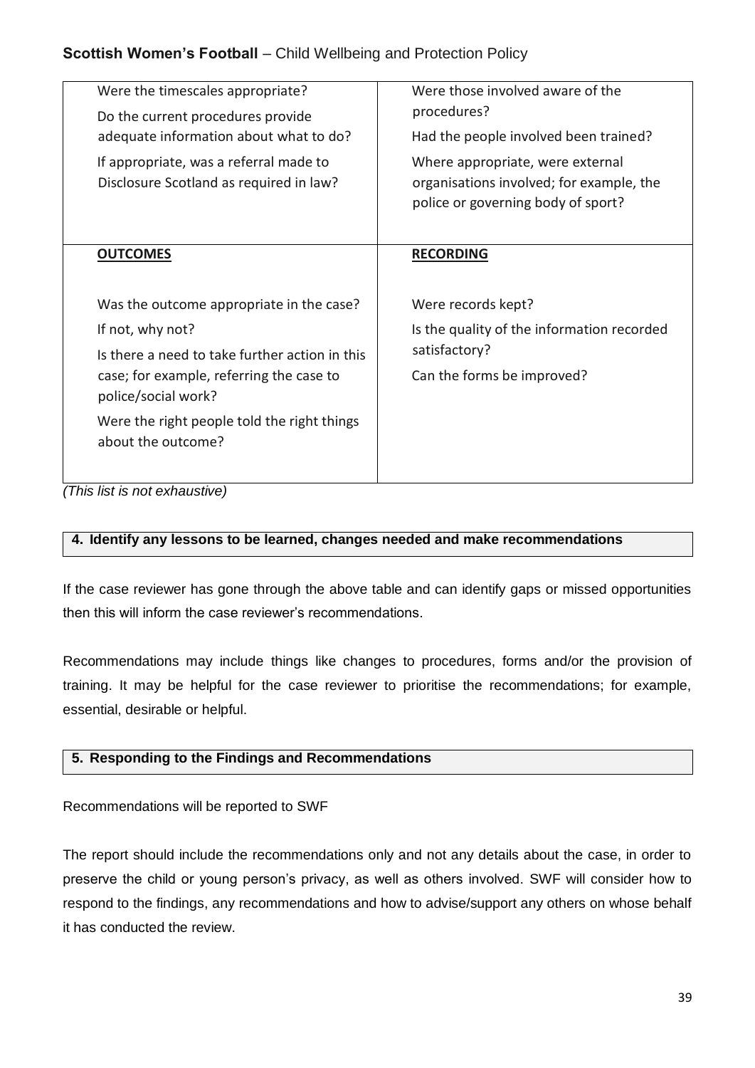| Were the timescales appropriate?<br>Do the current procedures provide adequate information about what to do?<br>If appropriate, was a referral made to Disclosure Scotland as required in law? | Were those involved aware of the procedures?<br>Had the people involved been trained?<br>Where appropriate, were external organisations involved; for example, the police or governing body of sport? |
|---|---|
| **OUTCOMES** | **RECORDING** |
| Was the outcome appropriate in the case?<br>If not, why not?<br>Is there a need to take further action in this case; for example, referring the case to police/social work?<br>Were the right people told the right things about the outcome? | Were records kept?<br>Is the quality of the information recorded satisfactory?<br>Can the forms be improved? |

*(This list is not exhaustive)*

### 4. Identify any lessons to be learned, changes needed and make recommendations

If the case reviewer has gone through the above table and can identify gaps or missed opportunities then this will inform the case reviewer's recommendations.

Recommendations may include things like changes to procedures, forms and/or the provision of training. It may be helpful for the case reviewer to prioritise the recommendations; for example, essential, desirable or helpful.

### 5. Responding to the Findings and Recommendations

Recommendations will be reported to SWF

The report should include the recommendations only and not any details about the case, in order to preserve the child or young person's privacy, as well as others involved. SWF will consider how to respond to the findings, any recommendations and how to advise/support any others on whose behalf it has conducted the review.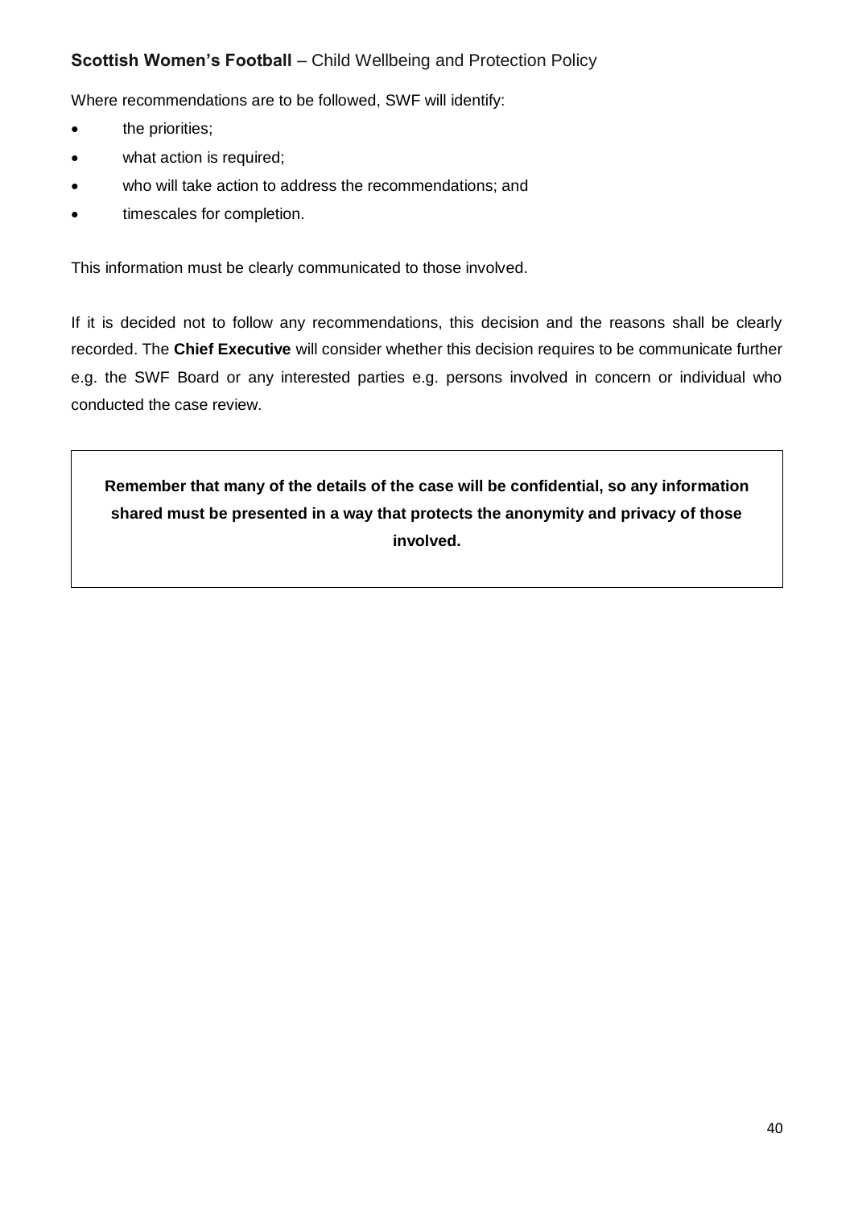Where recommendations are to be followed, SWF will identify:

- the priorities;
- what action is required;
- who will take action to address the recommendations; and
- timescales for completion.

This information must be clearly communicated to those involved.

If it is decided not to follow any recommendations, this decision and the reasons shall be clearly recorded. The **Chief Executive** will consider whether this decision requires to be communicate further e.g. the SWF Board or any interested parties e.g. persons involved in concern or individual who conducted the case review.

**Remember that many of the details of the case will be confidential, so any information shared must be presented in a way that protects the anonymity and privacy of those involved.**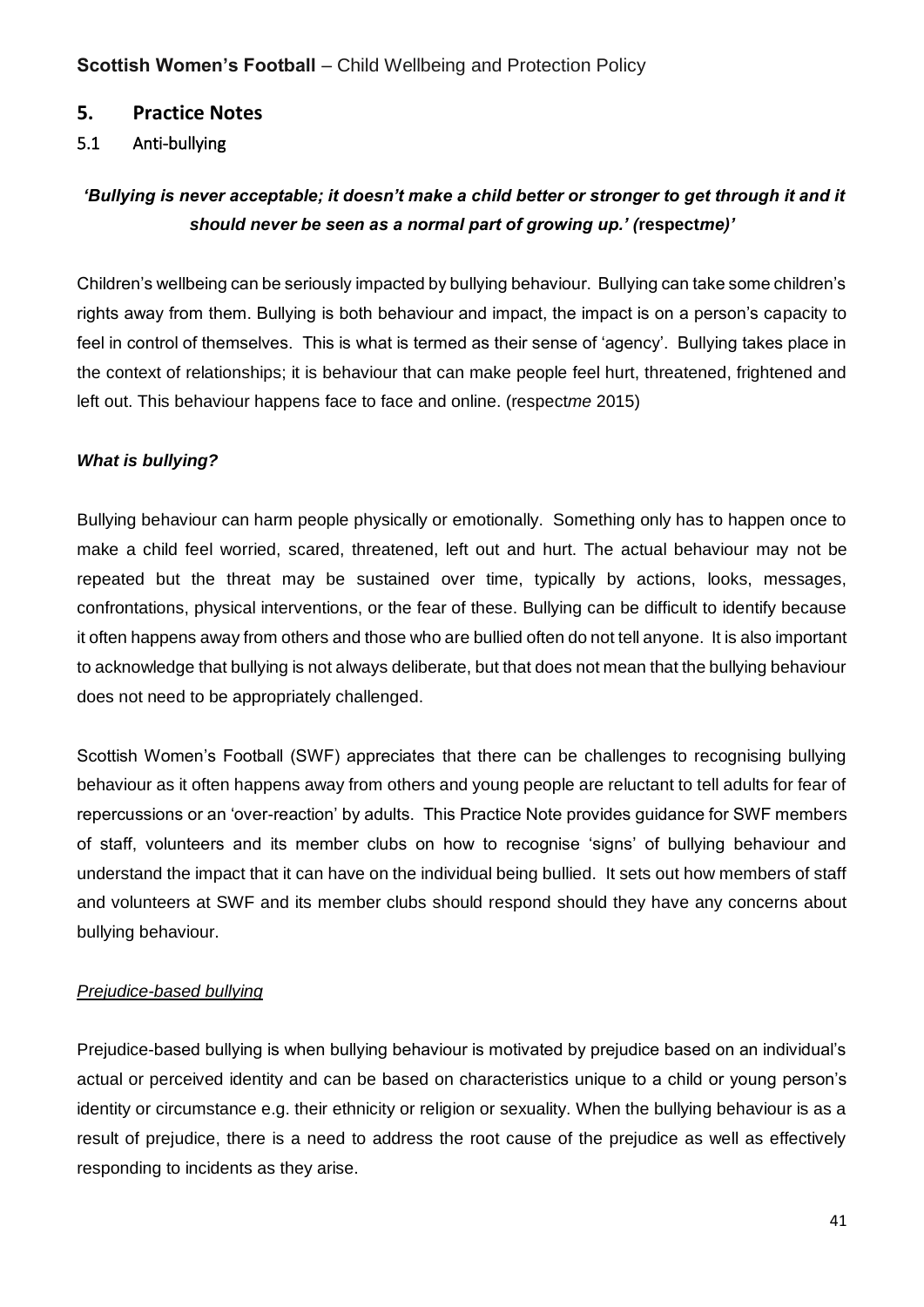## 5. Practice Notes

### 5.1 Anti-bullying

***'Bullying is never acceptable; it doesn't make a child better or stronger to get through it and it should never be seen as a normal part of growing up.' (*respect*me)'***

Children's wellbeing can be seriously impacted by bullying behaviour. Bullying can take some children's rights away from them. Bullying is both behaviour and impact, the impact is on a person's capacity to feel in control of themselves. This is what is termed as their sense of 'agency'. Bullying takes place in the context of relationships; it is behaviour that can make people feel hurt, threatened, frightened and left out. This behaviour happens face to face and online. (respect*me* 2015)

***What is bullying?***

Bullying behaviour can harm people physically or emotionally. Something only has to happen once to make a child feel worried, scared, threatened, left out and hurt. The actual behaviour may not be repeated but the threat may be sustained over time, typically by actions, looks, messages, confrontations, physical interventions, or the fear of these. Bullying can be difficult to identify because it often happens away from others and those who are bullied often do not tell anyone. It is also important to acknowledge that bullying is not always deliberate, but that does not mean that the bullying behaviour does not need to be appropriately challenged.

Scottish Women's Football (SWF) appreciates that there can be challenges to recognising bullying behaviour as it often happens away from others and young people are reluctant to tell adults for fear of repercussions or an 'over-reaction' by adults. This Practice Note provides guidance for SWF members of staff, volunteers and its member clubs on how to recognise 'signs' of bullying behaviour and understand the impact that it can have on the individual being bullied. It sets out how members of staff and volunteers at SWF and its member clubs should respond should they have any concerns about bullying behaviour.

*Prejudice-based bullying*

Prejudice-based bullying is when bullying behaviour is motivated by prejudice based on an individual's actual or perceived identity and can be based on characteristics unique to a child or young person's identity or circumstance e.g. their ethnicity or religion or sexuality. When the bullying behaviour is as a result of prejudice, there is a need to address the root cause of the prejudice as well as effectively responding to incidents as they arise.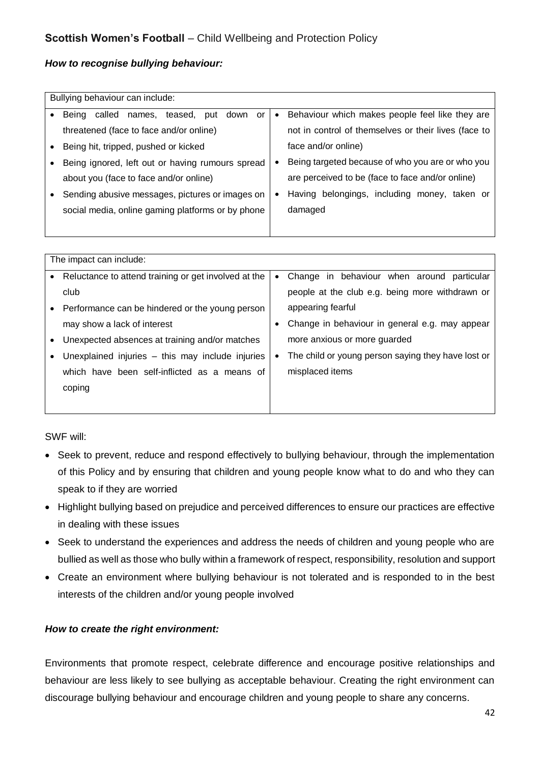**Scottish Women's Football** – Child Wellbeing and Protection Policy

### *How to recognise bullying behaviour:*

| Bullying behaviour can include: | |
|---|---|
| • Being called names, teased, put down or threatened (face to face and/or online)<br>• Being hit, tripped, pushed or kicked<br>• Being ignored, left out or having rumours spread about you (face to face and/or online)<br>• Sending abusive messages, pictures or images on social media, online gaming platforms or by phone | • Behaviour which makes people feel like they are not in control of themselves or their lives (face to face and/or online)<br>• Being targeted because of who you are or who you are perceived to be (face to face and/or online)<br>• Having belongings, including money, taken or damaged |

| The impact can include: | |
|---|---|
| • Reluctance to attend training or get involved at the club<br>• Performance can be hindered or the young person may show a lack of interest<br>• Unexpected absences at training and/or matches<br>• Unexplained injuries – this may include injuries which have been self-inflicted as a means of coping | • Change in behaviour when around particular people at the club e.g. being more withdrawn or appearing fearful<br>• Change in behaviour in general e.g. may appear more anxious or more guarded<br>• The child or young person saying they have lost or misplaced items |

SWF will:

- Seek to prevent, reduce and respond effectively to bullying behaviour, through the implementation of this Policy and by ensuring that children and young people know what to do and who they can speak to if they are worried
- Highlight bullying based on prejudice and perceived differences to ensure our practices are effective in dealing with these issues
- Seek to understand the experiences and address the needs of children and young people who are bullied as well as those who bully within a framework of respect, responsibility, resolution and support
- Create an environment where bullying behaviour is not tolerated and is responded to in the best interests of the children and/or young people involved

### *How to create the right environment:*

Environments that promote respect, celebrate difference and encourage positive relationships and behaviour are less likely to see bullying as acceptable behaviour. Creating the right environment can discourage bullying behaviour and encourage children and young people to share any concerns.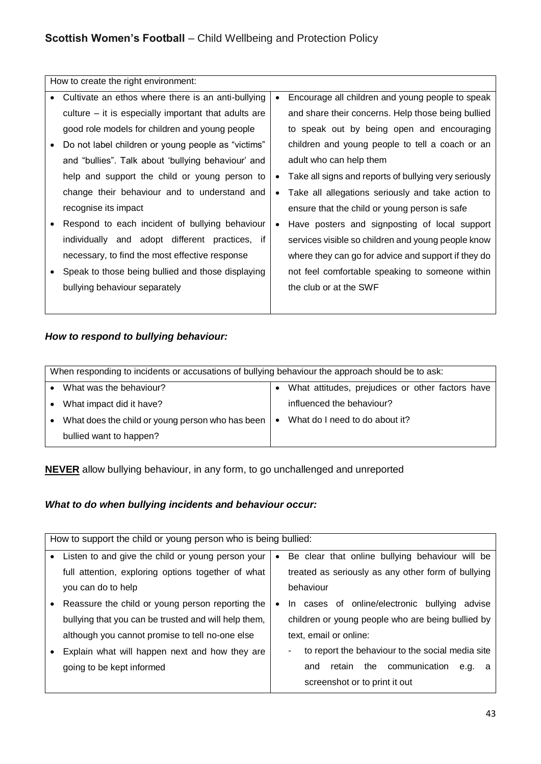| How to create the right environment: | |
|---|---|
| • Cultivate an ethos where there is an anti-bullying culture – it is especially important that adults are good role models for children and young people<br>• Do not label children or young people as "victims" and "bullies". Talk about 'bullying behaviour' and help and support the child or young person to change their behaviour and to understand and recognise its impact<br>• Respond to each incident of bullying behaviour individually and adopt different practices, if necessary, to find the most effective response<br>• Speak to those being bullied and those displaying bullying behaviour separately | • Encourage all children and young people to speak and share their concerns. Help those being bullied to speak out by being open and encouraging children and young people to tell a coach or an adult who can help them<br>• Take all signs and reports of bullying very seriously<br>• Take all allegations seriously and take action to ensure that the child or young person is safe<br>• Have posters and signposting of local support services visible so children and young people know where they can go for advice and support if they do not feel comfortable speaking to someone within the club or at the SWF |

### *How to respond to bullying behaviour:*

| When responding to incidents or accusations of bullying behaviour the approach should be to ask: | |
|---|---|
| • What was the behaviour?<br>• What impact did it have?<br>• What does the child or young person who has been bullied want to happen? | • What attitudes, prejudices or other factors have influenced the behaviour?<br>• What do I need to do about it? |

**NEVER** allow bullying behaviour, in any form, to go unchallenged and unreported

### *What to do when bullying incidents and behaviour occur:*

| How to support the child or young person who is being bullied: | |
|---|---|
| • Listen to and give the child or young person your full attention, exploring options together of what you can do to help<br>• Reassure the child or young person reporting the bullying that you can be trusted and will help them, although you cannot promise to tell no-one else<br>• Explain what will happen next and how they are going to be kept informed | • Be clear that online bullying behaviour will be treated as seriously as any other form of bullying behaviour<br>• In cases of online/electronic bullying advise children or young people who are being bullied by text, email or online:<br>- to report the behaviour to the social media site and retain the communication e.g. a screenshot or to print it out |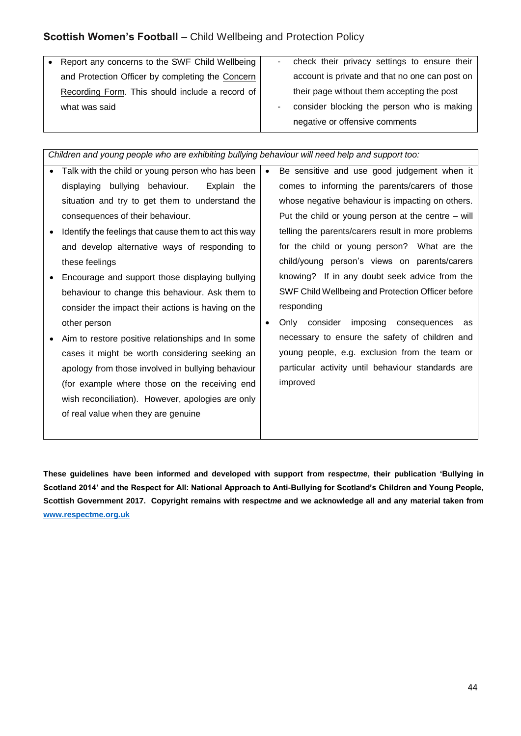| • Report any concerns to the SWF Child Wellbeing and Protection Officer by completing the Concern Recording Form. This should include a record of what was said | - check their privacy settings to ensure their account is private and that no one can post on their page without them accepting the post<br>- consider blocking the person who is making negative or offensive comments |
|---|---|

| *Children and young people who are exhibiting bullying behaviour will need help and support too:* | |
|---|---|
| • Talk with the child or young person who has been displaying bullying behaviour. Explain the situation and try to get them to understand the consequences of their behaviour.<br>• Identify the feelings that cause them to act this way and develop alternative ways of responding to these feelings<br>• Encourage and support those displaying bullying behaviour to change this behaviour. Ask them to consider the impact their actions is having on the other person<br>• Aim to restore positive relationships and In some cases it might be worth considering seeking an apology from those involved in bullying behaviour (for example where those on the receiving end wish reconciliation). However, apologies are only of real value when they are genuine | • Be sensitive and use good judgement when it comes to informing the parents/carers of those whose negative behaviour is impacting on others. Put the child or young person at the centre – will telling the parents/carers result in more problems for the child or young person? What are the child/young person's views on parents/carers knowing? If in any doubt seek advice from the SWF Child Wellbeing and Protection Officer before responding<br>• Only consider imposing consequences as necessary to ensure the safety of children and young people, e.g. exclusion from the team or particular activity until behaviour standards are improved |

**These guidelines have been informed and developed with support from respect*me*, their publication 'Bullying in Scotland 2014' and the Respect for All: National Approach to Anti-Bullying for Scotland's Children and Young People, Scottish Government 2017. Copyright remains with respect*me* and we acknowledge all and any material taken from [www.respectme.org.uk](http://www.respectme.org.uk)**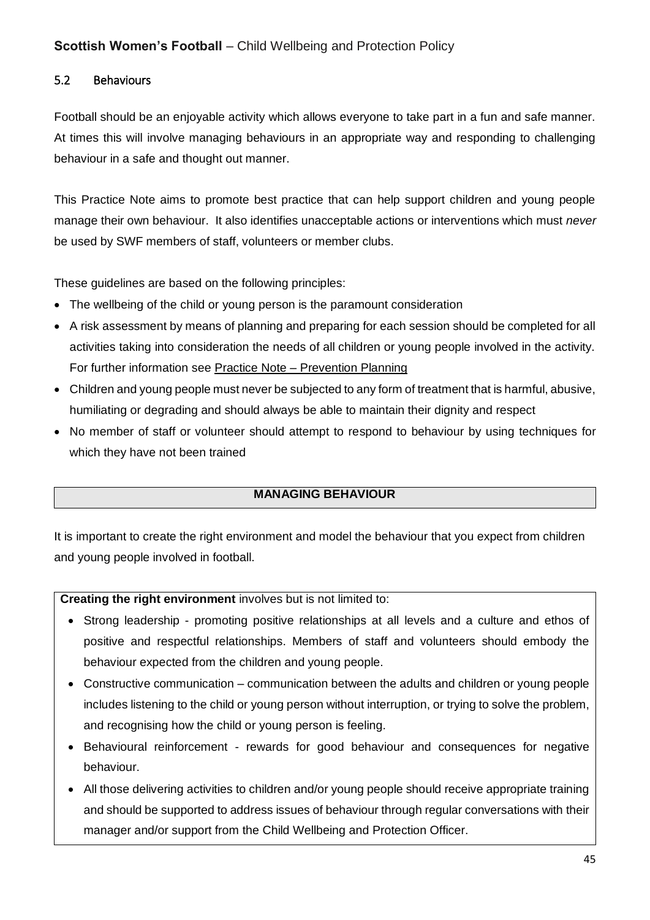## 5.2 Behaviours

Football should be an enjoyable activity which allows everyone to take part in a fun and safe manner. At times this will involve managing behaviours in an appropriate way and responding to challenging behaviour in a safe and thought out manner.

This Practice Note aims to promote best practice that can help support children and young people manage their own behaviour. It also identifies unacceptable actions or interventions which must *never* be used by SWF members of staff, volunteers or member clubs.

These guidelines are based on the following principles:

- The wellbeing of the child or young person is the paramount consideration
- A risk assessment by means of planning and preparing for each session should be completed for all activities taking into consideration the needs of all children or young people involved in the activity. For further information see Practice Note – Prevention Planning
- Children and young people must never be subjected to any form of treatment that is harmful, abusive, humiliating or degrading and should always be able to maintain their dignity and respect
- No member of staff or volunteer should attempt to respond to behaviour by using techniques for which they have not been trained

### MANAGING BEHAVIOUR

It is important to create the right environment and model the behaviour that you expect from children and young people involved in football.

**Creating the right environment** involves but is not limited to:

- Strong leadership - promoting positive relationships at all levels and a culture and ethos of positive and respectful relationships. Members of staff and volunteers should embody the behaviour expected from the children and young people.
- Constructive communication – communication between the adults and children or young people includes listening to the child or young person without interruption, or trying to solve the problem, and recognising how the child or young person is feeling.
- Behavioural reinforcement - rewards for good behaviour and consequences for negative behaviour.
- All those delivering activities to children and/or young people should receive appropriate training and should be supported to address issues of behaviour through regular conversations with their manager and/or support from the Child Wellbeing and Protection Officer.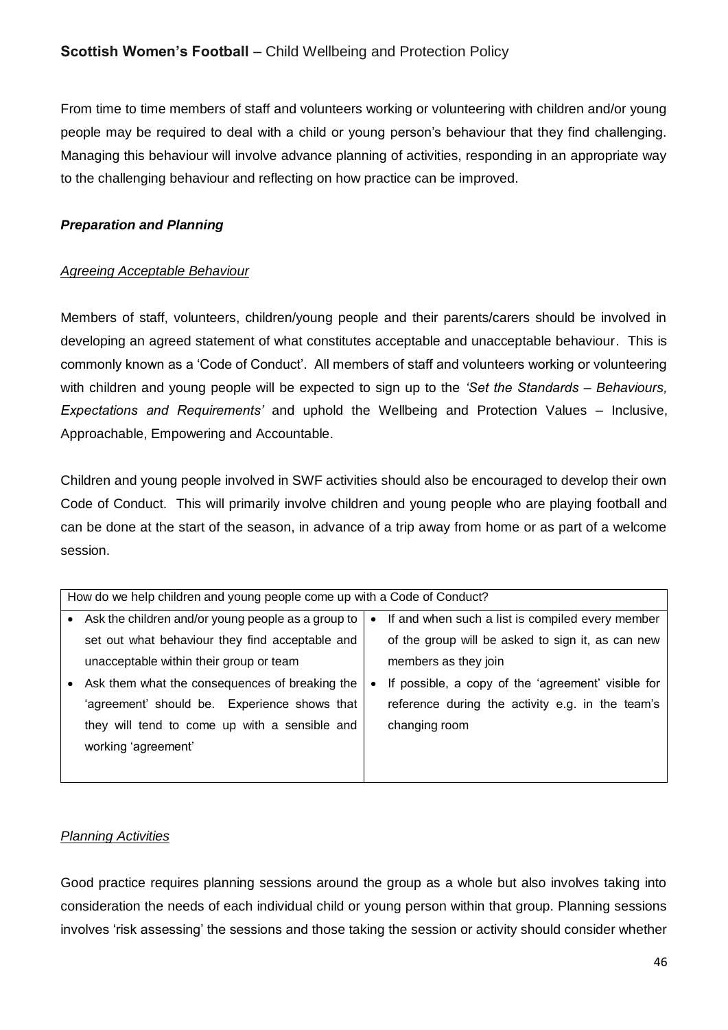From time to time members of staff and volunteers working or volunteering with children and/or young people may be required to deal with a child or young person's behaviour that they find challenging. Managing this behaviour will involve advance planning of activities, responding in an appropriate way to the challenging behaviour and reflecting on how practice can be improved.

***Preparation and Planning***

*Agreeing Acceptable Behaviour*

Members of staff, volunteers, children/young people and their parents/carers should be involved in developing an agreed statement of what constitutes acceptable and unacceptable behaviour. This is commonly known as a 'Code of Conduct'. All members of staff and volunteers working or volunteering with children and young people will be expected to sign up to the *'Set the Standards – Behaviours, Expectations and Requirements'* and uphold the Wellbeing and Protection Values – Inclusive, Approachable, Empowering and Accountable.

Children and young people involved in SWF activities should also be encouraged to develop their own Code of Conduct. This will primarily involve children and young people who are playing football and can be done at the start of the season, in advance of a trip away from home or as part of a welcome session.

| How do we help children and young people come up with a Code of Conduct? | |
|---|---|
| • Ask the children and/or young people as a group to set out what behaviour they find acceptable and unacceptable within their group or team<br>• Ask them what the consequences of breaking the 'agreement' should be. Experience shows that they will tend to come up with a sensible and working 'agreement' | • If and when such a list is compiled every member of the group will be asked to sign it, as can new members as they join<br>• If possible, a copy of the 'agreement' visible for reference during the activity e.g. in the team's changing room |

*Planning Activities*

Good practice requires planning sessions around the group as a whole but also involves taking into consideration the needs of each individual child or young person within that group. Planning sessions involves 'risk assessing' the sessions and those taking the session or activity should consider whether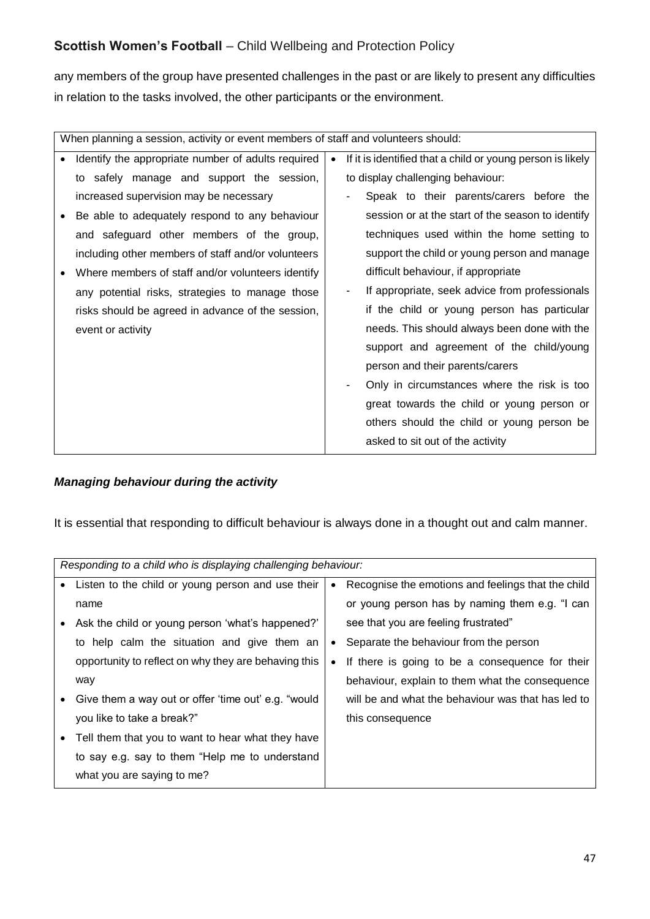any members of the group have presented challenges in the past or are likely to present any difficulties in relation to the tasks involved, the other participants or the environment.

| When planning a session, activity or event members of staff and volunteers should: | |
|---|---|
| • Identify the appropriate number of adults required to safely manage and support the session, increased supervision may be necessary<br>• Be able to adequately respond to any behaviour and safeguard other members of the group, including other members of staff and/or volunteers<br>• Where members of staff and/or volunteers identify any potential risks, strategies to manage those risks should be agreed in advance of the session, event or activity | • If it is identified that a child or young person is likely to display challenging behaviour:<br>- Speak to their parents/carers before the session or at the start of the season to identify techniques used within the home setting to support the child or young person and manage difficult behaviour, if appropriate<br>- If appropriate, seek advice from professionals if the child or young person has particular needs. This should always been done with the support and agreement of the child/young person and their parents/carers<br>- Only in circumstances where the risk is too great towards the child or young person or others should the child or young person be asked to sit out of the activity |

### ***Managing behaviour during the activity***

It is essential that responding to difficult behaviour is always done in a thought out and calm manner.

| *Responding to a child who is displaying challenging behaviour:* | |
|---|---|
| • Listen to the child or young person and use their name<br>• Ask the child or young person 'what's happened?' to help calm the situation and give them an opportunity to reflect on why they are behaving this way<br>• Give them a way out or offer 'time out' e.g. "would you like to take a break?"<br>• Tell them that you to want to hear what they have to say e.g. say to them "Help me to understand what you are saying to me? | • Recognise the emotions and feelings that the child or young person has by naming them e.g. "I can see that you are feeling frustrated"<br>• Separate the behaviour from the person<br>• If there is going to be a consequence for their behaviour, explain to them what the consequence will be and what the behaviour was that has led to this consequence |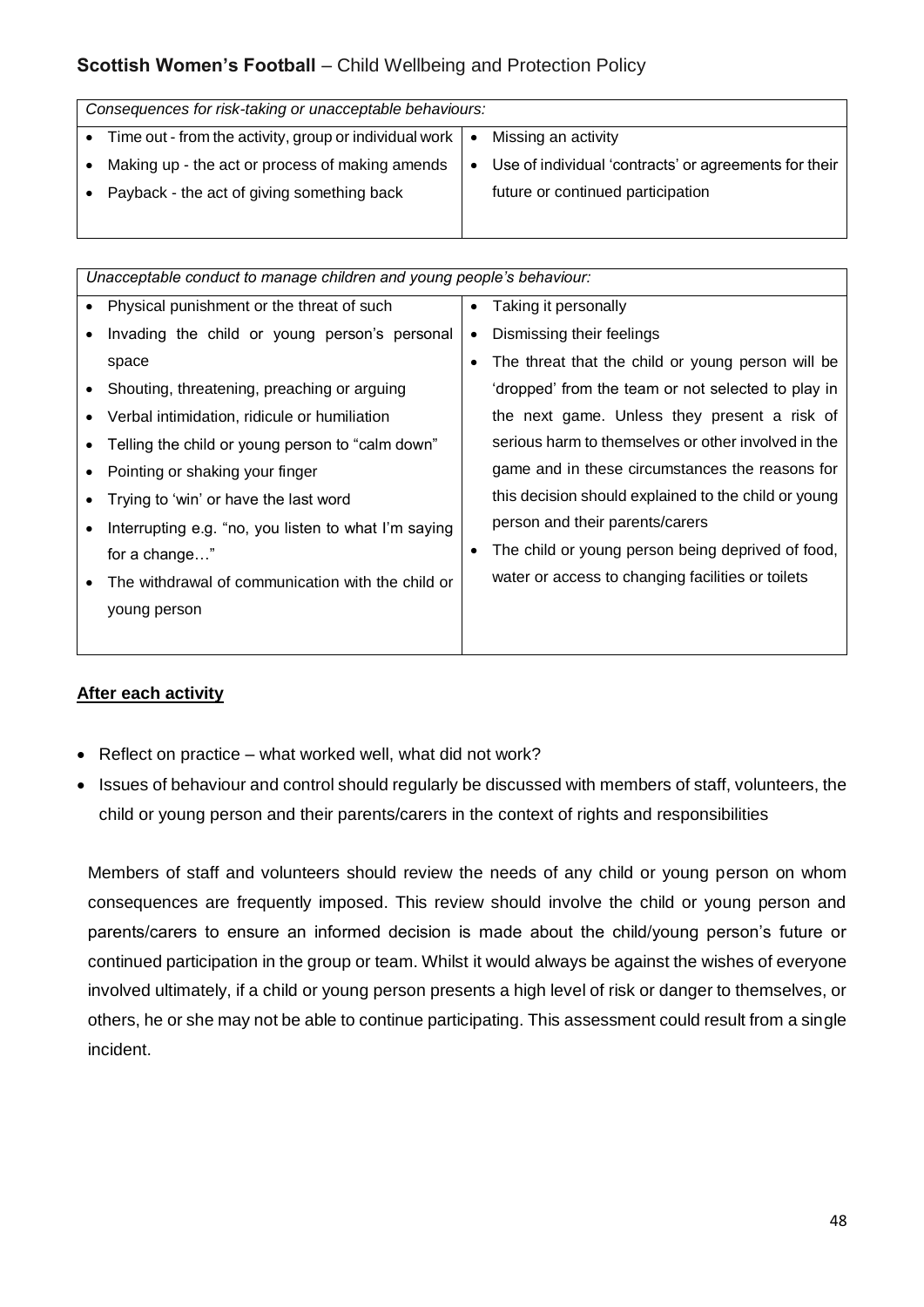| *Consequences for risk-taking or unacceptable behaviours:* | |
|---|---|
| • Time out - from the activity, group or individual work<br>• Making up - the act or process of making amends<br>• Payback - the act of giving something back | • Missing an activity<br>• Use of individual 'contracts' or agreements for their future or continued participation |

| *Unacceptable conduct to manage children and young people's behaviour:* | |
|---|---|
| • Physical punishment or the threat of such<br>• Invading the child or young person's personal space<br>• Shouting, threatening, preaching or arguing<br>• Verbal intimidation, ridicule or humiliation<br>• Telling the child or young person to "calm down"<br>• Pointing or shaking your finger<br>• Trying to 'win' or have the last word<br>• Interrupting e.g. "no, you listen to what I'm saying for a change…"<br>• The withdrawal of communication with the child or young person | • Taking it personally<br>• Dismissing their feelings<br>• The threat that the child or young person will be 'dropped' from the team or not selected to play in the next game. Unless they present a risk of serious harm to themselves or other involved in the game and in these circumstances the reasons for this decision should explained to the child or young person and their parents/carers<br>• The child or young person being deprived of food, water or access to changing facilities or toilets |

**After each activity**

- Reflect on practice – what worked well, what did not work?
- Issues of behaviour and control should regularly be discussed with members of staff, volunteers, the child or young person and their parents/carers in the context of rights and responsibilities

Members of staff and volunteers should review the needs of any child or young person on whom consequences are frequently imposed. This review should involve the child or young person and parents/carers to ensure an informed decision is made about the child/young person's future or continued participation in the group or team. Whilst it would always be against the wishes of everyone involved ultimately, if a child or young person presents a high level of risk or danger to themselves, or others, he or she may not be able to continue participating. This assessment could result from a single incident.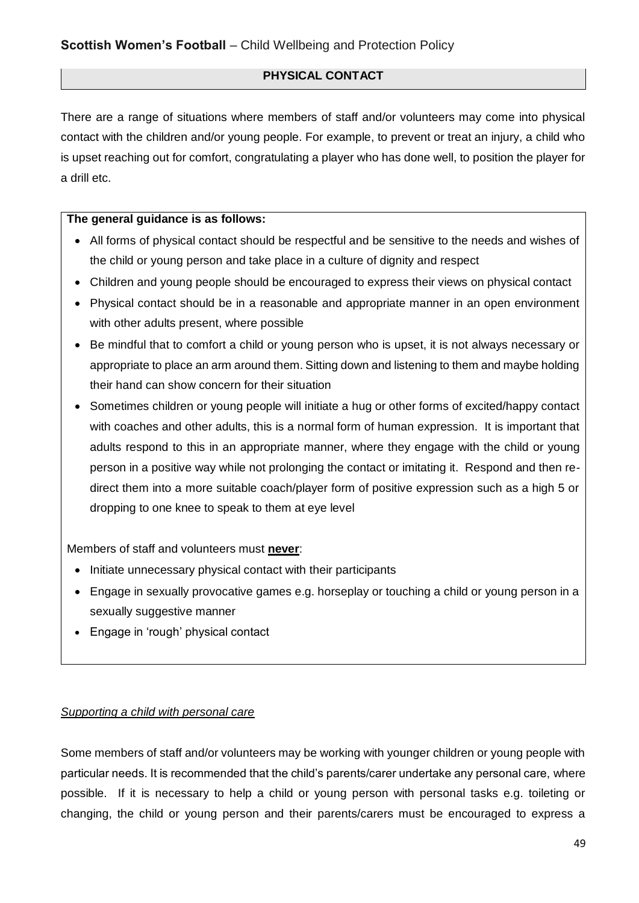## PHYSICAL CONTACT

There are a range of situations where members of staff and/or volunteers may come into physical contact with the children and/or young people. For example, to prevent or treat an injury, a child who is upset reaching out for comfort, congratulating a player who has done well, to position the player for a drill etc.

**The general guidance is as follows:**

- All forms of physical contact should be respectful and be sensitive to the needs and wishes of the child or young person and take place in a culture of dignity and respect
- Children and young people should be encouraged to express their views on physical contact
- Physical contact should be in a reasonable and appropriate manner in an open environment with other adults present, where possible
- Be mindful that to comfort a child or young person who is upset, it is not always necessary or appropriate to place an arm around them. Sitting down and listening to them and maybe holding their hand can show concern for their situation
- Sometimes children or young people will initiate a hug or other forms of excited/happy contact with coaches and other adults, this is a normal form of human expression. It is important that adults respond to this in an appropriate manner, where they engage with the child or young person in a positive way while not prolonging the contact or imitating it. Respond and then re-direct them into a more suitable coach/player form of positive expression such as a high 5 or dropping to one knee to speak to them at eye level

Members of staff and volunteers must **never**:

- Initiate unnecessary physical contact with their participants
- Engage in sexually provocative games e.g. horseplay or touching a child or young person in a sexually suggestive manner
- Engage in 'rough' physical contact

*Supporting a child with personal care*

Some members of staff and/or volunteers may be working with younger children or young people with particular needs. It is recommended that the child's parents/carer undertake any personal care, where possible. If it is necessary to help a child or young person with personal tasks e.g. toileting or changing, the child or young person and their parents/carers must be encouraged to express a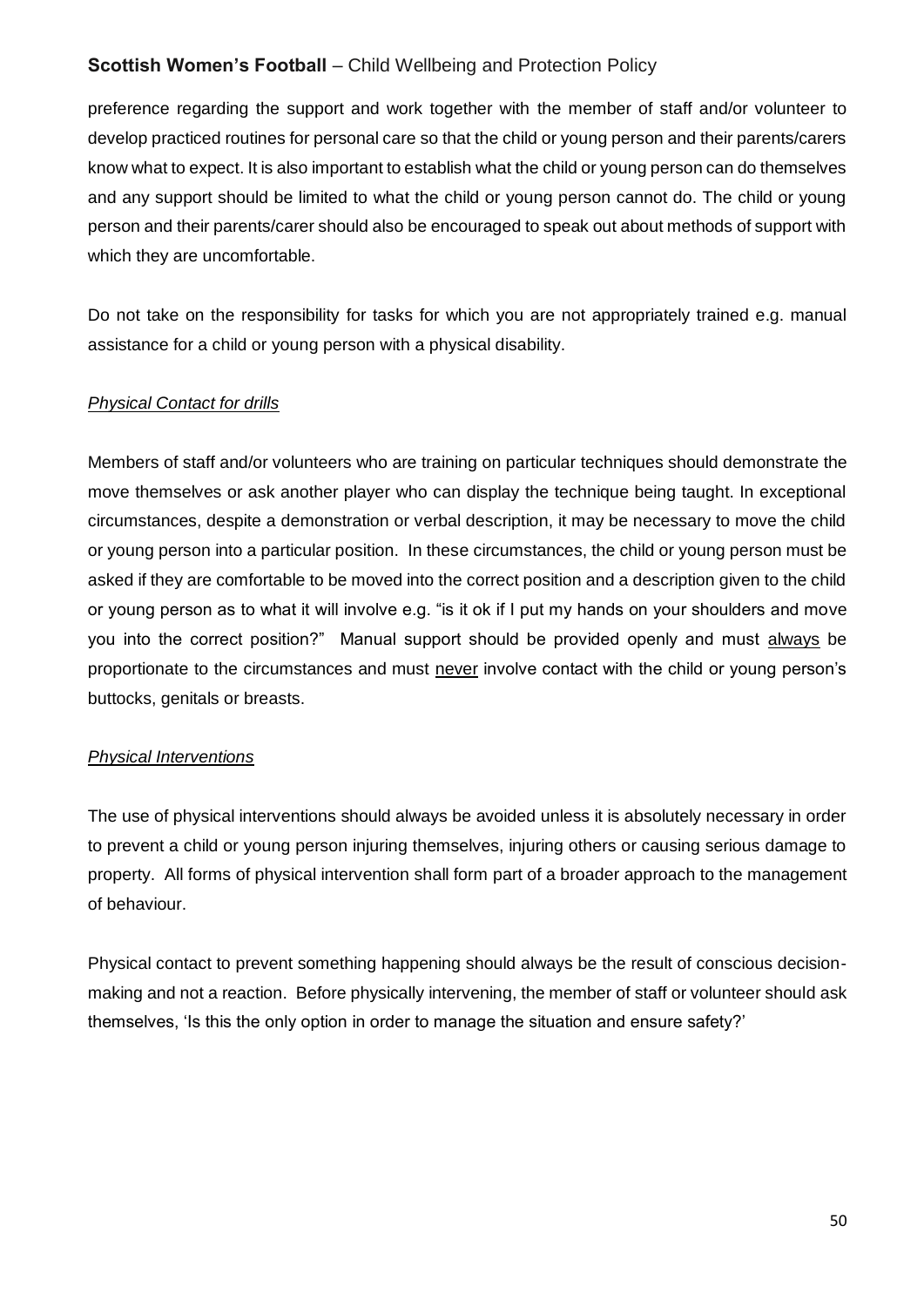preference regarding the support and work together with the member of staff and/or volunteer to develop practiced routines for personal care so that the child or young person and their parents/carers know what to expect. It is also important to establish what the child or young person can do themselves and any support should be limited to what the child or young person cannot do. The child or young person and their parents/carer should also be encouraged to speak out about methods of support with which they are uncomfortable.

Do not take on the responsibility for tasks for which you are not appropriately trained e.g. manual assistance for a child or young person with a physical disability.

*Physical Contact for drills*

Members of staff and/or volunteers who are training on particular techniques should demonstrate the move themselves or ask another player who can display the technique being taught. In exceptional circumstances, despite a demonstration or verbal description, it may be necessary to move the child or young person into a particular position. In these circumstances, the child or young person must be asked if they are comfortable to be moved into the correct position and a description given to the child or young person as to what it will involve e.g. "is it ok if I put my hands on your shoulders and move you into the correct position?" Manual support should be provided openly and must always be proportionate to the circumstances and must never involve contact with the child or young person's buttocks, genitals or breasts.

*Physical Interventions*

The use of physical interventions should always be avoided unless it is absolutely necessary in order to prevent a child or young person injuring themselves, injuring others or causing serious damage to property. All forms of physical intervention shall form part of a broader approach to the management of behaviour.

Physical contact to prevent something happening should always be the result of conscious decision-making and not a reaction. Before physically intervening, the member of staff or volunteer should ask themselves, 'Is this the only option in order to manage the situation and ensure safety?'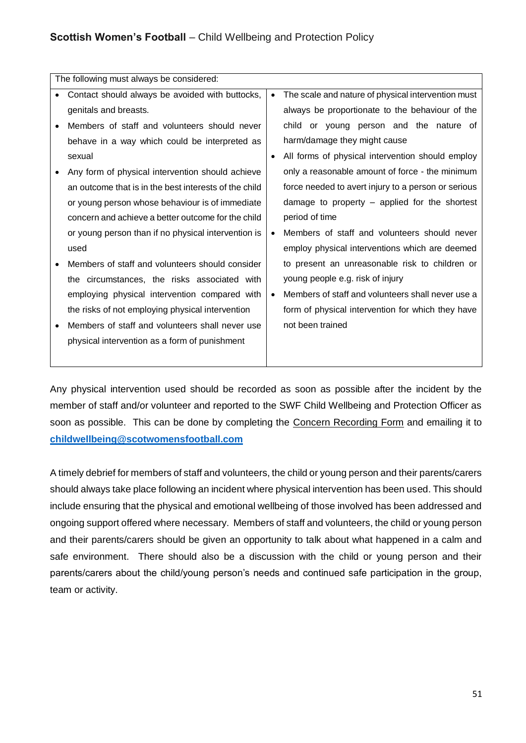| The following must always be considered: | |
|---|---|
| • Contact should always be avoided with buttocks, genitals and breasts.<br>• Members of staff and volunteers should never behave in a way which could be interpreted as sexual<br>• Any form of physical intervention should achieve an outcome that is in the best interests of the child or young person whose behaviour is of immediate concern and achieve a better outcome for the child or young person than if no physical intervention is used<br>• Members of staff and volunteers should consider the circumstances, the risks associated with employing physical intervention compared with the risks of not employing physical intervention<br>• Members of staff and volunteers shall never use physical intervention as a form of punishment | • The scale and nature of physical intervention must always be proportionate to the behaviour of the child or young person and the nature of harm/damage they might cause<br>• All forms of physical intervention should employ only a reasonable amount of force - the minimum force needed to avert injury to a person or serious damage to property – applied for the shortest period of time<br>• Members of staff and volunteers should never employ physical interventions which are deemed to present an unreasonable risk to children or young people e.g. risk of injury<br>• Members of staff and volunteers shall never use a form of physical intervention for which they have not been trained |

Any physical intervention used should be recorded as soon as possible after the incident by the member of staff and/or volunteer and reported to the SWF Child Wellbeing and Protection Officer as soon as possible. This can be done by completing the Concern Recording Form and emailing it to **childwellbeing@scotwomensfootball.com**

A timely debrief for members of staff and volunteers, the child or young person and their parents/carers should always take place following an incident where physical intervention has been used. This should include ensuring that the physical and emotional wellbeing of those involved has been addressed and ongoing support offered where necessary. Members of staff and volunteers, the child or young person and their parents/carers should be given an opportunity to talk about what happened in a calm and safe environment. There should also be a discussion with the child or young person and their parents/carers about the child/young person's needs and continued safe participation in the group, team or activity.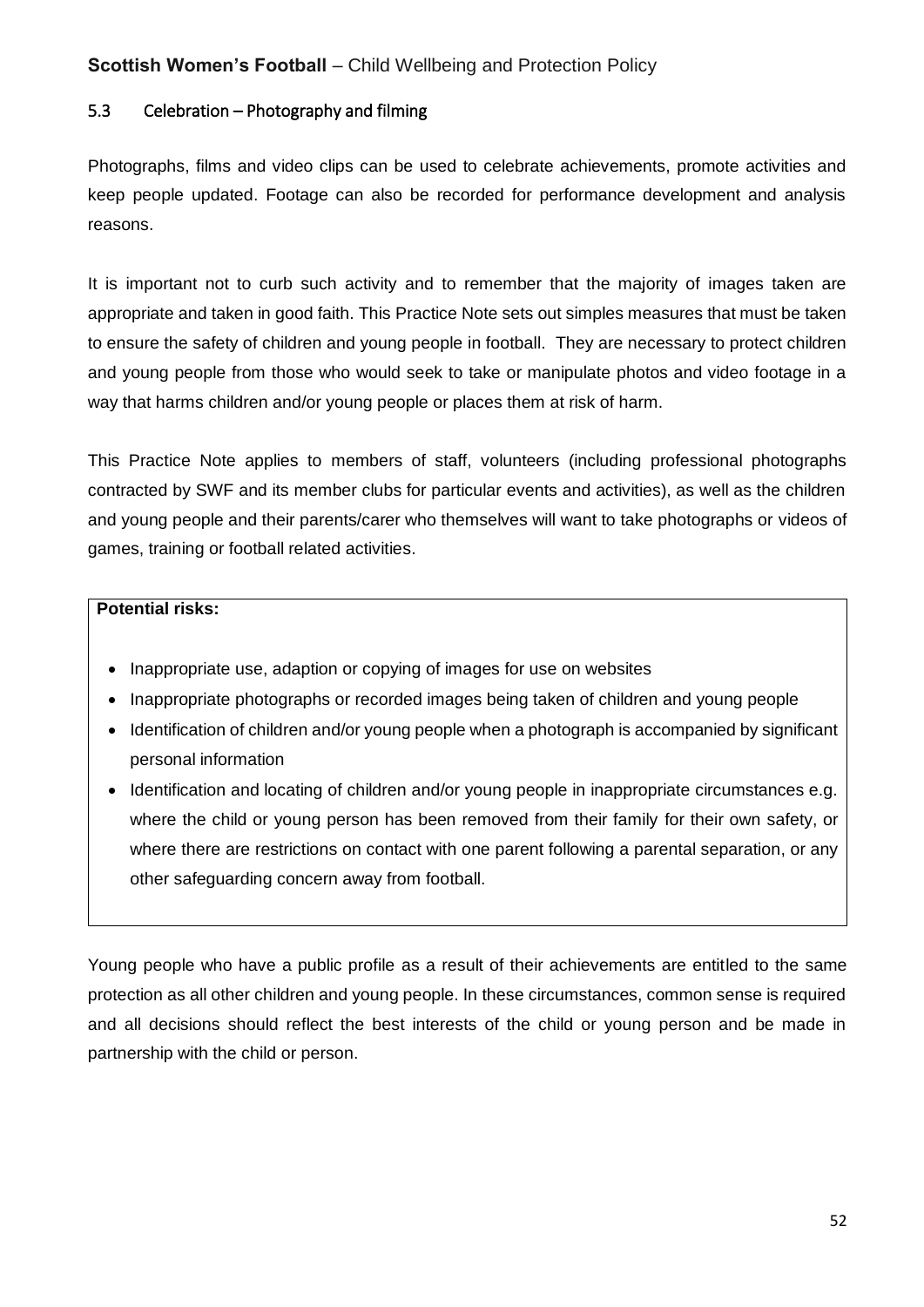### 5.3 Celebration – Photography and filming

Photographs, films and video clips can be used to celebrate achievements, promote activities and keep people updated. Footage can also be recorded for performance development and analysis reasons.

It is important not to curb such activity and to remember that the majority of images taken are appropriate and taken in good faith. This Practice Note sets out simples measures that must be taken to ensure the safety of children and young people in football. They are necessary to protect children and young people from those who would seek to take or manipulate photos and video footage in a way that harms children and/or young people or places them at risk of harm.

This Practice Note applies to members of staff, volunteers (including professional photographs contracted by SWF and its member clubs for particular events and activities), as well as the children and young people and their parents/carer who themselves will want to take photographs or videos of games, training or football related activities.

**Potential risks:**

- Inappropriate use, adaption or copying of images for use on websites
- Inappropriate photographs or recorded images being taken of children and young people
- Identification of children and/or young people when a photograph is accompanied by significant personal information
- Identification and locating of children and/or young people in inappropriate circumstances e.g. where the child or young person has been removed from their family for their own safety, or where there are restrictions on contact with one parent following a parental separation, or any other safeguarding concern away from football.

Young people who have a public profile as a result of their achievements are entitled to the same protection as all other children and young people. In these circumstances, common sense is required and all decisions should reflect the best interests of the child or young person and be made in partnership with the child or person.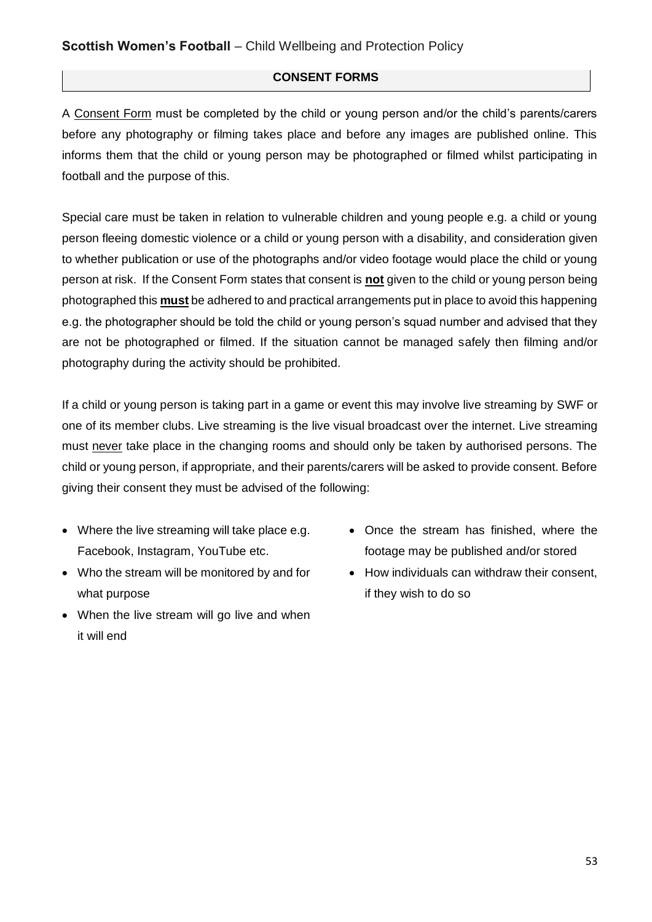## CONSENT FORMS

A Consent Form must be completed by the child or young person and/or the child's parents/carers before any photography or filming takes place and before any images are published online. This informs them that the child or young person may be photographed or filmed whilst participating in football and the purpose of this.

Special care must be taken in relation to vulnerable children and young people e.g. a child or young person fleeing domestic violence or a child or young person with a disability, and consideration given to whether publication or use of the photographs and/or video footage would place the child or young person at risk. If the Consent Form states that consent is **not** given to the child or young person being photographed this **must** be adhered to and practical arrangements put in place to avoid this happening e.g. the photographer should be told the child or young person's squad number and advised that they are not be photographed or filmed. If the situation cannot be managed safely then filming and/or photography during the activity should be prohibited.

If a child or young person is taking part in a game or event this may involve live streaming by SWF or one of its member clubs. Live streaming is the live visual broadcast over the internet. Live streaming must never take place in the changing rooms and should only be taken by authorised persons. The child or young person, if appropriate, and their parents/carers will be asked to provide consent. Before giving their consent they must be advised of the following:

- Where the live streaming will take place e.g. Facebook, Instagram, YouTube etc.
- Who the stream will be monitored by and for what purpose
- When the live stream will go live and when it will end
- Once the stream has finished, where the footage may be published and/or stored
- How individuals can withdraw their consent, if they wish to do so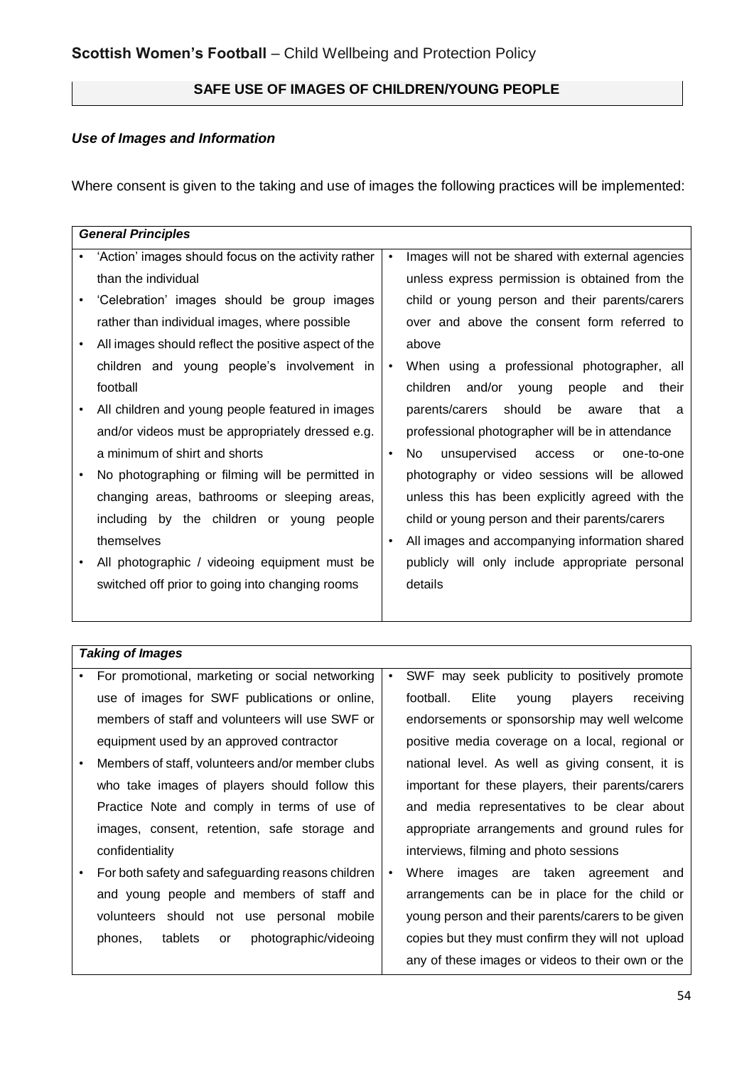## SAFE USE OF IMAGES OF CHILDREN/YOUNG PEOPLE

### *Use of Images and Information*

Where consent is given to the taking and use of images the following practices will be implemented:

#### *General Principles*

- 'Action' images should focus on the activity rather than the individual
- 'Celebration' images should be group images rather than individual images, where possible
- All images should reflect the positive aspect of the children and young people's involvement in football
- All children and young people featured in images and/or videos must be appropriately dressed e.g. a minimum of shirt and shorts
- No photographing or filming will be permitted in changing areas, bathrooms or sleeping areas, including by the children or young people themselves
- All photographic / videoing equipment must be switched off prior to going into changing rooms
- Images will not be shared with external agencies unless express permission is obtained from the child or young person and their parents/carers over and above the consent form referred to above
- When using a professional photographer, all children and/or young people and their parents/carers should be aware that a professional photographer will be in attendance
- No unsupervised access or one-to-one photography or video sessions will be allowed unless this has been explicitly agreed with the child or young person and their parents/carers
- All images and accompanying information shared publicly will only include appropriate personal details

#### *Taking of Images*

- For promotional, marketing or social networking use of images for SWF publications or online, members of staff and volunteers will use SWF or equipment used by an approved contractor
- Members of staff, volunteers and/or member clubs who take images of players should follow this Practice Note and comply in terms of use of images, consent, retention, safe storage and confidentiality
- For both safety and safeguarding reasons children and young people and members of staff and volunteers should not use personal mobile phones, tablets or photographic/videoing
- SWF may seek publicity to positively promote football. Elite young players receiving endorsements or sponsorship may well welcome positive media coverage on a local, regional or national level. As well as giving consent, it is important for these players, their parents/carers and media representatives to be clear about appropriate arrangements and ground rules for interviews, filming and photo sessions
- Where images are taken agreement and arrangements can be in place for the child or young person and their parents/carers to be given copies but they must confirm they will not upload any of these images or videos to their own or the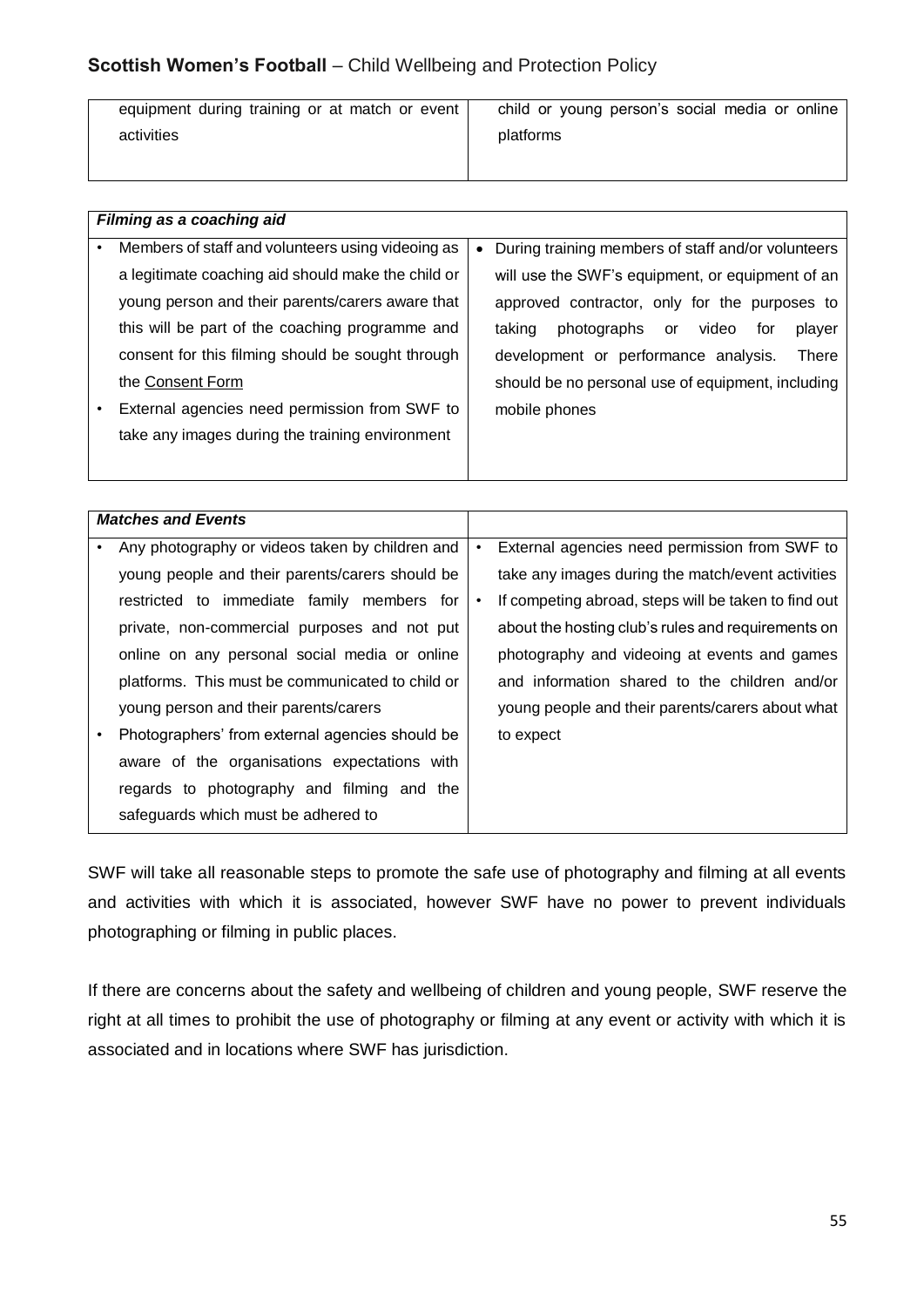| equipment during training or at match or event activities | child or young person's social media or online platforms |
|---|---|

| ***Filming as a coaching aid*** | |
|---|---|
| • Members of staff and volunteers using videoing as a legitimate coaching aid should make the child or young person and their parents/carers aware that this will be part of the coaching programme and consent for this filming should be sought through the Consent Form<br>• External agencies need permission from SWF to take any images during the training environment | • During training members of staff and/or volunteers will use the SWF's equipment, or equipment of an approved contractor, only for the purposes to taking photographs or video for player development or performance analysis. There should be no personal use of equipment, including mobile phones |

| ***Matches and Events*** | |
|---|---|
| • Any photography or videos taken by children and young people and their parents/carers should be restricted to immediate family members for private, non-commercial purposes and not put online on any personal social media or online platforms. This must be communicated to child or young person and their parents/carers<br>• Photographers' from external agencies should be aware of the organisations expectations with regards to photography and filming and the safeguards which must be adhered to | • External agencies need permission from SWF to take any images during the match/event activities<br>• If competing abroad, steps will be taken to find out about the hosting club's rules and requirements on photography and videoing at events and games and information shared to the children and/or young people and their parents/carers about what to expect |

SWF will take all reasonable steps to promote the safe use of photography and filming at all events and activities with which it is associated, however SWF have no power to prevent individuals photographing or filming in public places.

If there are concerns about the safety and wellbeing of children and young people, SWF reserve the right at all times to prohibit the use of photography or filming at any event or activity with which it is associated and in locations where SWF has jurisdiction.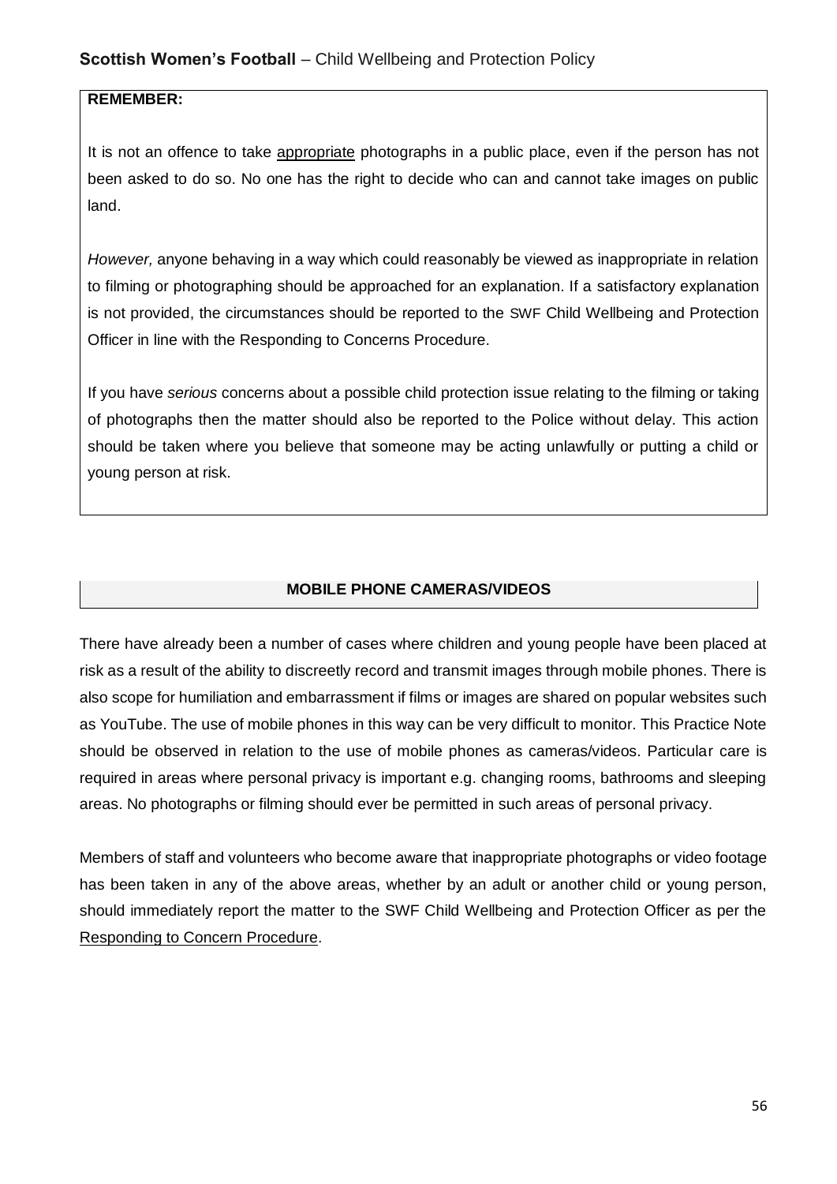**REMEMBER:**

It is not an offence to take appropriate photographs in a public place, even if the person has not been asked to do so. No one has the right to decide who can and cannot take images on public land.

*However,* anyone behaving in a way which could reasonably be viewed as inappropriate in relation to filming or photographing should be approached for an explanation. If a satisfactory explanation is not provided, the circumstances should be reported to the SWF Child Wellbeing and Protection Officer in line with the Responding to Concerns Procedure.

If you have *serious* concerns about a possible child protection issue relating to the filming or taking of photographs then the matter should also be reported to the Police without delay. This action should be taken where you believe that someone may be acting unlawfully or putting a child or young person at risk.

## MOBILE PHONE CAMERAS/VIDEOS

There have already been a number of cases where children and young people have been placed at risk as a result of the ability to discreetly record and transmit images through mobile phones. There is also scope for humiliation and embarrassment if films or images are shared on popular websites such as YouTube. The use of mobile phones in this way can be very difficult to monitor. This Practice Note should be observed in relation to the use of mobile phones as cameras/videos. Particular care is required in areas where personal privacy is important e.g. changing rooms, bathrooms and sleeping areas. No photographs or filming should ever be permitted in such areas of personal privacy.

Members of staff and volunteers who become aware that inappropriate photographs or video footage has been taken in any of the above areas, whether by an adult or another child or young person, should immediately report the matter to the SWF Child Wellbeing and Protection Officer as per the Responding to Concern Procedure.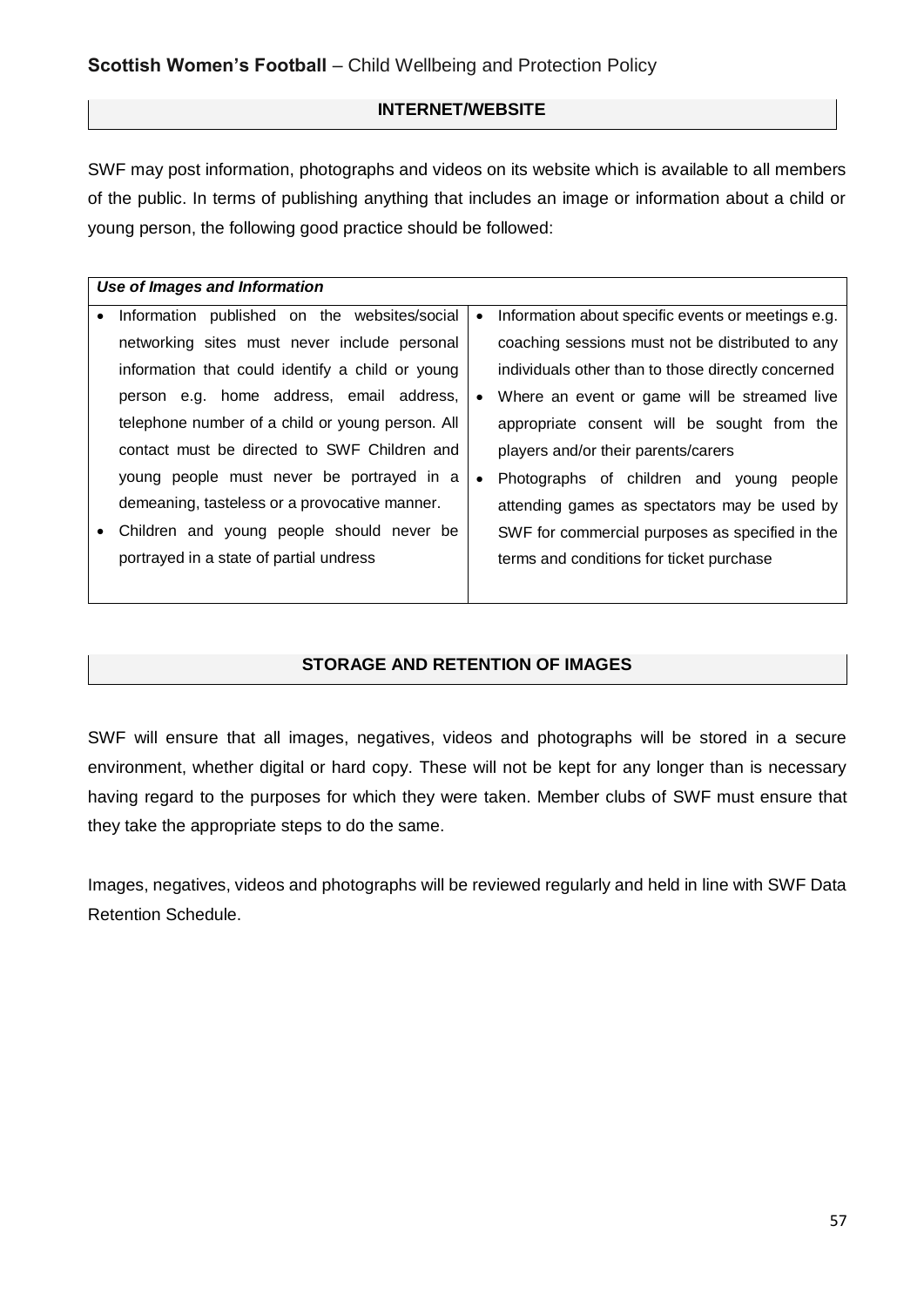## INTERNET/WEBSITE

SWF may post information, photographs and videos on its website which is available to all members of the public. In terms of publishing anything that includes an image or information about a child or young person, the following good practice should be followed:

***Use of Images and Information***

- Information published on the websites/social networking sites must never include personal information that could identify a child or young person e.g. home address, email address, telephone number of a child or young person. All contact must be directed to SWF Children and young people must never be portrayed in a demeaning, tasteless or a provocative manner.
- Children and young people should never be portrayed in a state of partial undress
- Information about specific events or meetings e.g. coaching sessions must not be distributed to any individuals other than to those directly concerned
- Where an event or game will be streamed live appropriate consent will be sought from the players and/or their parents/carers
- Photographs of children and young people attending games as spectators may be used by SWF for commercial purposes as specified in the terms and conditions for ticket purchase

## STORAGE AND RETENTION OF IMAGES

SWF will ensure that all images, negatives, videos and photographs will be stored in a secure environment, whether digital or hard copy. These will not be kept for any longer than is necessary having regard to the purposes for which they were taken. Member clubs of SWF must ensure that they take the appropriate steps to do the same.

Images, negatives, videos and photographs will be reviewed regularly and held in line with SWF Data Retention Schedule.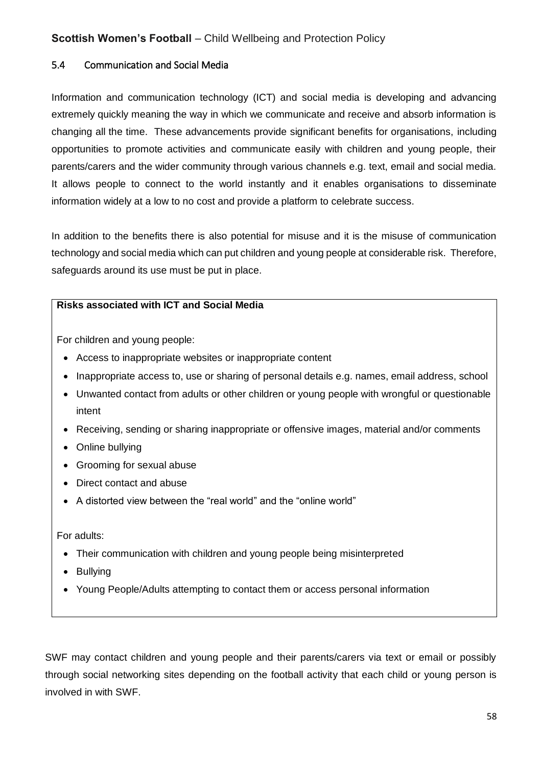### 5.4 Communication and Social Media

Information and communication technology (ICT) and social media is developing and advancing extremely quickly meaning the way in which we communicate and receive and absorb information is changing all the time. These advancements provide significant benefits for organisations, including opportunities to promote activities and communicate easily with children and young people, their parents/carers and the wider community through various channels e.g. text, email and social media. It allows people to connect to the world instantly and it enables organisations to disseminate information widely at a low to no cost and provide a platform to celebrate success.

In addition to the benefits there is also potential for misuse and it is the misuse of communication technology and social media which can put children and young people at considerable risk. Therefore, safeguards around its use must be put in place.

**Risks associated with ICT and Social Media**

For children and young people:

- Access to inappropriate websites or inappropriate content
- Inappropriate access to, use or sharing of personal details e.g. names, email address, school
- Unwanted contact from adults or other children or young people with wrongful or questionable intent
- Receiving, sending or sharing inappropriate or offensive images, material and/or comments
- Online bullying
- Grooming for sexual abuse
- Direct contact and abuse
- A distorted view between the "real world" and the "online world"

For adults:

- Their communication with children and young people being misinterpreted
- Bullying
- Young People/Adults attempting to contact them or access personal information

SWF may contact children and young people and their parents/carers via text or email or possibly through social networking sites depending on the football activity that each child or young person is involved in with SWF.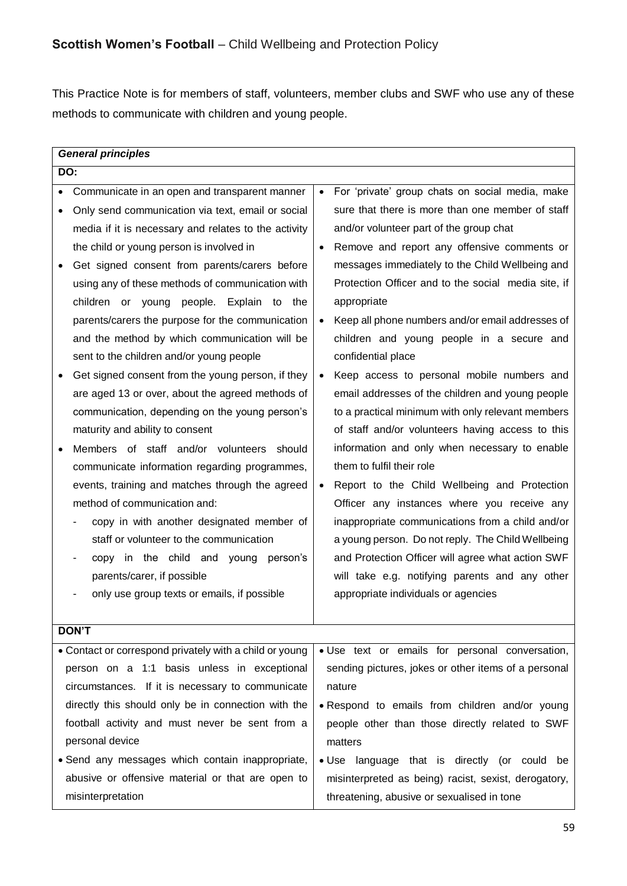This Practice Note is for members of staff, volunteers, member clubs and SWF who use any of these methods to communicate with children and young people.

| ***General principles*** | |
|---|---|
| **DO:** | |
| • Communicate in an open and transparent manner<br>• Only send communication via text, email or social media if it is necessary and relates to the activity the child or young person is involved in<br>• Get signed consent from parents/carers before using any of these methods of communication with children or young people. Explain to the parents/carers the purpose for the communication and the method by which communication will be sent to the children and/or young people<br>• Get signed consent from the young person, if they are aged 13 or over, about the agreed methods of communication, depending on the young person's maturity and ability to consent<br>• Members of staff and/or volunteers should communicate information regarding programmes, events, training and matches through the agreed method of communication and:<br>- copy in with another designated member of staff or volunteer to the communication<br>- copy in the child and young person's parents/carer, if possible<br>- only use group texts or emails, if possible | • For 'private' group chats on social media, make sure that there is more than one member of staff and/or volunteer part of the group chat<br>• Remove and report any offensive comments or messages immediately to the Child Wellbeing and Protection Officer and to the social media site, if appropriate<br>• Keep all phone numbers and/or email addresses of children and young people in a secure and confidential place<br>• Keep access to personal mobile numbers and email addresses of the children and young people to a practical minimum with only relevant members of staff and/or volunteers having access to this information and only when necessary to enable them to fulfil their role<br>• Report to the Child Wellbeing and Protection Officer any instances where you receive any inappropriate communications from a child and/or a young person. Do not reply. The Child Wellbeing and Protection Officer will agree what action SWF will take e.g. notifying parents and any other appropriate individuals or agencies |
| **DON'T** | |
| • Contact or correspond privately with a child or young person on a 1:1 basis unless in exceptional circumstances. If it is necessary to communicate directly this should only be in connection with the football activity and must never be sent from a personal device<br>• Send any messages which contain inappropriate, abusive or offensive material or that are open to misinterpretation | • Use text or emails for personal conversation, sending pictures, jokes or other items of a personal nature<br>• Respond to emails from children and/or young people other than those directly related to SWF matters<br>• Use language that is directly (or could be misinterpreted as being) racist, sexist, derogatory, threatening, abusive or sexualised in tone |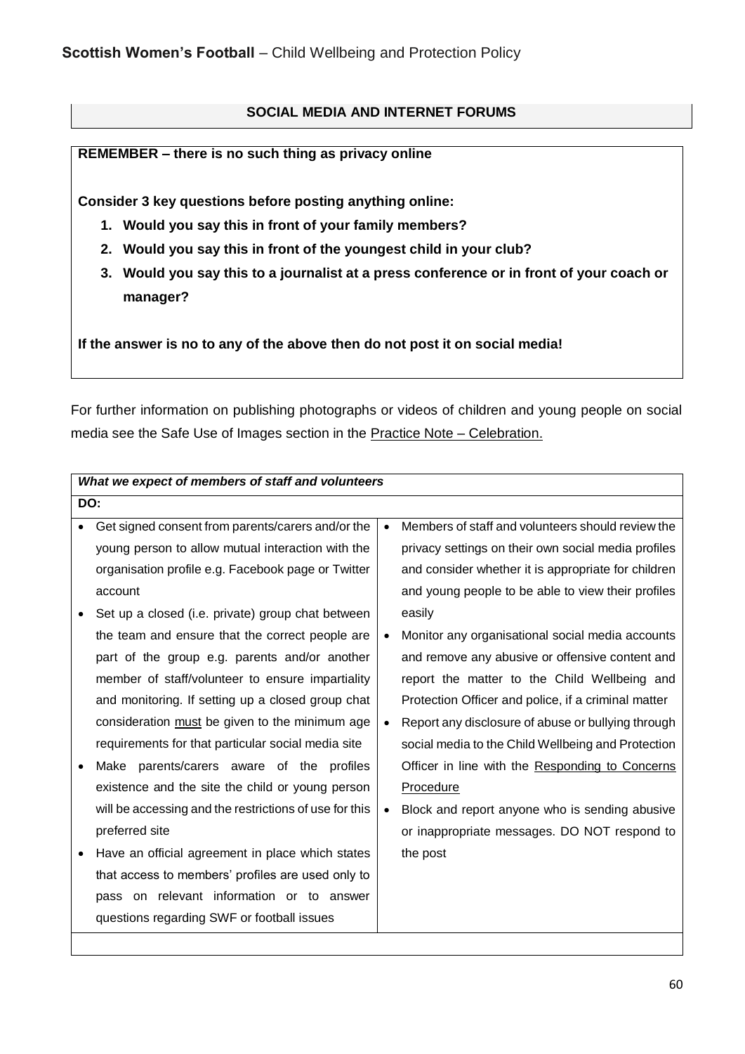## SOCIAL MEDIA AND INTERNET FORUMS

**REMEMBER – there is no such thing as privacy online**

**Consider 3 key questions before posting anything online:**

1. **Would you say this in front of your family members?**
2. **Would you say this in front of the youngest child in your club?**
3. **Would you say this to a journalist at a press conference or in front of your coach or manager?**

**If the answer is no to any of the above then do not post it on social media!**

For further information on publishing photographs or videos of children and young people on social media see the Safe Use of Images section in the Practice Note – Celebration.

***What we expect of members of staff and volunteers***

**DO:**

- Get signed consent from parents/carers and/or the young person to allow mutual interaction with the organisation profile e.g. Facebook page or Twitter account
- Set up a closed (i.e. private) group chat between the team and ensure that the correct people are part of the group e.g. parents and/or another member of staff/volunteer to ensure impartiality and monitoring. If setting up a closed group chat consideration must be given to the minimum age requirements for that particular social media site
- Make parents/carers aware of the profiles existence and the site the child or young person will be accessing and the restrictions of use for this preferred site
- Have an official agreement in place which states that access to members' profiles are used only to pass on relevant information or to answer questions regarding SWF or football issues
- Members of staff and volunteers should review the privacy settings on their own social media profiles and consider whether it is appropriate for children and young people to be able to view their profiles easily
- Monitor any organisational social media accounts and remove any abusive or offensive content and report the matter to the Child Wellbeing and Protection Officer and police, if a criminal matter
- Report any disclosure of abuse or bullying through social media to the Child Wellbeing and Protection Officer in line with the Responding to Concerns Procedure
- Block and report anyone who is sending abusive or inappropriate messages. DO NOT respond to the post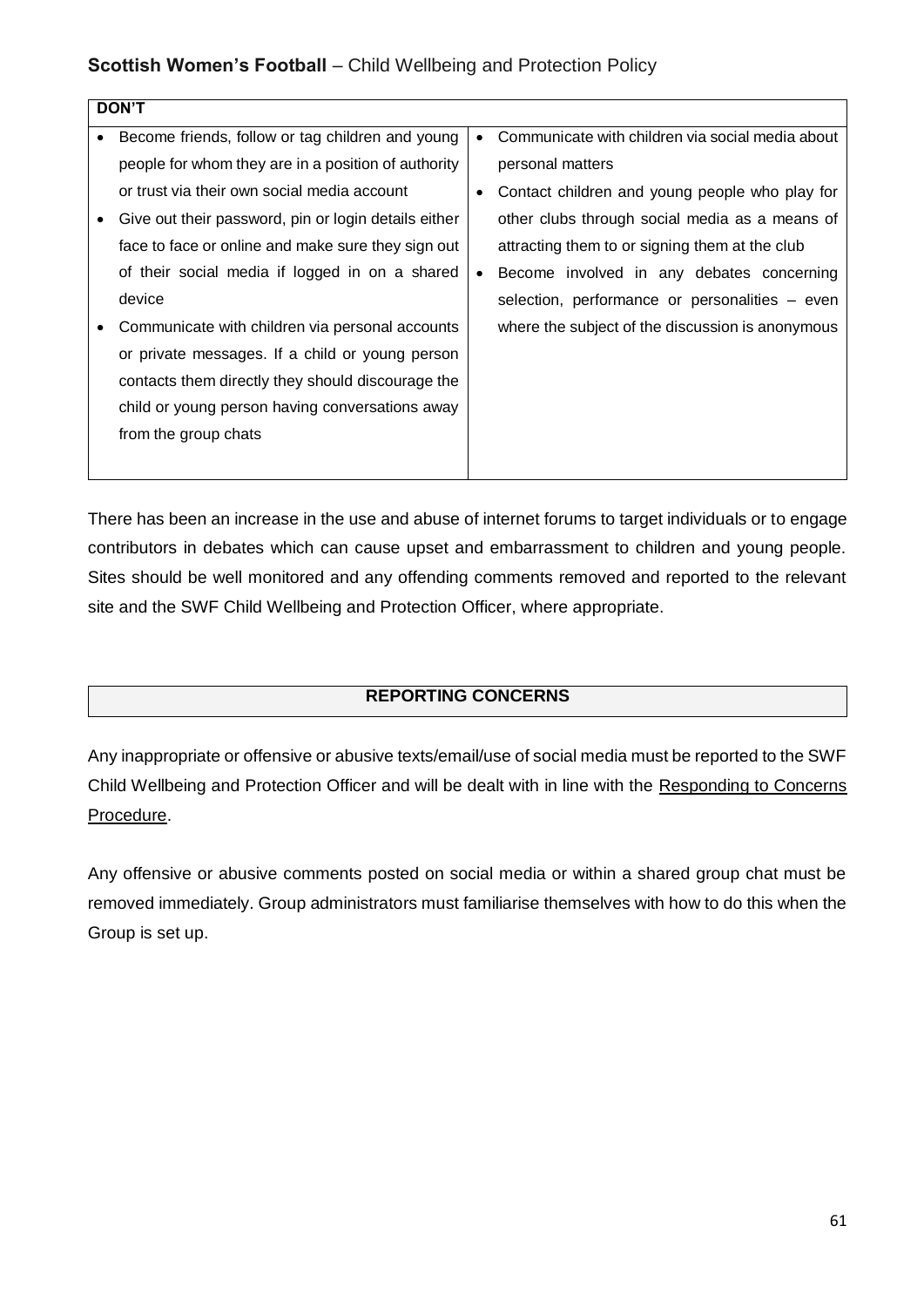| DON'T | |
|---|---|
| • Become friends, follow or tag children and young people for whom they are in a position of authority or trust via their own social media account<br>• Give out their password, pin or login details either face to face or online and make sure they sign out of their social media if logged in on a shared device<br>• Communicate with children via personal accounts or private messages. If a child or young person contacts them directly they should discourage the child or young person having conversations away from the group chats | • Communicate with children via social media about personal matters<br>• Contact children and young people who play for other clubs through social media as a means of attracting them to or signing them at the club<br>• Become involved in any debates concerning selection, performance or personalities – even where the subject of the discussion is anonymous |

There has been an increase in the use and abuse of internet forums to target individuals or to engage contributors in debates which can cause upset and embarrassment to children and young people. Sites should be well monitored and any offending comments removed and reported to the relevant site and the SWF Child Wellbeing and Protection Officer, where appropriate.

## REPORTING CONCERNS

Any inappropriate or offensive or abusive texts/email/use of social media must be reported to the SWF Child Wellbeing and Protection Officer and will be dealt with in line with the Responding to Concerns Procedure.

Any offensive or abusive comments posted on social media or within a shared group chat must be removed immediately. Group administrators must familiarise themselves with how to do this when the Group is set up.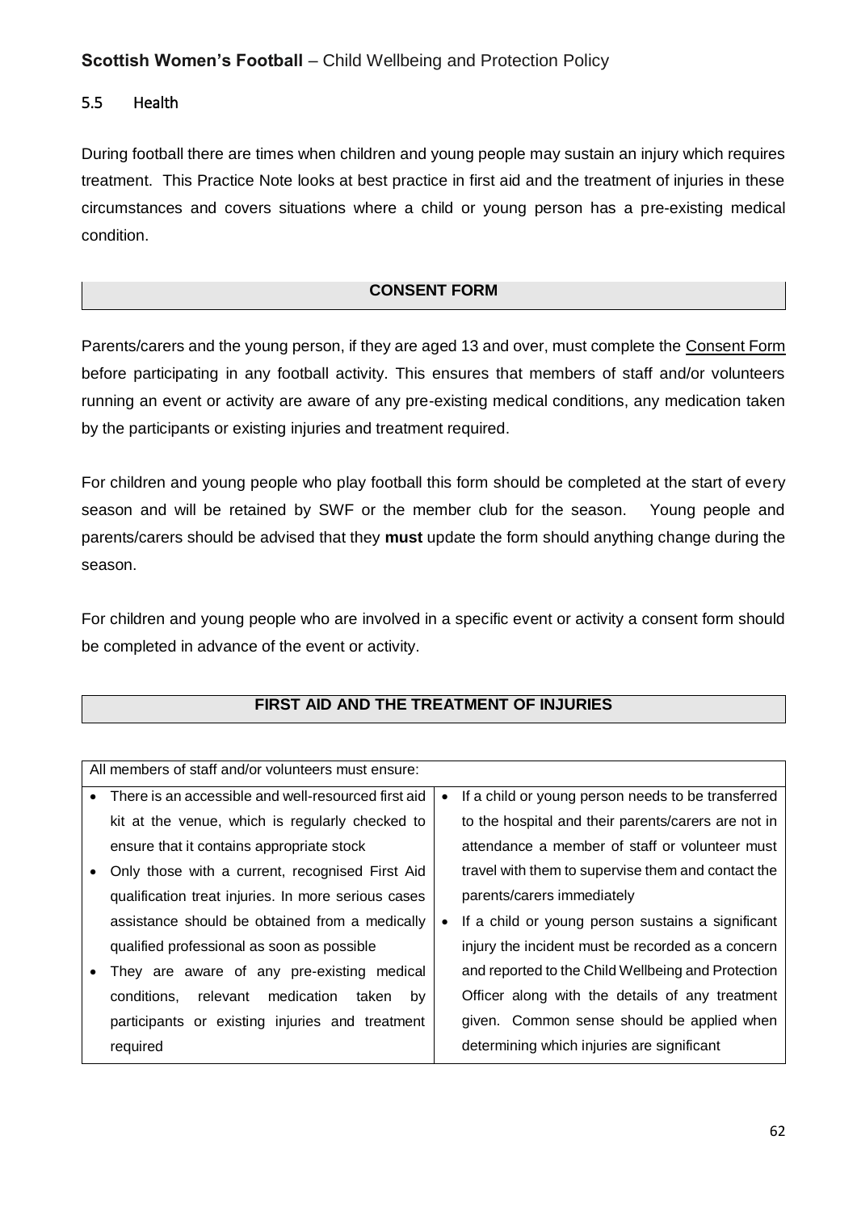## 5.5 Health

During football there are times when children and young people may sustain an injury which requires treatment. This Practice Note looks at best practice in first aid and the treatment of injuries in these circumstances and covers situations where a child or young person has a pre-existing medical condition.

### CONSENT FORM

Parents/carers and the young person, if they are aged 13 and over, must complete the Consent Form before participating in any football activity. This ensures that members of staff and/or volunteers running an event or activity are aware of any pre-existing medical conditions, any medication taken by the participants or existing injuries and treatment required.

For children and young people who play football this form should be completed at the start of every season and will be retained by SWF or the member club for the season. Young people and parents/carers should be advised that they **must** update the form should anything change during the season.

For children and young people who are involved in a specific event or activity a consent form should be completed in advance of the event or activity.

### FIRST AID AND THE TREATMENT OF INJURIES

All members of staff and/or volunteers must ensure:

- There is an accessible and well-resourced first aid kit at the venue, which is regularly checked to ensure that it contains appropriate stock
- Only those with a current, recognised First Aid qualification treat injuries. In more serious cases assistance should be obtained from a medically qualified professional as soon as possible
- They are aware of any pre-existing medical conditions, relevant medication taken by participants or existing injuries and treatment required
- If a child or young person needs to be transferred to the hospital and their parents/carers are not in attendance a member of staff or volunteer must travel with them to supervise them and contact the parents/carers immediately
- If a child or young person sustains a significant injury the incident must be recorded as a concern and reported to the Child Wellbeing and Protection Officer along with the details of any treatment given. Common sense should be applied when determining which injuries are significant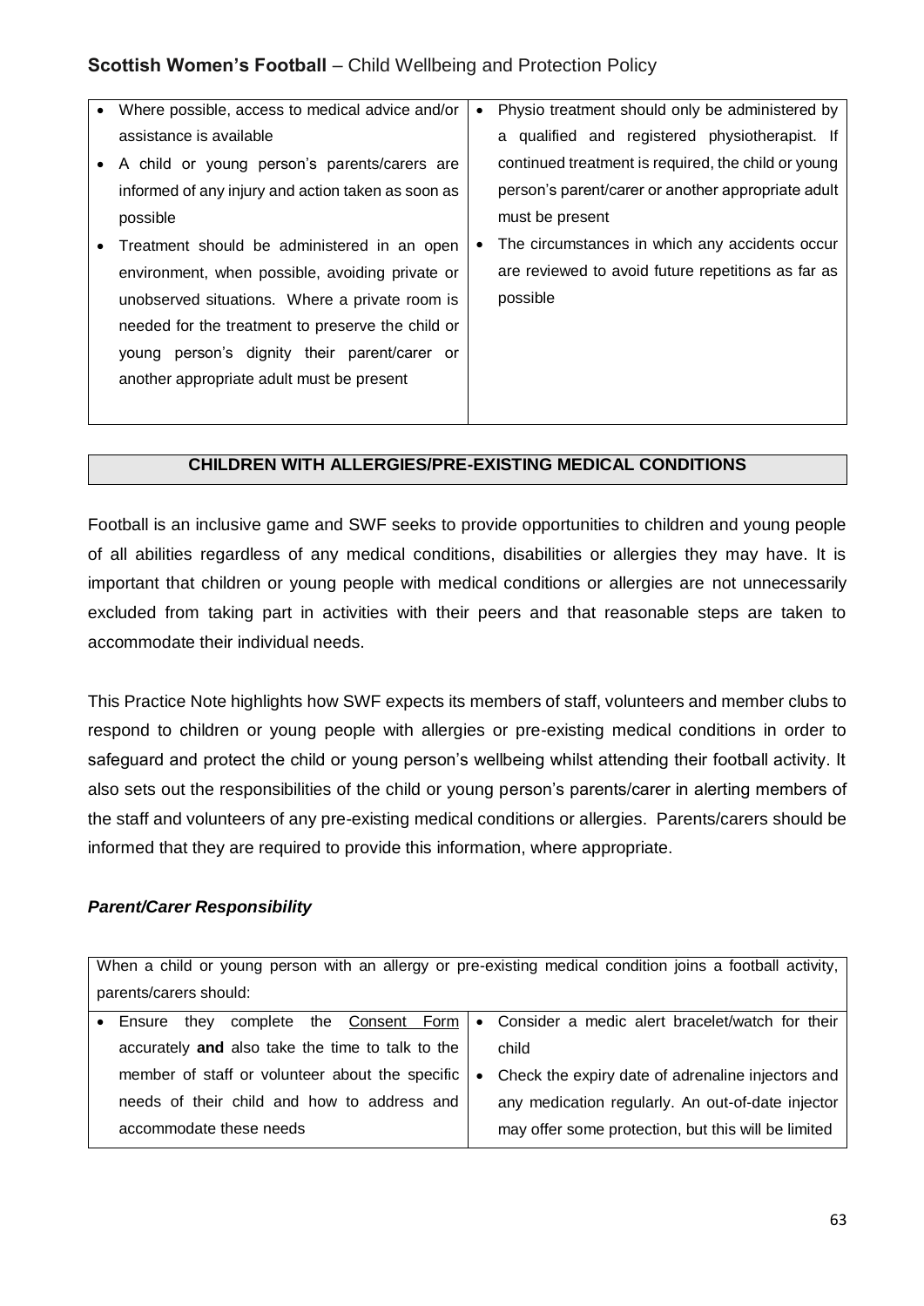- Where possible, access to medical advice and/or assistance is available
- A child or young person's parents/carers are informed of any injury and action taken as soon as possible
- Treatment should be administered in an open environment, when possible, avoiding private or unobserved situations. Where a private room is needed for the treatment to preserve the child or young person's dignity their parent/carer or another appropriate adult must be present
- Physio treatment should only be administered by a qualified and registered physiotherapist. If continued treatment is required, the child or young person's parent/carer or another appropriate adult must be present
- The circumstances in which any accidents occur are reviewed to avoid future repetitions as far as possible

## CHILDREN WITH ALLERGIES/PRE-EXISTING MEDICAL CONDITIONS

Football is an inclusive game and SWF seeks to provide opportunities to children and young people of all abilities regardless of any medical conditions, disabilities or allergies they may have. It is important that children or young people with medical conditions or allergies are not unnecessarily excluded from taking part in activities with their peers and that reasonable steps are taken to accommodate their individual needs.

This Practice Note highlights how SWF expects its members of staff, volunteers and member clubs to respond to children or young people with allergies or pre-existing medical conditions in order to safeguard and protect the child or young person's wellbeing whilst attending their football activity. It also sets out the responsibilities of the child or young person's parents/carer in alerting members of the staff and volunteers of any pre-existing medical conditions or allergies. Parents/carers should be informed that they are required to provide this information, where appropriate.

### *Parent/Carer Responsibility*

When a child or young person with an allergy or pre-existing medical condition joins a football activity, parents/carers should:

- Ensure they complete the Consent Form accurately **and** also take the time to talk to the member of staff or volunteer about the specific needs of their child and how to address and accommodate these needs
- Consider a medic alert bracelet/watch for their child
- Check the expiry date of adrenaline injectors and any medication regularly. An out-of-date injector may offer some protection, but this will be limited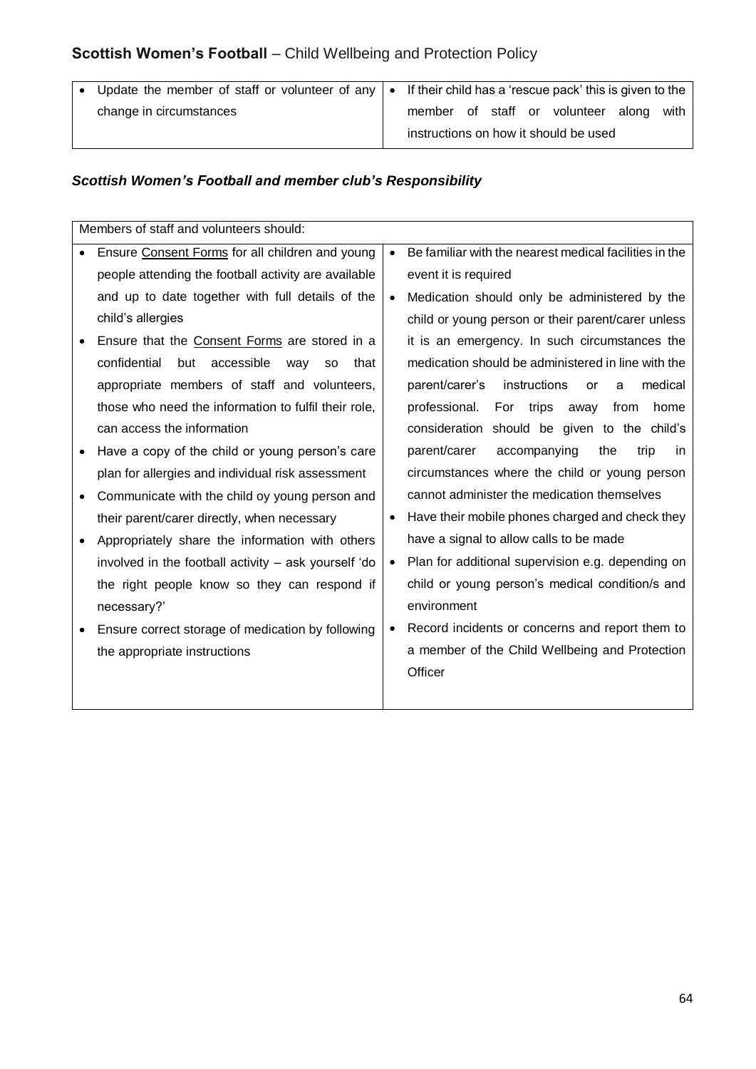| • Update the member of staff or volunteer of any change in circumstances | • If their child has a 'rescue pack' this is given to the member of staff or volunteer along with instructions on how it should be used |
|---|---|

***Scottish Women's Football and member club's Responsibility***

| Members of staff and volunteers should: | |
|---|---|
| • Ensure Consent Forms for all children and young people attending the football activity are available and up to date together with full details of the child's allergies<br>• Ensure that the Consent Forms are stored in a confidential but accessible way so that appropriate members of staff and volunteers, those who need the information to fulfil their role, can access the information<br>• Have a copy of the child or young person's care plan for allergies and individual risk assessment<br>• Communicate with the child oy young person and their parent/carer directly, when necessary<br>• Appropriately share the information with others involved in the football activity – ask yourself 'do the right people know so they can respond if necessary?'<br>• Ensure correct storage of medication by following the appropriate instructions | • Be familiar with the nearest medical facilities in the event it is required<br>• Medication should only be administered by the child or young person or their parent/carer unless it is an emergency. In such circumstances the medication should be administered in line with the parent/carer's instructions or a medical professional. For trips away from home consideration should be given to the child's parent/carer accompanying the trip in circumstances where the child or young person cannot administer the medication themselves<br>• Have their mobile phones charged and check they have a signal to allow calls to be made<br>• Plan for additional supervision e.g. depending on child or young person's medical condition/s and environment<br>• Record incidents or concerns and report them to a member of the Child Wellbeing and Protection Officer |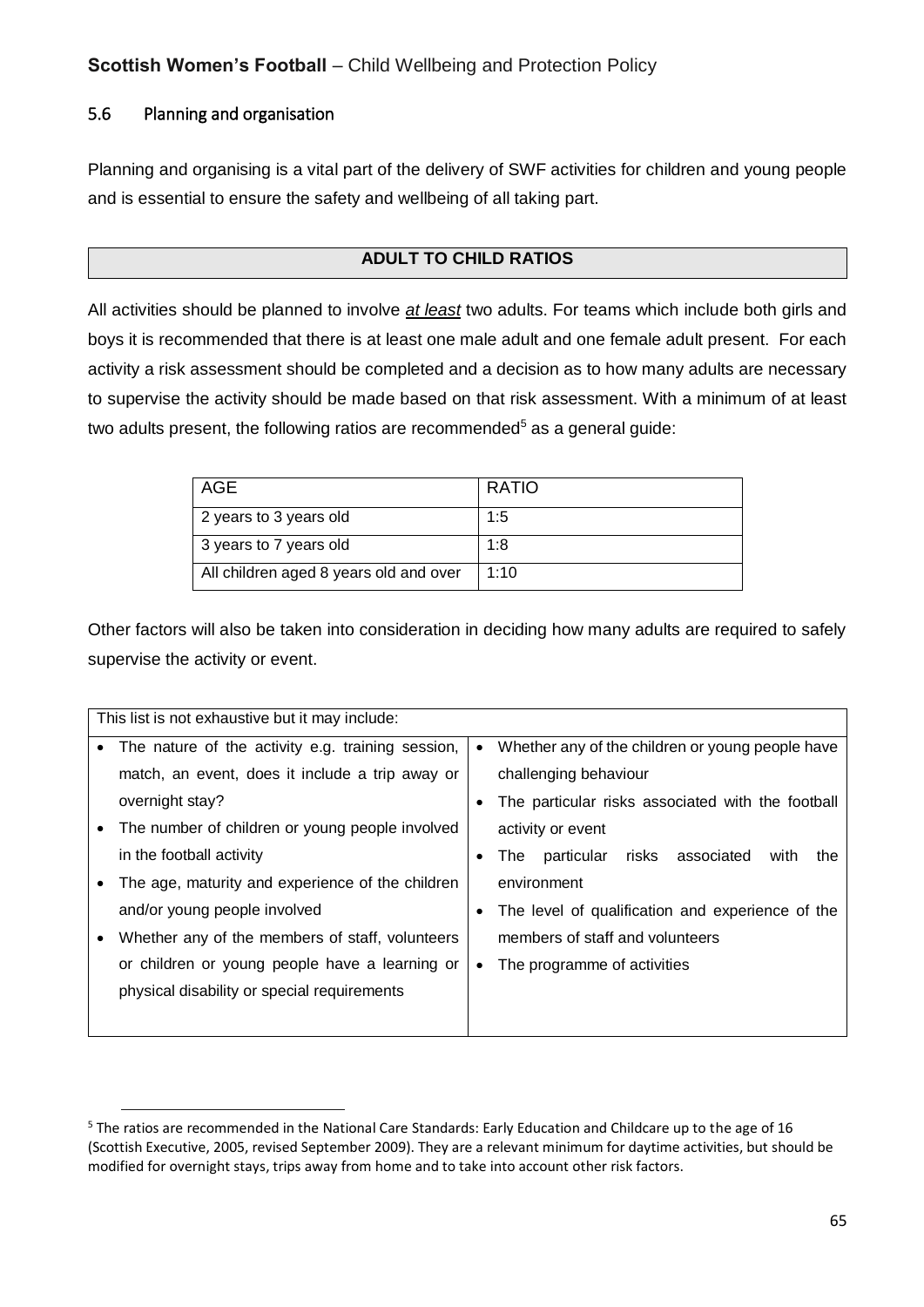## 5.6 Planning and organisation

Planning and organising is a vital part of the delivery of SWF activities for children and young people and is essential to ensure the safety and wellbeing of all taking part.

**ADULT TO CHILD RATIOS**

All activities should be planned to involve ***at least*** two adults. For teams which include both girls and boys it is recommended that there is at least one male adult and one female adult present. For each activity a risk assessment should be completed and a decision as to how many adults are necessary to supervise the activity should be made based on that risk assessment. With a minimum of at least two adults present, the following ratios are recommended[5] as a general guide:

| AGE | RATIO |
|---|---|
| 2 years to 3 years old | 1:5 |
| 3 years to 7 years old | 1:8 |
| All children aged 8 years old and over | 1:10 |

Other factors will also be taken into consideration in deciding how many adults are required to safely supervise the activity or event.

This list is not exhaustive but it may include:

- The nature of the activity e.g. training session, match, an event, does it include a trip away or overnight stay?
- The number of children or young people involved in the football activity
- The age, maturity and experience of the children and/or young people involved
- Whether any of the members of staff, volunteers or children or young people have a learning or physical disability or special requirements
- Whether any of the children or young people have challenging behaviour
- The particular risks associated with the football activity or event
- The particular risks associated with the environment
- The level of qualification and experience of the members of staff and volunteers
- The programme of activities

[5] The ratios are recommended in the National Care Standards: Early Education and Childcare up to the age of 16 (Scottish Executive, 2005, revised September 2009). They are a relevant minimum for daytime activities, but should be modified for overnight stays, trips away from home and to take into account other risk factors.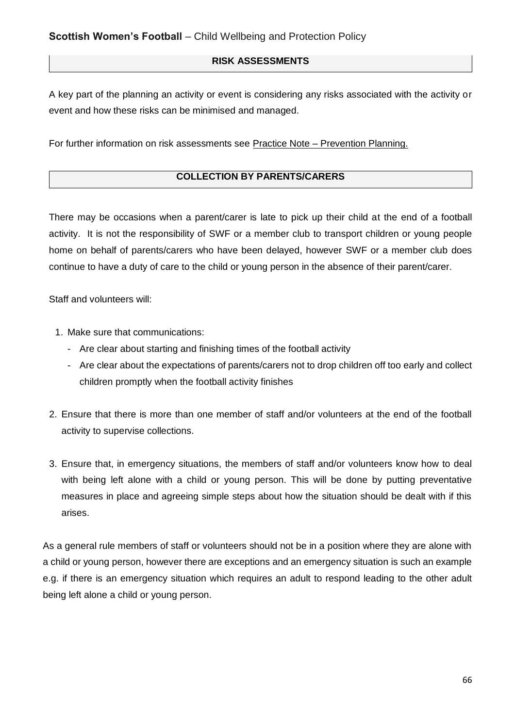## RISK ASSESSMENTS

A key part of the planning an activity or event is considering any risks associated with the activity or event and how these risks can be minimised and managed.

For further information on risk assessments see Practice Note – Prevention Planning.

## COLLECTION BY PARENTS/CARERS

There may be occasions when a parent/carer is late to pick up their child at the end of a football activity. It is not the responsibility of SWF or a member club to transport children or young people home on behalf of parents/carers who have been delayed, however SWF or a member club does continue to have a duty of care to the child or young person in the absence of their parent/carer.

Staff and volunteers will:

1. Make sure that communications:
   - Are clear about starting and finishing times of the football activity
   - Are clear about the expectations of parents/carers not to drop children off too early and collect children promptly when the football activity finishes
2. Ensure that there is more than one member of staff and/or volunteers at the end of the football activity to supervise collections.
3. Ensure that, in emergency situations, the members of staff and/or volunteers know how to deal with being left alone with a child or young person. This will be done by putting preventative measures in place and agreeing simple steps about how the situation should be dealt with if this arises.

As a general rule members of staff or volunteers should not be in a position where they are alone with a child or young person, however there are exceptions and an emergency situation is such an example e.g. if there is an emergency situation which requires an adult to respond leading to the other adult being left alone a child or young person.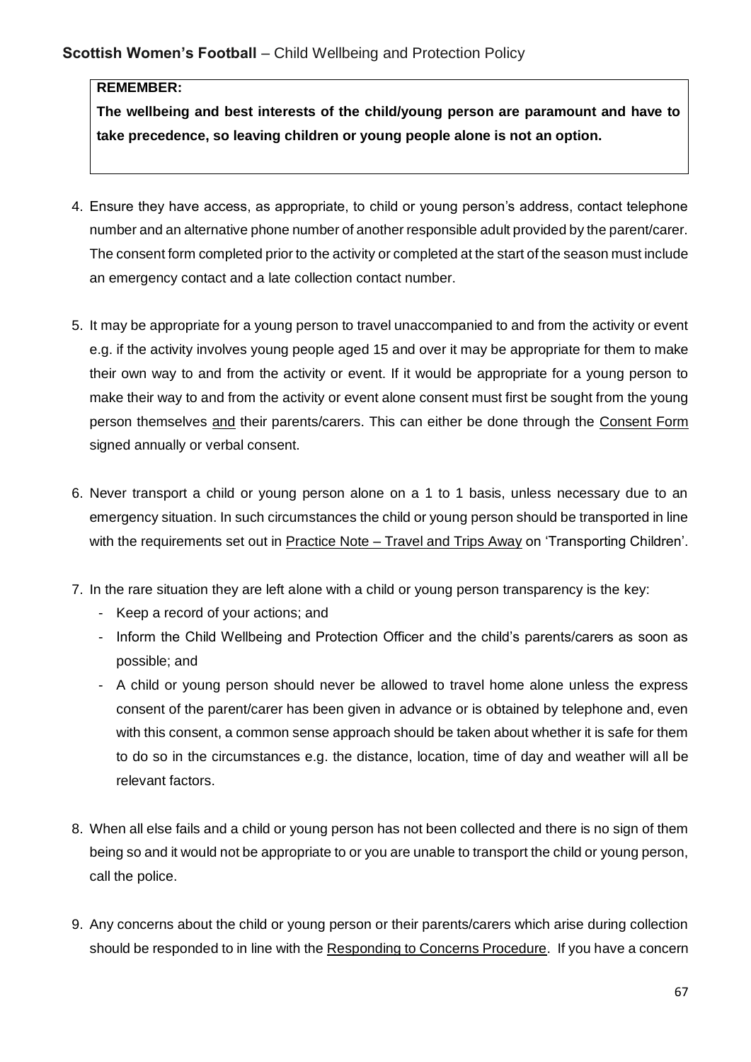**REMEMBER:**

**The wellbeing and best interests of the child/young person are paramount and have to take precedence, so leaving children or young people alone is not an option.**

4. Ensure they have access, as appropriate, to child or young person's address, contact telephone number and an alternative phone number of another responsible adult provided by the parent/carer. The consent form completed prior to the activity or completed at the start of the season must include an emergency contact and a late collection contact number.

5. It may be appropriate for a young person to travel unaccompanied to and from the activity or event e.g. if the activity involves young people aged 15 and over it may be appropriate for them to make their own way to and from the activity or event. If it would be appropriate for a young person to make their way to and from the activity or event alone consent must first be sought from the young person themselves and their parents/carers. This can either be done through the Consent Form signed annually or verbal consent.

6. Never transport a child or young person alone on a 1 to 1 basis, unless necessary due to an emergency situation. In such circumstances the child or young person should be transported in line with the requirements set out in Practice Note – Travel and Trips Away on 'Transporting Children'.

7. In the rare situation they are left alone with a child or young person transparency is the key:
   - Keep a record of your actions; and
   - Inform the Child Wellbeing and Protection Officer and the child's parents/carers as soon as possible; and
   - A child or young person should never be allowed to travel home alone unless the express consent of the parent/carer has been given in advance or is obtained by telephone and, even with this consent, a common sense approach should be taken about whether it is safe for them to do so in the circumstances e.g. the distance, location, time of day and weather will all be relevant factors.

8. When all else fails and a child or young person has not been collected and there is no sign of them being so and it would not be appropriate to or you are unable to transport the child or young person, call the police.

9. Any concerns about the child or young person or their parents/carers which arise during collection should be responded to in line with the Responding to Concerns Procedure. If you have a concern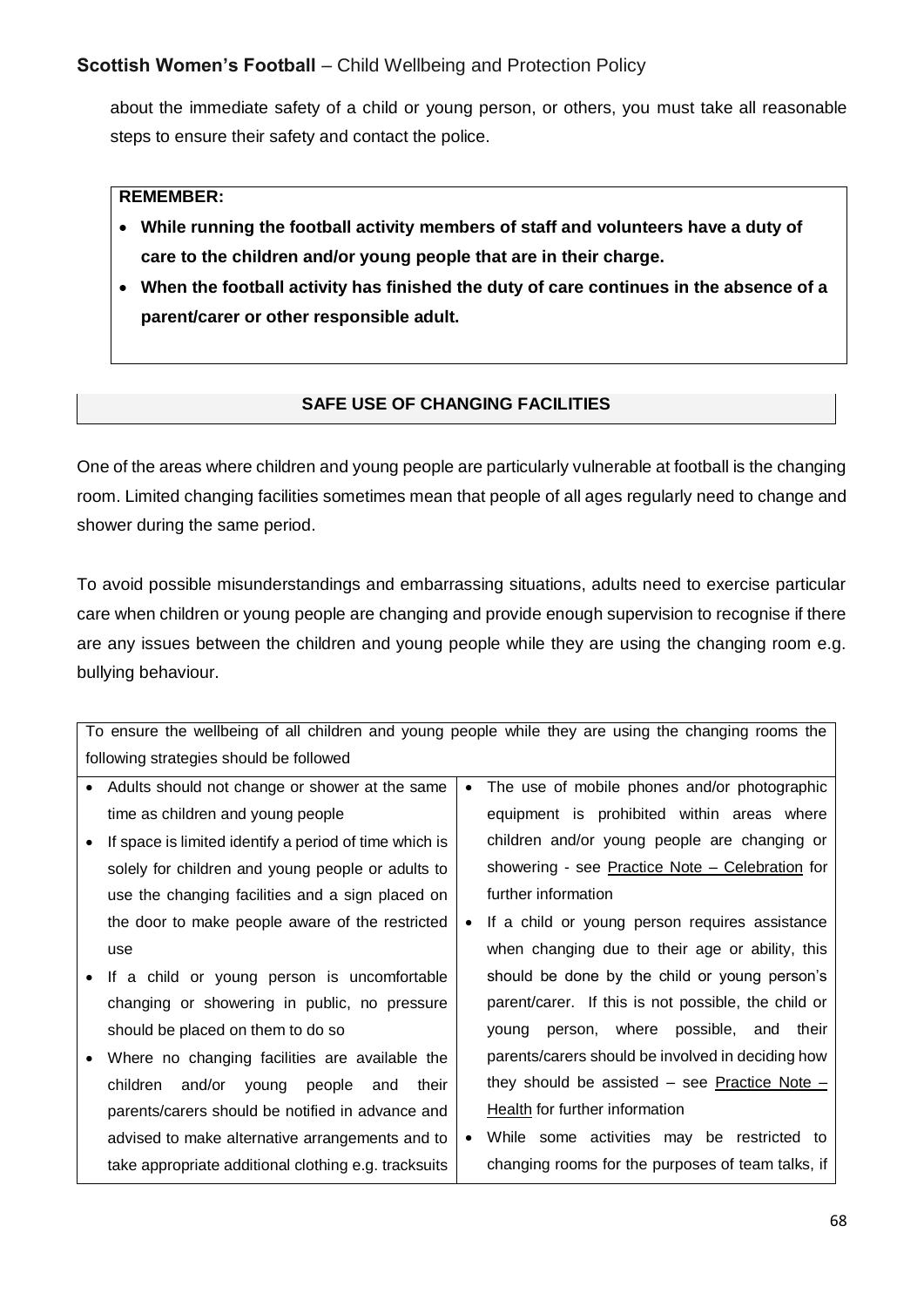about the immediate safety of a child or young person, or others, you must take all reasonable steps to ensure their safety and contact the police.

> **REMEMBER:**
>
> - **While running the football activity members of staff and volunteers have a duty of care to the children and/or young people that are in their charge.**
> - **When the football activity has finished the duty of care continues in the absence of a parent/carer or other responsible adult.**

## SAFE USE OF CHANGING FACILITIES

One of the areas where children and young people are particularly vulnerable at football is the changing room. Limited changing facilities sometimes mean that people of all ages regularly need to change and shower during the same period.

To avoid possible misunderstandings and embarrassing situations, adults need to exercise particular care when children or young people are changing and provide enough supervision to recognise if there are any issues between the children and young people while they are using the changing room e.g. bullying behaviour.

To ensure the wellbeing of all children and young people while they are using the changing rooms the following strategies should be followed

- Adults should not change or shower at the same time as children and young people
- If space is limited identify a period of time which is solely for children and young people or adults to use the changing facilities and a sign placed on the door to make people aware of the restricted use
- If a child or young person is uncomfortable changing or showering in public, no pressure should be placed on them to do so
- Where no changing facilities are available the children and/or young people and their parents/carers should be notified in advance and advised to make alternative arrangements and to take appropriate additional clothing e.g. tracksuits
- The use of mobile phones and/or photographic equipment is prohibited within areas where children and/or young people are changing or showering - see Practice Note – Celebration for further information
- If a child or young person requires assistance when changing due to their age or ability, this should be done by the child or young person's parent/carer. If this is not possible, the child or young person, where possible, and their parents/carers should be involved in deciding how they should be assisted – see Practice Note – Health for further information
- While some activities may be restricted to changing rooms for the purposes of team talks, if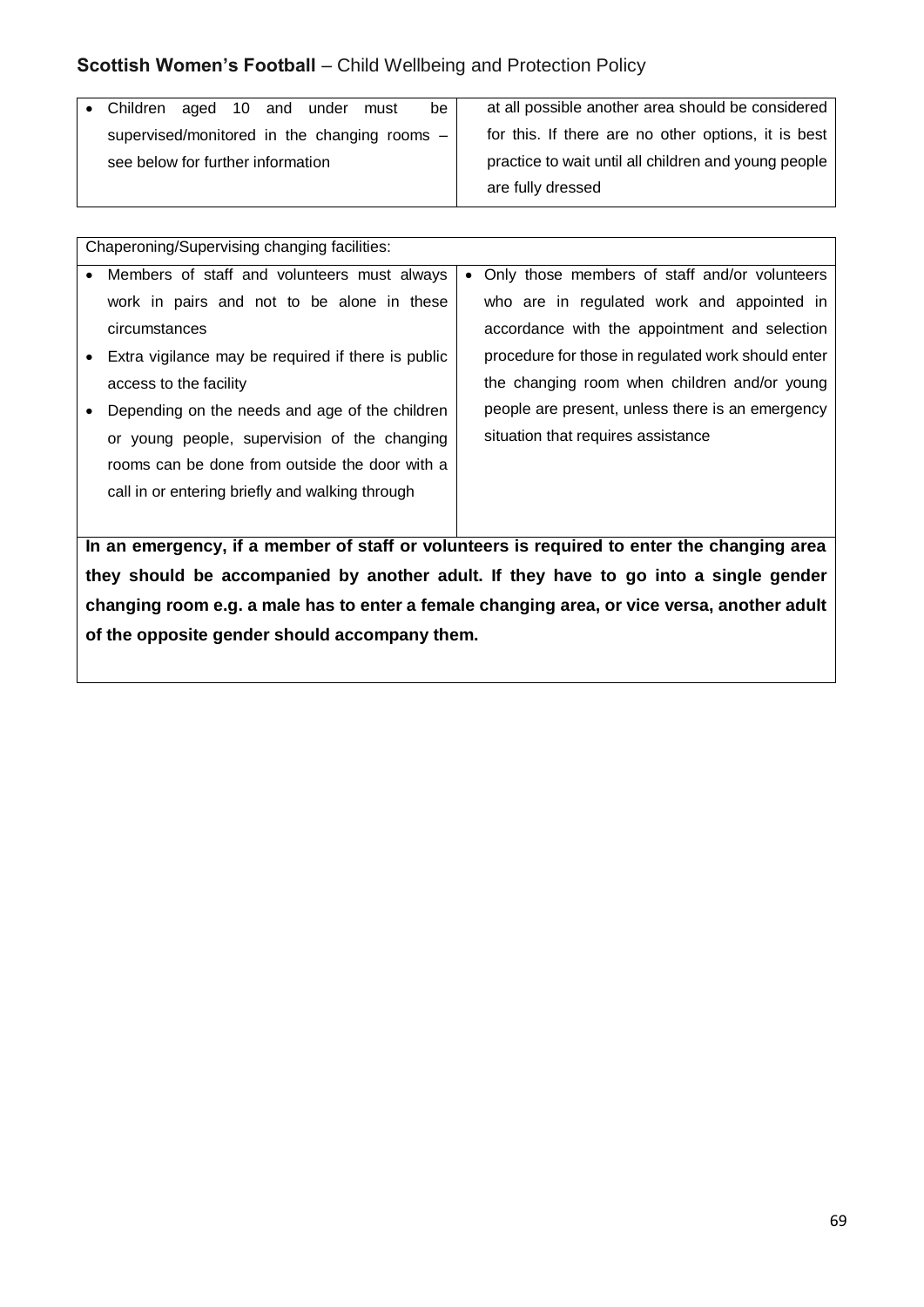| | |
|---|---|
| • Children aged 10 and under must be supervised/monitored in the changing rooms – see below for further information | at all possible another area should be considered for this. If there are no other options, it is best practice to wait until all children and young people are fully dressed |

| Chaperoning/Supervising changing facilities: | |
|---|---|
| • Members of staff and volunteers must always work in pairs and not to be alone in these circumstances<br>• Extra vigilance may be required if there is public access to the facility<br>• Depending on the needs and age of the children or young people, supervision of the changing rooms can be done from outside the door with a call in or entering briefly and walking through | • Only those members of staff and/or volunteers who are in regulated work and appointed in accordance with the appointment and selection procedure for those in regulated work should enter the changing room when children and/or young people are present, unless there is an emergency situation that requires assistance |
| **In an emergency, if a member of staff or volunteers is required to enter the changing area they should be accompanied by another adult. If they have to go into a single gender changing room e.g. a male has to enter a female changing area, or vice versa, another adult of the opposite gender should accompany them.** | |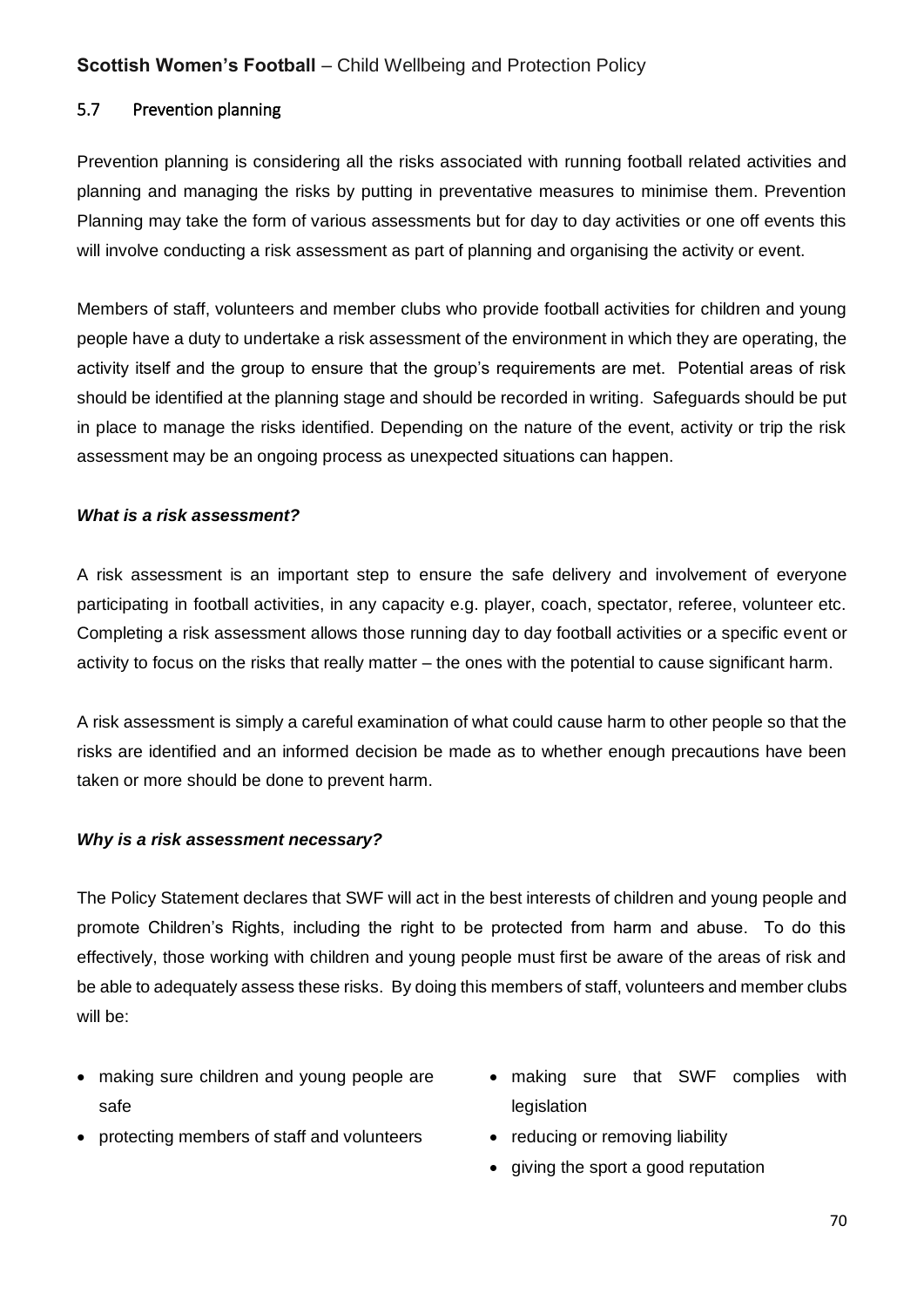### 5.7 Prevention planning

Prevention planning is considering all the risks associated with running football related activities and planning and managing the risks by putting in preventative measures to minimise them. Prevention Planning may take the form of various assessments but for day to day activities or one off events this will involve conducting a risk assessment as part of planning and organising the activity or event.

Members of staff, volunteers and member clubs who provide football activities for children and young people have a duty to undertake a risk assessment of the environment in which they are operating, the activity itself and the group to ensure that the group's requirements are met. Potential areas of risk should be identified at the planning stage and should be recorded in writing. Safeguards should be put in place to manage the risks identified. Depending on the nature of the event, activity or trip the risk assessment may be an ongoing process as unexpected situations can happen.

***What is a risk assessment?***

A risk assessment is an important step to ensure the safe delivery and involvement of everyone participating in football activities, in any capacity e.g. player, coach, spectator, referee, volunteer etc. Completing a risk assessment allows those running day to day football activities or a specific event or activity to focus on the risks that really matter – the ones with the potential to cause significant harm.

A risk assessment is simply a careful examination of what could cause harm to other people so that the risks are identified and an informed decision be made as to whether enough precautions have been taken or more should be done to prevent harm.

***Why is a risk assessment necessary?***

The Policy Statement declares that SWF will act in the best interests of children and young people and promote Children's Rights, including the right to be protected from harm and abuse. To do this effectively, those working with children and young people must first be aware of the areas of risk and be able to adequately assess these risks. By doing this members of staff, volunteers and member clubs will be:

- making sure children and young people are safe
- protecting members of staff and volunteers
- making sure that SWF complies with legislation
- reducing or removing liability
- giving the sport a good reputation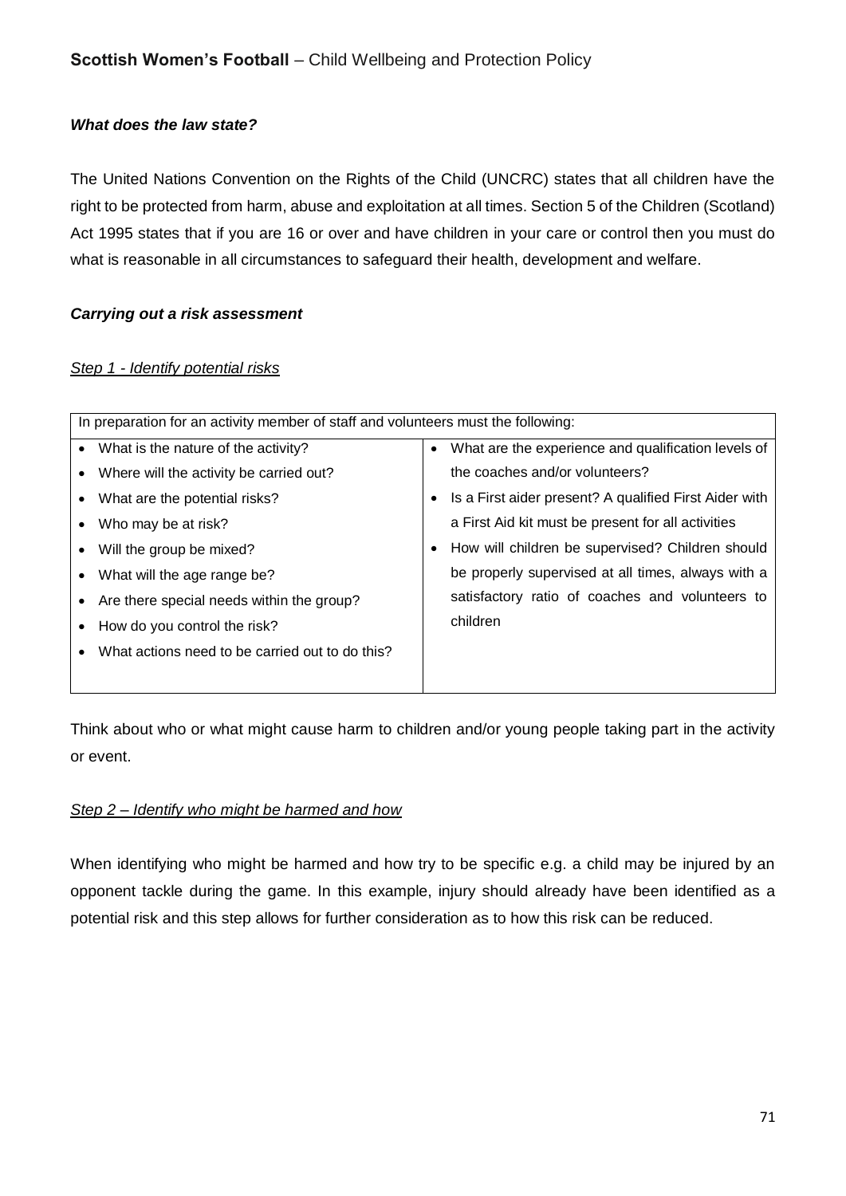### *What does the law state?*

The United Nations Convention on the Rights of the Child (UNCRC) states that all children have the right to be protected from harm, abuse and exploitation at all times. Section 5 of the Children (Scotland) Act 1995 states that if you are 16 or over and have children in your care or control then you must do what is reasonable in all circumstances to safeguard their health, development and welfare.

### *Carrying out a risk assessment*

*Step 1 - Identify potential risks*

| In preparation for an activity member of staff and volunteers must the following: | |
|---|---|
| • What is the nature of the activity?<br>• Where will the activity be carried out?<br>• What are the potential risks?<br>• Who may be at risk?<br>• Will the group be mixed?<br>• What will the age range be?<br>• Are there special needs within the group?<br>• How do you control the risk?<br>• What actions need to be carried out to do this? | • What are the experience and qualification levels of the coaches and/or volunteers?<br>• Is a First aider present? A qualified First Aider with a First Aid kit must be present for all activities<br>• How will children be supervised? Children should be properly supervised at all times, always with a satisfactory ratio of coaches and volunteers to children |

Think about who or what might cause harm to children and/or young people taking part in the activity or event.

*Step 2 – Identify who might be harmed and how*

When identifying who might be harmed and how try to be specific e.g. a child may be injured by an opponent tackle during the game. In this example, injury should already have been identified as a potential risk and this step allows for further consideration as to how this risk can be reduced.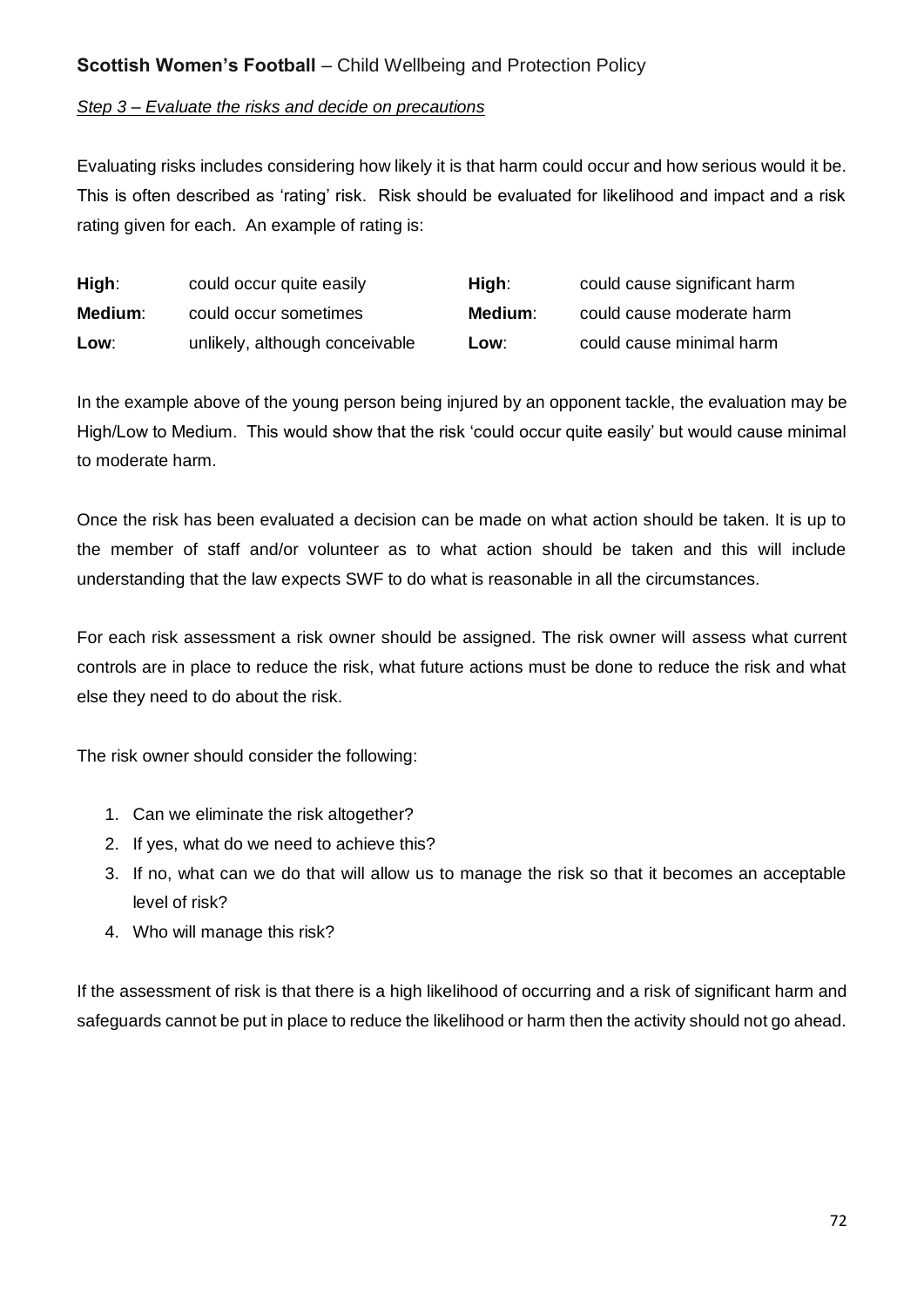*Step 3 – Evaluate the risks and decide on precautions*

Evaluating risks includes considering how likely it is that harm could occur and how serious would it be. This is often described as 'rating' risk. Risk should be evaluated for likelihood and impact and a risk rating given for each. An example of rating is:

| | | | |
|---|---|---|---|
| **High**: | could occur quite easily | **High**: | could cause significant harm |
| **Medium**: | could occur sometimes | **Medium**: | could cause moderate harm |
| **Low**: | unlikely, although conceivable | **Low**: | could cause minimal harm |

In the example above of the young person being injured by an opponent tackle, the evaluation may be High/Low to Medium. This would show that the risk 'could occur quite easily' but would cause minimal to moderate harm.

Once the risk has been evaluated a decision can be made on what action should be taken. It is up to the member of staff and/or volunteer as to what action should be taken and this will include understanding that the law expects SWF to do what is reasonable in all the circumstances.

For each risk assessment a risk owner should be assigned. The risk owner will assess what current controls are in place to reduce the risk, what future actions must be done to reduce the risk and what else they need to do about the risk.

The risk owner should consider the following:

1. Can we eliminate the risk altogether?
2. If yes, what do we need to achieve this?
3. If no, what can we do that will allow us to manage the risk so that it becomes an acceptable level of risk?
4. Who will manage this risk?

If the assessment of risk is that there is a high likelihood of occurring and a risk of significant harm and safeguards cannot be put in place to reduce the likelihood or harm then the activity should not go ahead.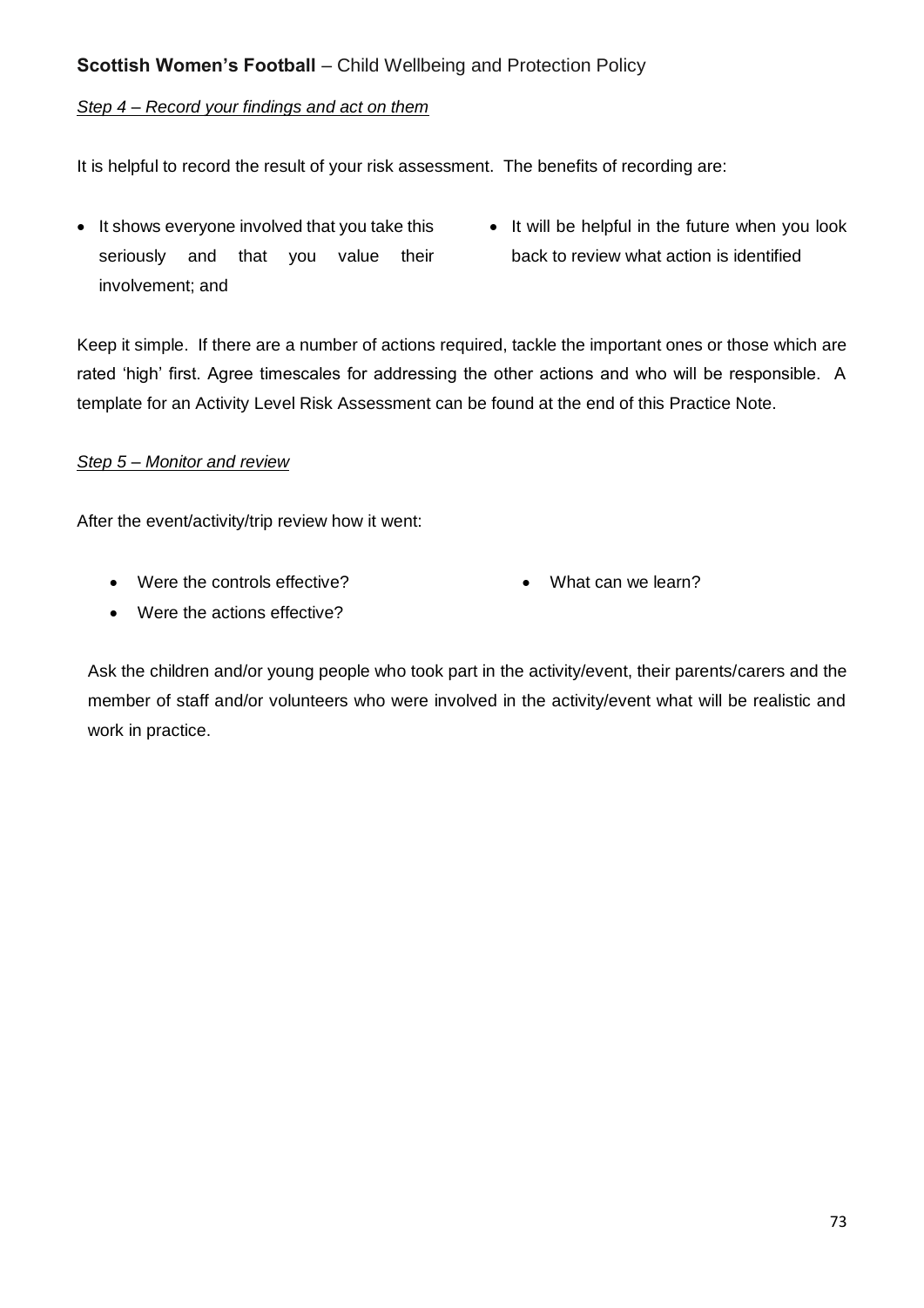### *Step 4 – Record your findings and act on them*

It is helpful to record the result of your risk assessment. The benefits of recording are:

- It shows everyone involved that you take this seriously and that you value their involvement; and
- It will be helpful in the future when you look back to review what action is identified

Keep it simple. If there are a number of actions required, tackle the important ones or those which are rated 'high' first. Agree timescales for addressing the other actions and who will be responsible. A template for an Activity Level Risk Assessment can be found at the end of this Practice Note.

### *Step 5 – Monitor and review*

After the event/activity/trip review how it went:

- Were the controls effective?
- Were the actions effective?
- What can we learn?

Ask the children and/or young people who took part in the activity/event, their parents/carers and the member of staff and/or volunteers who were involved in the activity/event what will be realistic and work in practice.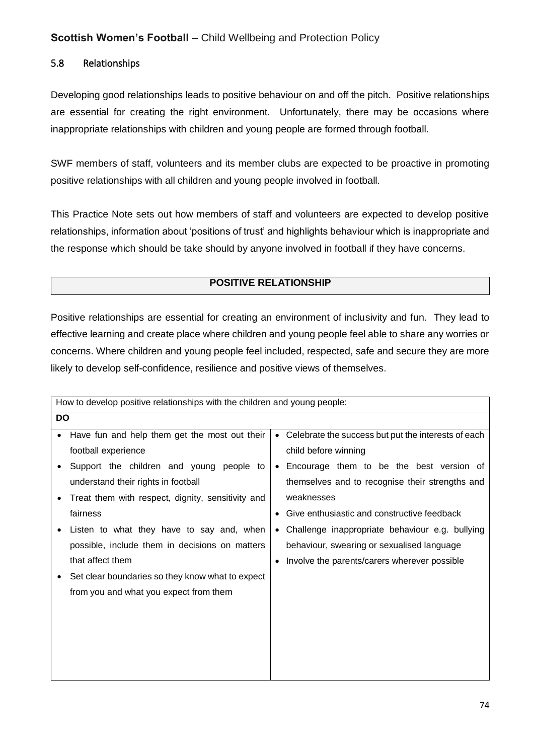## 5.8 Relationships

Developing good relationships leads to positive behaviour on and off the pitch. Positive relationships are essential for creating the right environment. Unfortunately, there may be occasions where inappropriate relationships with children and young people are formed through football.

SWF members of staff, volunteers and its member clubs are expected to be proactive in promoting positive relationships with all children and young people involved in football.

This Practice Note sets out how members of staff and volunteers are expected to develop positive relationships, information about 'positions of trust' and highlights behaviour which is inappropriate and the response which should be take should by anyone involved in football if they have concerns.

**POSITIVE RELATIONSHIP**

Positive relationships are essential for creating an environment of inclusivity and fun. They lead to effective learning and create place where children and young people feel able to share any worries or concerns. Where children and young people feel included, respected, safe and secure they are more likely to develop self-confidence, resilience and positive views of themselves.

| How to develop positive relationships with the children and young people: | |
|---|---|
| **DO** | |
| • Have fun and help them get the most out their football experience<br>• Support the children and young people to understand their rights in football<br>• Treat them with respect, dignity, sensitivity and fairness<br>• Listen to what they have to say and, when possible, include them in decisions on matters that affect them<br>• Set clear boundaries so they know what to expect from you and what you expect from them | • Celebrate the success but put the interests of each child before winning<br>• Encourage them to be the best version of themselves and to recognise their strengths and weaknesses<br>• Give enthusiastic and constructive feedback<br>• Challenge inappropriate behaviour e.g. bullying behaviour, swearing or sexualised language<br>• Involve the parents/carers wherever possible |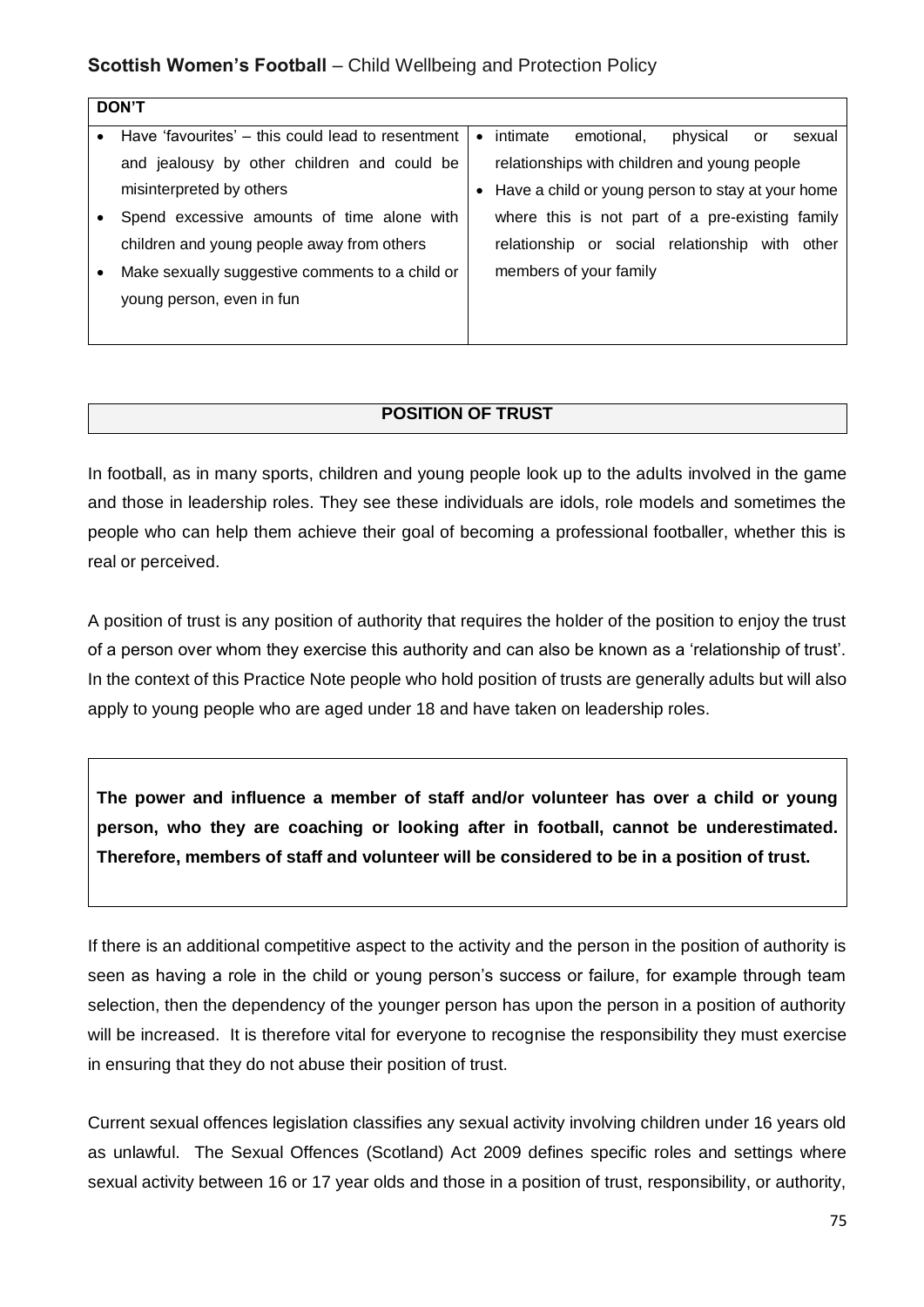| DON'T | |
|---|---|
| • Have 'favourites' – this could lead to resentment and jealousy by other children and could be misinterpreted by others<br>• Spend excessive amounts of time alone with children and young people away from others<br>• Make sexually suggestive comments to a child or young person, even in fun | • intimate emotional, physical or sexual relationships with children and young people<br>• Have a child or young person to stay at your home where this is not part of a pre-existing family relationship or social relationship with other members of your family |

## POSITION OF TRUST

In football, as in many sports, children and young people look up to the adults involved in the game and those in leadership roles. They see these individuals are idols, role models and sometimes the people who can help them achieve their goal of becoming a professional footballer, whether this is real or perceived.

A position of trust is any position of authority that requires the holder of the position to enjoy the trust of a person over whom they exercise this authority and can also be known as a 'relationship of trust'. In the context of this Practice Note people who hold position of trusts are generally adults but will also apply to young people who are aged under 18 and have taken on leadership roles.

**The power and influence a member of staff and/or volunteer has over a child or young person, who they are coaching or looking after in football, cannot be underestimated. Therefore, members of staff and volunteer will be considered to be in a position of trust.**

If there is an additional competitive aspect to the activity and the person in the position of authority is seen as having a role in the child or young person's success or failure, for example through team selection, then the dependency of the younger person has upon the person in a position of authority will be increased. It is therefore vital for everyone to recognise the responsibility they must exercise in ensuring that they do not abuse their position of trust.

Current sexual offences legislation classifies any sexual activity involving children under 16 years old as unlawful. The Sexual Offences (Scotland) Act 2009 defines specific roles and settings where sexual activity between 16 or 17 year olds and those in a position of trust, responsibility, or authority,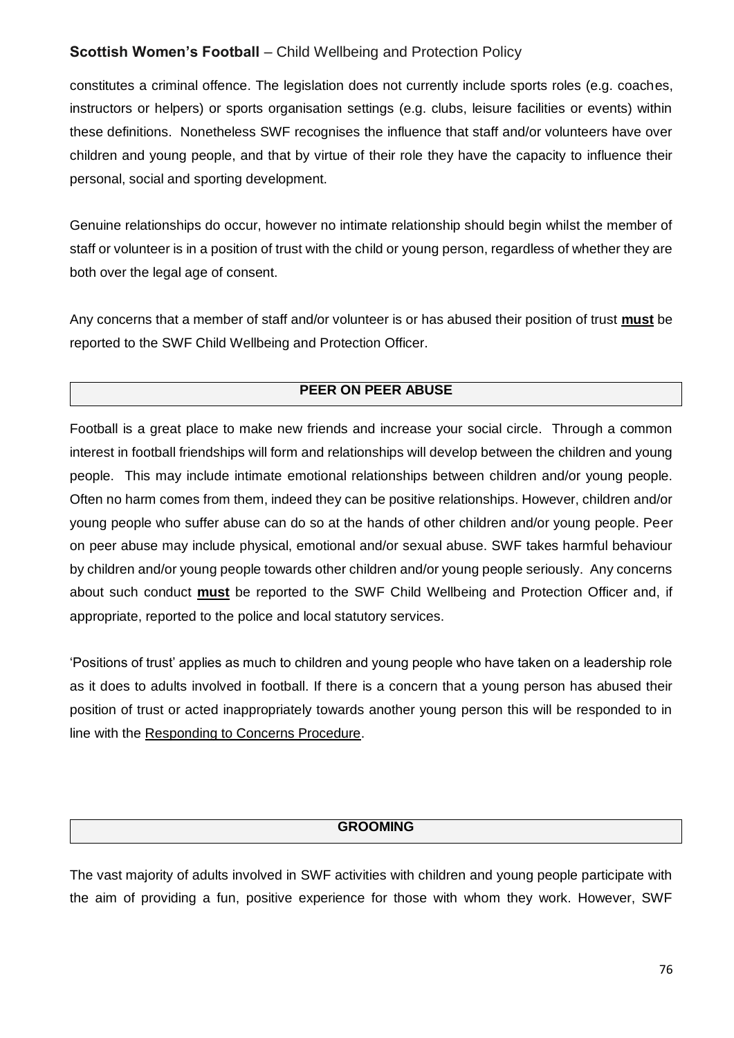constitutes a criminal offence. The legislation does not currently include sports roles (e.g. coaches, instructors or helpers) or sports organisation settings (e.g. clubs, leisure facilities or events) within these definitions. Nonetheless SWF recognises the influence that staff and/or volunteers have over children and young people, and that by virtue of their role they have the capacity to influence their personal, social and sporting development.

Genuine relationships do occur, however no intimate relationship should begin whilst the member of staff or volunteer is in a position of trust with the child or young person, regardless of whether they are both over the legal age of consent.

Any concerns that a member of staff and/or volunteer is or has abused their position of trust **must** be reported to the SWF Child Wellbeing and Protection Officer.

## PEER ON PEER ABUSE

Football is a great place to make new friends and increase your social circle. Through a common interest in football friendships will form and relationships will develop between the children and young people. This may include intimate emotional relationships between children and/or young people. Often no harm comes from them, indeed they can be positive relationships. However, children and/or young people who suffer abuse can do so at the hands of other children and/or young people. Peer on peer abuse may include physical, emotional and/or sexual abuse. SWF takes harmful behaviour by children and/or young people towards other children and/or young people seriously. Any concerns about such conduct **must** be reported to the SWF Child Wellbeing and Protection Officer and, if appropriate, reported to the police and local statutory services.

'Positions of trust' applies as much to children and young people who have taken on a leadership role as it does to adults involved in football. If there is a concern that a young person has abused their position of trust or acted inappropriately towards another young person this will be responded to in line with the Responding to Concerns Procedure.

## GROOMING

The vast majority of adults involved in SWF activities with children and young people participate with the aim of providing a fun, positive experience for those with whom they work. However, SWF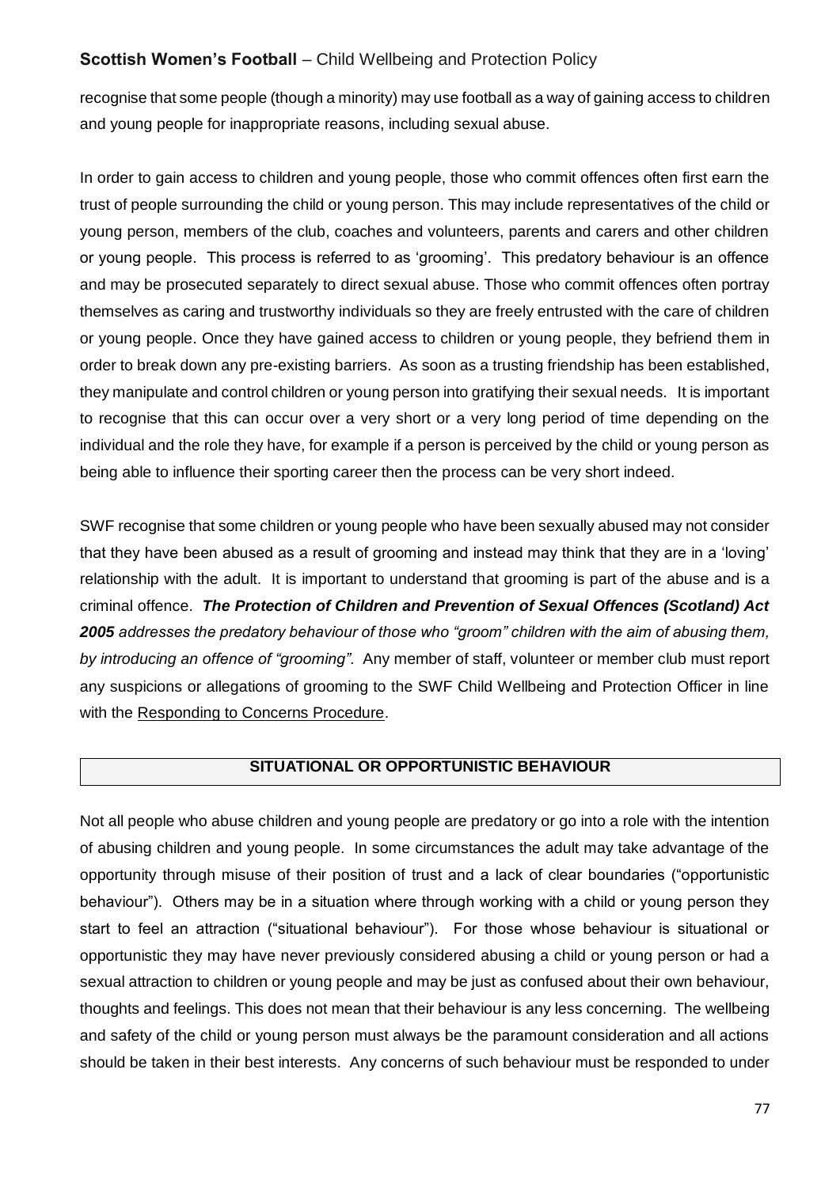recognise that some people (though a minority) may use football as a way of gaining access to children and young people for inappropriate reasons, including sexual abuse.

In order to gain access to children and young people, those who commit offences often first earn the trust of people surrounding the child or young person. This may include representatives of the child or young person, members of the club, coaches and volunteers, parents and carers and other children or young people. This process is referred to as 'grooming'. This predatory behaviour is an offence and may be prosecuted separately to direct sexual abuse. Those who commit offences often portray themselves as caring and trustworthy individuals so they are freely entrusted with the care of children or young people. Once they have gained access to children or young people, they befriend them in order to break down any pre-existing barriers. As soon as a trusting friendship has been established, they manipulate and control children or young person into gratifying their sexual needs. It is important to recognise that this can occur over a very short or a very long period of time depending on the individual and the role they have, for example if a person is perceived by the child or young person as being able to influence their sporting career then the process can be very short indeed.

SWF recognise that some children or young people who have been sexually abused may not consider that they have been abused as a result of grooming and instead may think that they are in a 'loving' relationship with the adult. It is important to understand that grooming is part of the abuse and is a criminal offence. ***The Protection of Children and Prevention of Sexual Offences (Scotland) Act 2005*** *addresses the predatory behaviour of those who "groom" children with the aim of abusing them, by introducing an offence of "grooming".* Any member of staff, volunteer or member club must report any suspicions or allegations of grooming to the SWF Child Wellbeing and Protection Officer in line with the Responding to Concerns Procedure.

## SITUATIONAL OR OPPORTUNISTIC BEHAVIOUR

Not all people who abuse children and young people are predatory or go into a role with the intention of abusing children and young people. In some circumstances the adult may take advantage of the opportunity through misuse of their position of trust and a lack of clear boundaries ("opportunistic behaviour"). Others may be in a situation where through working with a child or young person they start to feel an attraction ("situational behaviour"). For those whose behaviour is situational or opportunistic they may have never previously considered abusing a child or young person or had a sexual attraction to children or young people and may be just as confused about their own behaviour, thoughts and feelings. This does not mean that their behaviour is any less concerning. The wellbeing and safety of the child or young person must always be the paramount consideration and all actions should be taken in their best interests. Any concerns of such behaviour must be responded to under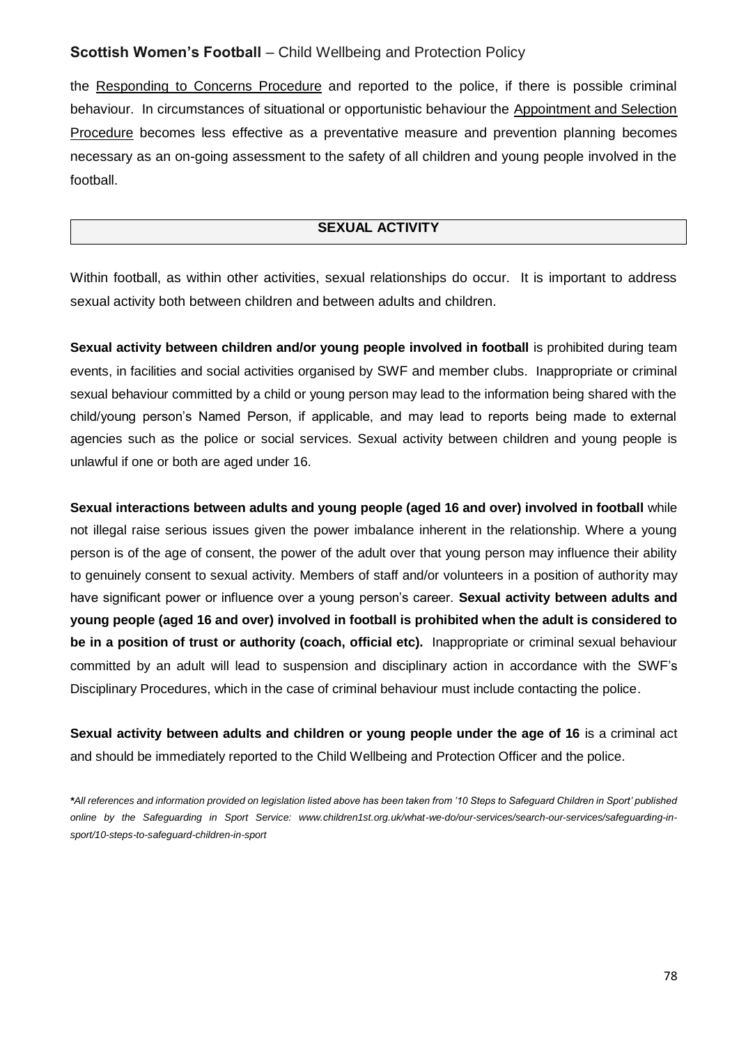the Responding to Concerns Procedure and reported to the police, if there is possible criminal behaviour. In circumstances of situational or opportunistic behaviour the Appointment and Selection Procedure becomes less effective as a preventative measure and prevention planning becomes necessary as an on-going assessment to the safety of all children and young people involved in the football.

## SEXUAL ACTIVITY

Within football, as within other activities, sexual relationships do occur. It is important to address sexual activity both between children and between adults and children.

**Sexual activity between children and/or young people involved in football** is prohibited during team events, in facilities and social activities organised by SWF and member clubs. Inappropriate or criminal sexual behaviour committed by a child or young person may lead to the information being shared with the child/young person's Named Person, if applicable, and may lead to reports being made to external agencies such as the police or social services. Sexual activity between children and young people is unlawful if one or both are aged under 16.

**Sexual interactions between adults and young people (aged 16 and over) involved in football** while not illegal raise serious issues given the power imbalance inherent in the relationship. Where a young person is of the age of consent, the power of the adult over that young person may influence their ability to genuinely consent to sexual activity. Members of staff and/or volunteers in a position of authority may have significant power or influence over a young person's career. **Sexual activity between adults and young people (aged 16 and over) involved in football is prohibited when the adult is considered to be in a position of trust or authority (coach, official etc).** Inappropriate or criminal sexual behaviour committed by an adult will lead to suspension and disciplinary action in accordance with the SWF's Disciplinary Procedures, which in the case of criminal behaviour must include contacting the police.

**Sexual activity between adults and children or young people under the age of 16** is a criminal act and should be immediately reported to the Child Wellbeing and Protection Officer and the police.

***All references and information provided on legislation listed above has been taken from '10 Steps to Safeguard Children in Sport' published online by the Safeguarding in Sport Service: www.children1st.org.uk/what-we-do/our-services/search-our-services/safeguarding-in-sport/10-steps-to-safeguard-children-in-sport***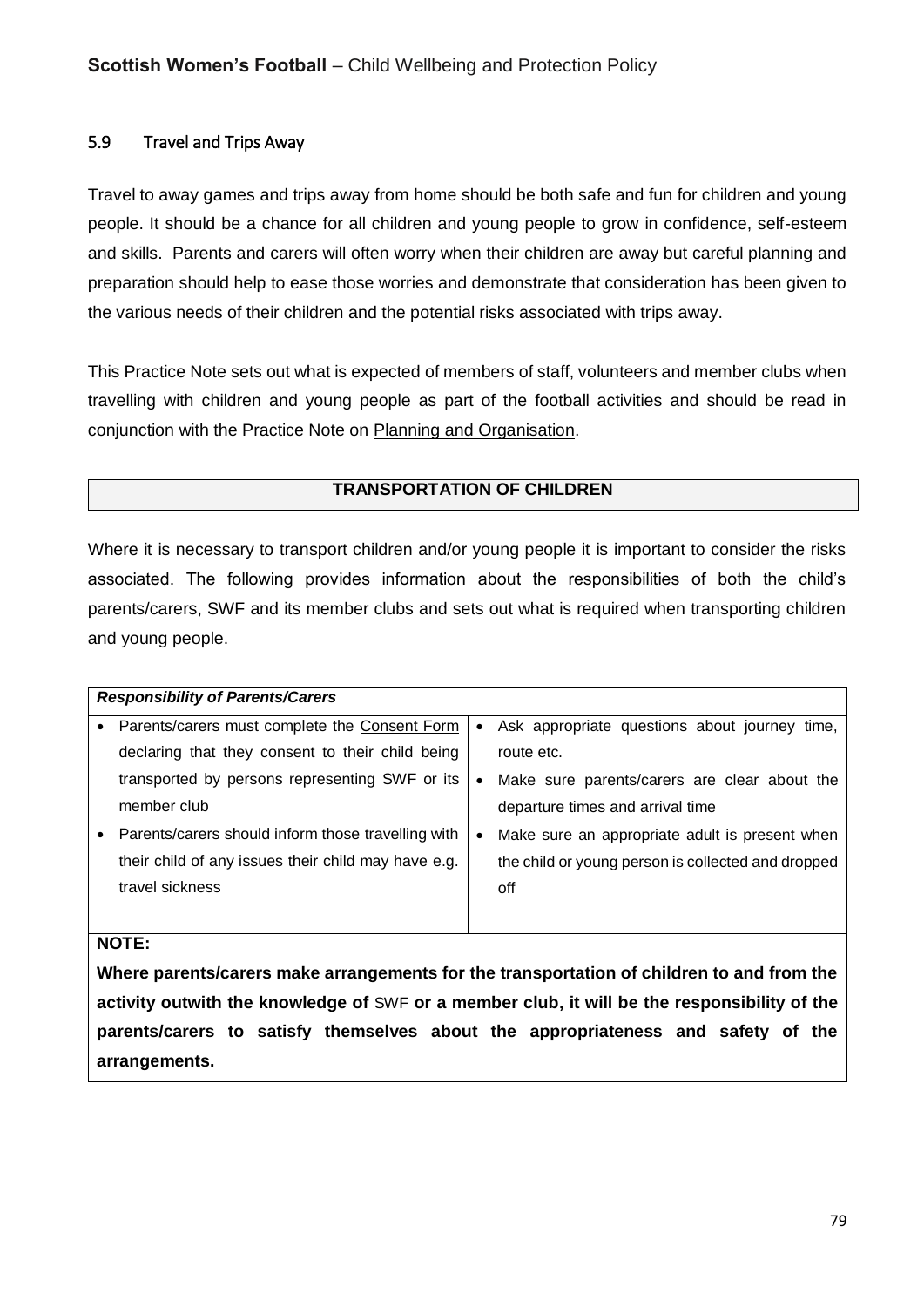### 5.9 Travel and Trips Away

Travel to away games and trips away from home should be both safe and fun for children and young people. It should be a chance for all children and young people to grow in confidence, self-esteem and skills. Parents and carers will often worry when their children are away but careful planning and preparation should help to ease those worries and demonstrate that consideration has been given to the various needs of their children and the potential risks associated with trips away.

This Practice Note sets out what is expected of members of staff, volunteers and member clubs when travelling with children and young people as part of the football activities and should be read in conjunction with the Practice Note on Planning and Organisation.

| **TRANSPORTATION OF CHILDREN** |
|---|

Where it is necessary to transport children and/or young people it is important to consider the risks associated. The following provides information about the responsibilities of both the child's parents/carers, SWF and its member clubs and sets out what is required when transporting children and young people.

| ***Responsibility of Parents/Carers*** | |
|---|---|
| • Parents/carers must complete the Consent Form declaring that they consent to their child being transported by persons representing SWF or its member club<br>• Parents/carers should inform those travelling with their child of any issues their child may have e.g. travel sickness | • Ask appropriate questions about journey time, route etc.<br>• Make sure parents/carers are clear about the departure times and arrival time<br>• Make sure an appropriate adult is present when the child or young person is collected and dropped off |
| **NOTE:**<br>**Where parents/carers make arrangements for the transportation of children to and from the activity outwith the knowledge of** SWF **or a member club, it will be the responsibility of the parents/carers to satisfy themselves about the appropriateness and safety of the arrangements.** | |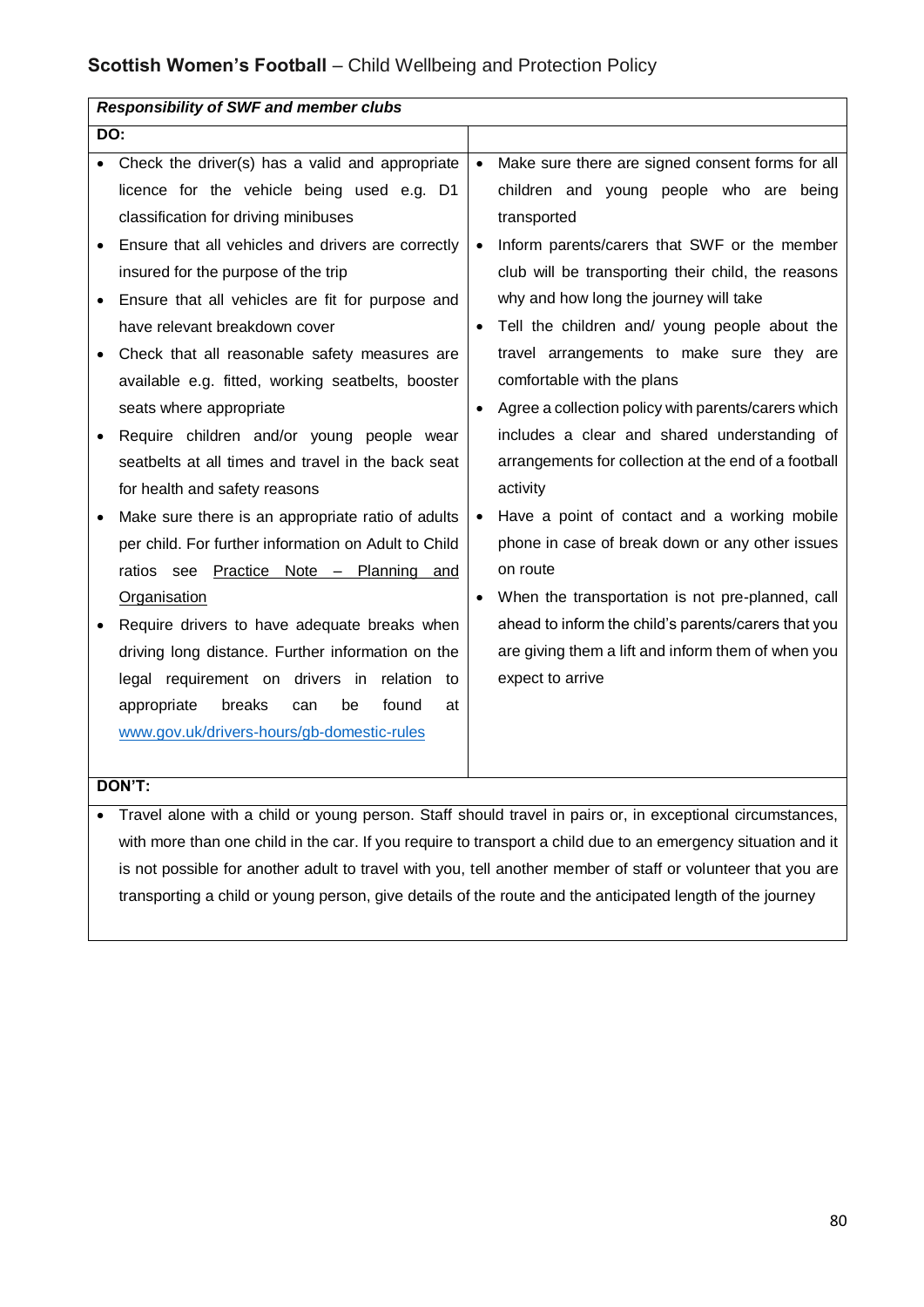| *Responsibility of SWF and member clubs* | |
|---|---|
| **DO:** | |
| • Check the driver(s) has a valid and appropriate licence for the vehicle being used e.g. D1 classification for driving minibuses<br>• Ensure that all vehicles and drivers are correctly insured for the purpose of the trip<br>• Ensure that all vehicles are fit for purpose and have relevant breakdown cover<br>• Check that all reasonable safety measures are available e.g. fitted, working seatbelts, booster seats where appropriate<br>• Require children and/or young people wear seatbelts at all times and travel in the back seat for health and safety reasons<br>• Make sure there is an appropriate ratio of adults per child. For further information on Adult to Child ratios see Practice Note – Planning and Organisation<br>• Require drivers to have adequate breaks when driving long distance. Further information on the legal requirement on drivers in relation to appropriate breaks can be found at www.gov.uk/drivers-hours/gb-domestic-rules | • Make sure there are signed consent forms for all children and young people who are being transported<br>• Inform parents/carers that SWF or the member club will be transporting their child, the reasons why and how long the journey will take<br>• Tell the children and/ young people about the travel arrangements to make sure they are comfortable with the plans<br>• Agree a collection policy with parents/carers which includes a clear and shared understanding of arrangements for collection at the end of a football activity<br>• Have a point of contact and a working mobile phone in case of break down or any other issues on route<br>• When the transportation is not pre-planned, call ahead to inform the child's parents/carers that you are giving them a lift and inform them of when you expect to arrive |
| **DON'T:** | |
| • Travel alone with a child or young person. Staff should travel in pairs or, in exceptional circumstances, with more than one child in the car. If you require to transport a child due to an emergency situation and it is not possible for another adult to travel with you, tell another member of staff or volunteer that you are transporting a child or young person, give details of the route and the anticipated length of the journey | |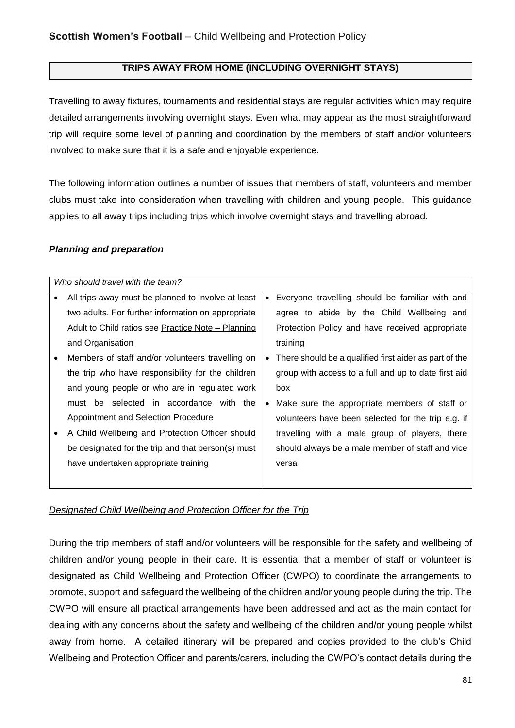## TRIPS AWAY FROM HOME (INCLUDING OVERNIGHT STAYS)

Travelling to away fixtures, tournaments and residential stays are regular activities which may require detailed arrangements involving overnight stays. Even what may appear as the most straightforward trip will require some level of planning and coordination by the members of staff and/or volunteers involved to make sure that it is a safe and enjoyable experience.

The following information outlines a number of issues that members of staff, volunteers and member clubs must take into consideration when travelling with children and young people. This guidance applies to all away trips including trips which involve overnight stays and travelling abroad.

### *Planning and preparation*

*Who should travel with the team?*

- All trips away must be planned to involve at least two adults. For further information on appropriate Adult to Child ratios see Practice Note – Planning and Organisation
- Members of staff and/or volunteers travelling on the trip who have responsibility for the children and young people or who are in regulated work must be selected in accordance with the Appointment and Selection Procedure
- A Child Wellbeing and Protection Officer should be designated for the trip and that person(s) must have undertaken appropriate training
- Everyone travelling should be familiar with and agree to abide by the Child Wellbeing and Protection Policy and have received appropriate training
- There should be a qualified first aider as part of the group with access to a full and up to date first aid box
- Make sure the appropriate members of staff or volunteers have been selected for the trip e.g. if travelling with a male group of players, there should always be a male member of staff and vice versa

*Designated Child Wellbeing and Protection Officer for the Trip*

During the trip members of staff and/or volunteers will be responsible for the safety and wellbeing of children and/or young people in their care. It is essential that a member of staff or volunteer is designated as Child Wellbeing and Protection Officer (CWPO) to coordinate the arrangements to promote, support and safeguard the wellbeing of the children and/or young people during the trip. The CWPO will ensure all practical arrangements have been addressed and act as the main contact for dealing with any concerns about the safety and wellbeing of the children and/or young people whilst away from home. A detailed itinerary will be prepared and copies provided to the club's Child Wellbeing and Protection Officer and parents/carers, including the CWPO's contact details during the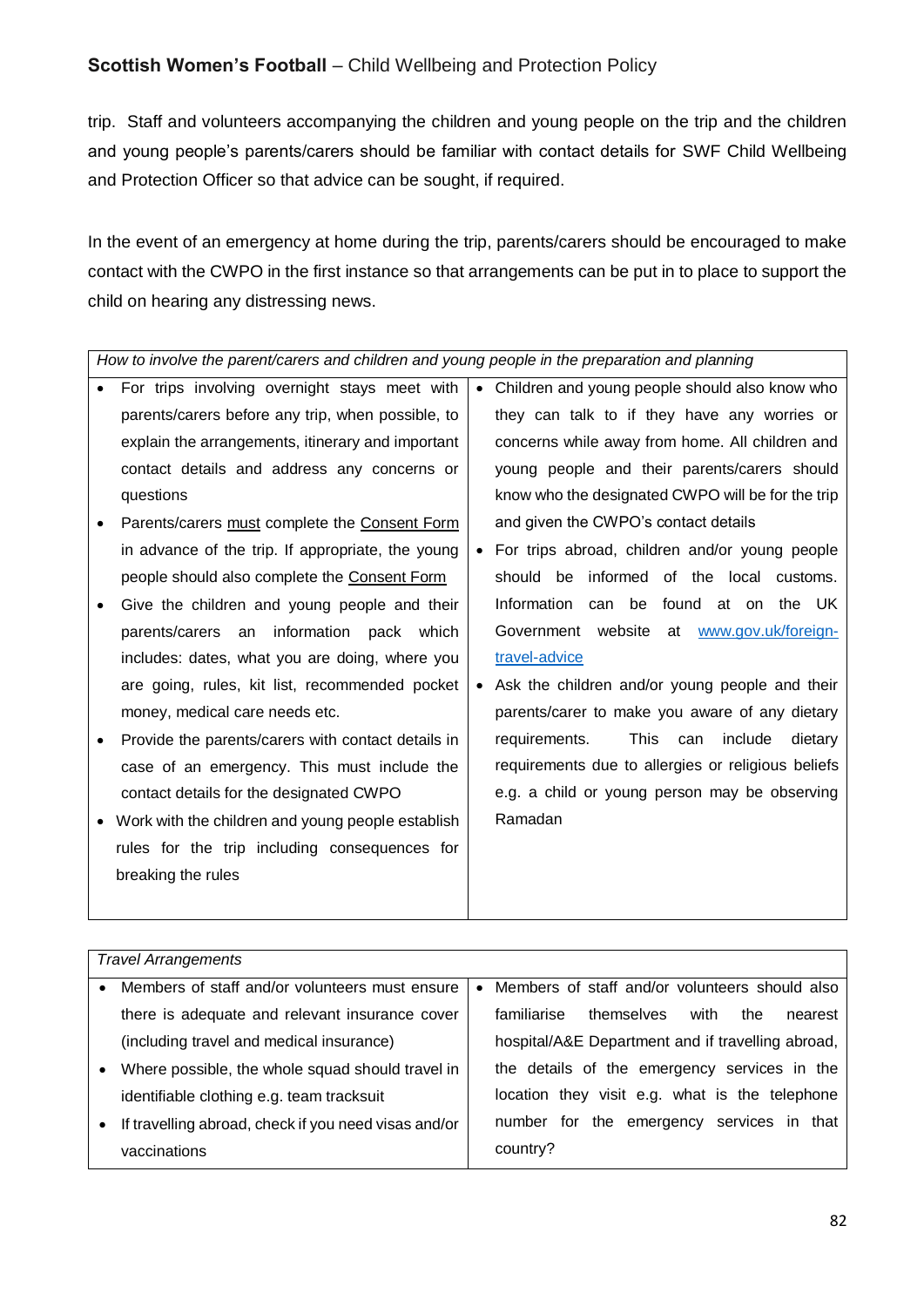trip. Staff and volunteers accompanying the children and young people on the trip and the children and young people's parents/carers should be familiar with contact details for SWF Child Wellbeing and Protection Officer so that advice can be sought, if required.

In the event of an emergency at home during the trip, parents/carers should be encouraged to make contact with the CWPO in the first instance so that arrangements can be put in to place to support the child on hearing any distressing news.

| *How to involve the parent/carers and children and young people in the preparation and planning* | |
|---|---|
| • For trips involving overnight stays meet with parents/carers before any trip, when possible, to explain the arrangements, itinerary and important contact details and address any concerns or questions<br>• Parents/carers <u>must</u> complete the <u>Consent Form</u> in advance of the trip. If appropriate, the young people should also complete the <u>Consent Form</u><br>• Give the children and young people and their parents/carers an information pack which includes: dates, what you are doing, where you are going, rules, kit list, recommended pocket money, medical care needs etc.<br>• Provide the parents/carers with contact details in case of an emergency. This must include the contact details for the designated CWPO<br>• Work with the children and young people establish rules for the trip including consequences for breaking the rules | • Children and young people should also know who they can talk to if they have any worries or concerns while away from home. All children and young people and their parents/carers should know who the designated CWPO will be for the trip and given the CWPO's contact details<br>• For trips abroad, children and/or young people should be informed of the local customs. Information can be found at on the UK Government website at www.gov.uk/foreign-travel-advice<br>• Ask the children and/or young people and their parents/carer to make you aware of any dietary requirements. This can include dietary requirements due to allergies or religious beliefs e.g. a child or young person may be observing Ramadan |

| *Travel Arrangements* | |
|---|---|
| • Members of staff and/or volunteers must ensure there is adequate and relevant insurance cover (including travel and medical insurance)<br>• Where possible, the whole squad should travel in identifiable clothing e.g. team tracksuit<br>• If travelling abroad, check if you need visas and/or vaccinations | • Members of staff and/or volunteers should also familiarise themselves with the nearest hospital/A&E Department and if travelling abroad, the details of the emergency services in the location they visit e.g. what is the telephone number for the emergency services in that country? |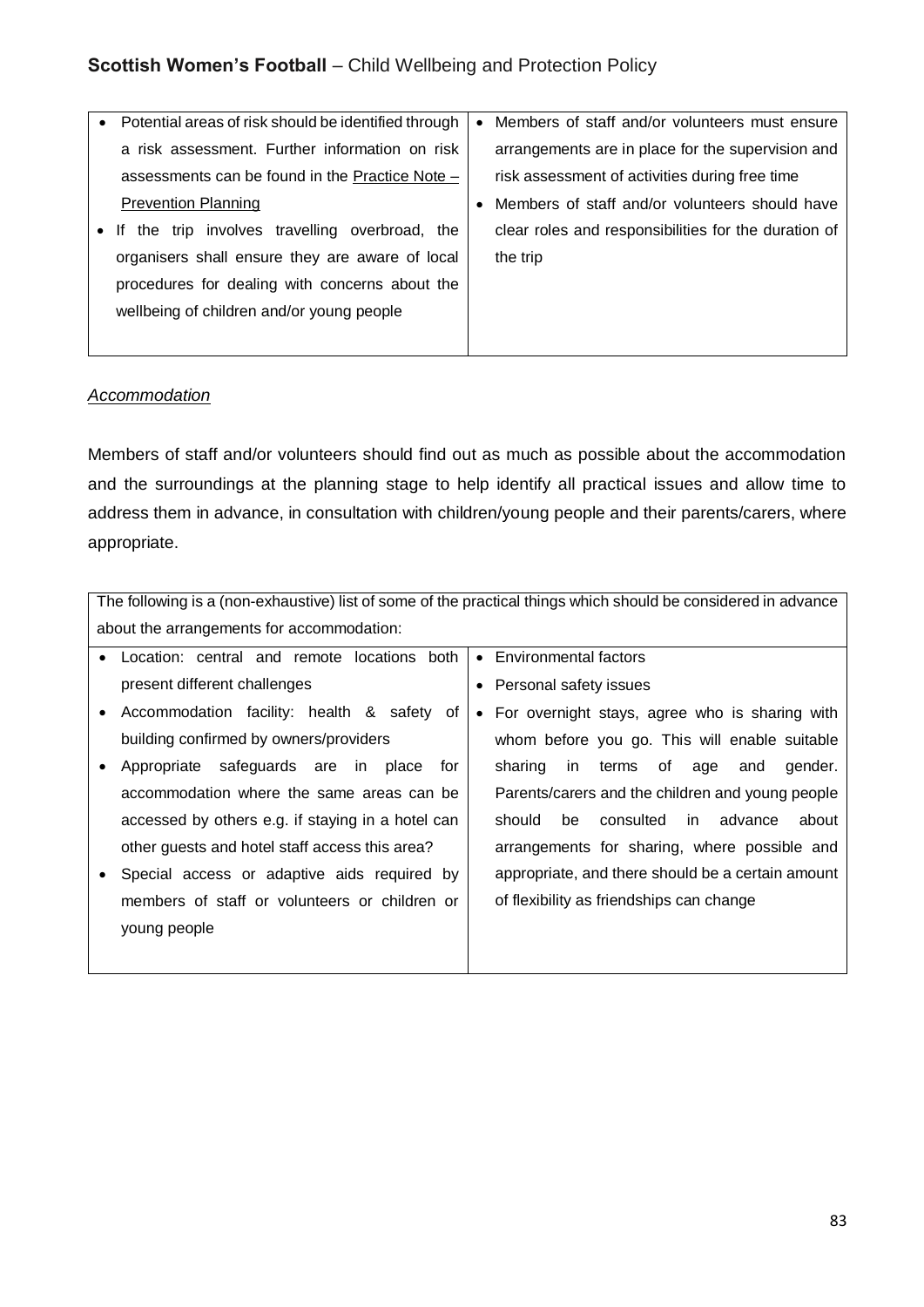| | |
|---|---|
| • Potential areas of risk should be identified through a risk assessment. Further information on risk assessments can be found in the Practice Note – Prevention Planning<br>• If the trip involves travelling overbroad, the organisers shall ensure they are aware of local procedures for dealing with concerns about the wellbeing of children and/or young people | • Members of staff and/or volunteers must ensure arrangements are in place for the supervision and risk assessment of activities during free time<br>• Members of staff and/or volunteers should have clear roles and responsibilities for the duration of the trip |

*Accommodation*

Members of staff and/or volunteers should find out as much as possible about the accommodation and the surroundings at the planning stage to help identify all practical issues and allow time to address them in advance, in consultation with children/young people and their parents/carers, where appropriate.

| The following is a (non-exhaustive) list of some of the practical things which should be considered in advance about the arrangements for accommodation: | |
|---|---|
| • Location: central and remote locations both present different challenges<br>• Accommodation facility: health & safety of building confirmed by owners/providers<br>• Appropriate safeguards are in place for accommodation where the same areas can be accessed by others e.g. if staying in a hotel can other guests and hotel staff access this area?<br>• Special access or adaptive aids required by members of staff or volunteers or children or young people | • Environmental factors<br>• Personal safety issues<br>• For overnight stays, agree who is sharing with whom before you go. This will enable suitable sharing in terms of age and gender. Parents/carers and the children and young people should be consulted in advance about arrangements for sharing, where possible and appropriate, and there should be a certain amount of flexibility as friendships can change |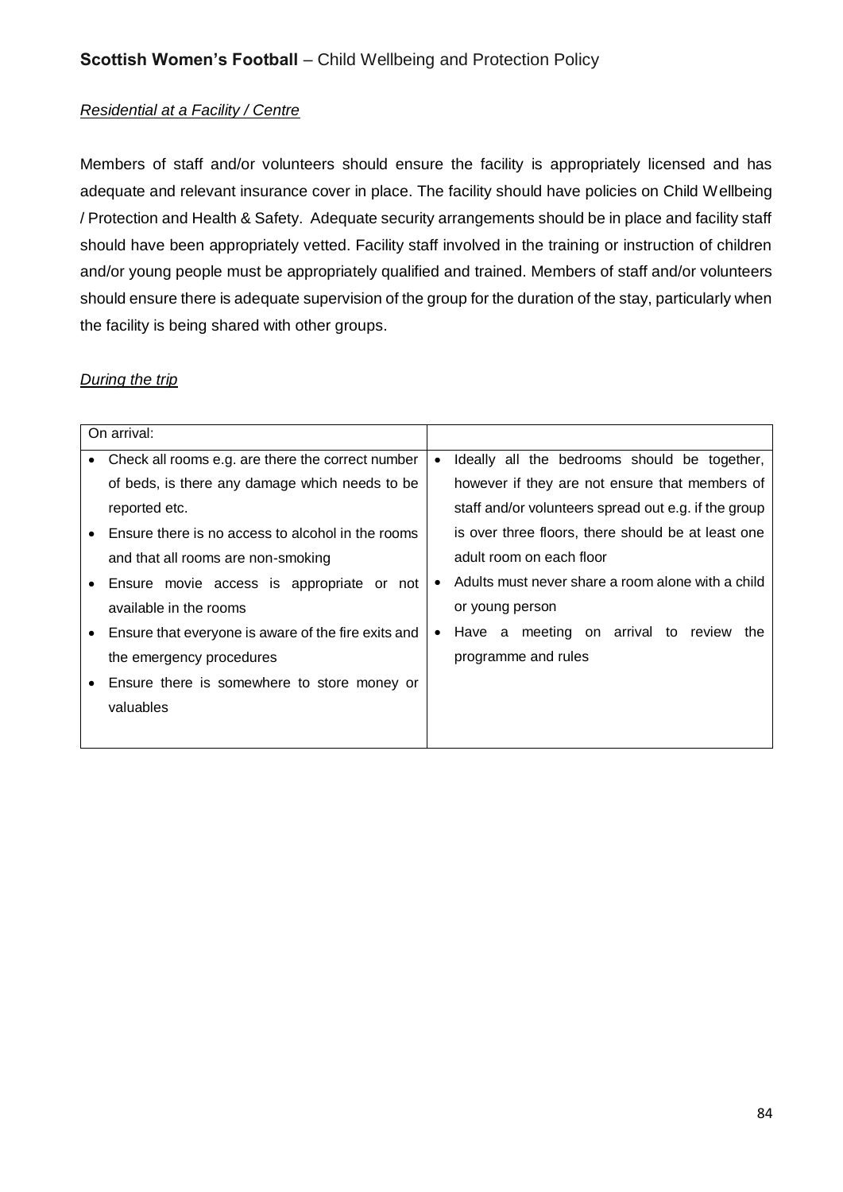*Residential at a Facility / Centre*

Members of staff and/or volunteers should ensure the facility is appropriately licensed and has adequate and relevant insurance cover in place. The facility should have policies on Child Wellbeing / Protection and Health & Safety. Adequate security arrangements should be in place and facility staff should have been appropriately vetted. Facility staff involved in the training or instruction of children and/or young people must be appropriately qualified and trained. Members of staff and/or volunteers should ensure there is adequate supervision of the group for the duration of the stay, particularly when the facility is being shared with other groups.

*During the trip*

| On arrival: | |
|---|---|
| • Check all rooms e.g. are there the correct number of beds, is there any damage which needs to be reported etc.<br>• Ensure there is no access to alcohol in the rooms and that all rooms are non-smoking<br>• Ensure movie access is appropriate or not available in the rooms<br>• Ensure that everyone is aware of the fire exits and the emergency procedures<br>• Ensure there is somewhere to store money or valuables | • Ideally all the bedrooms should be together, however if they are not ensure that members of staff and/or volunteers spread out e.g. if the group is over three floors, there should be at least one adult room on each floor<br>• Adults must never share a room alone with a child or young person<br>• Have a meeting on arrival to review the programme and rules |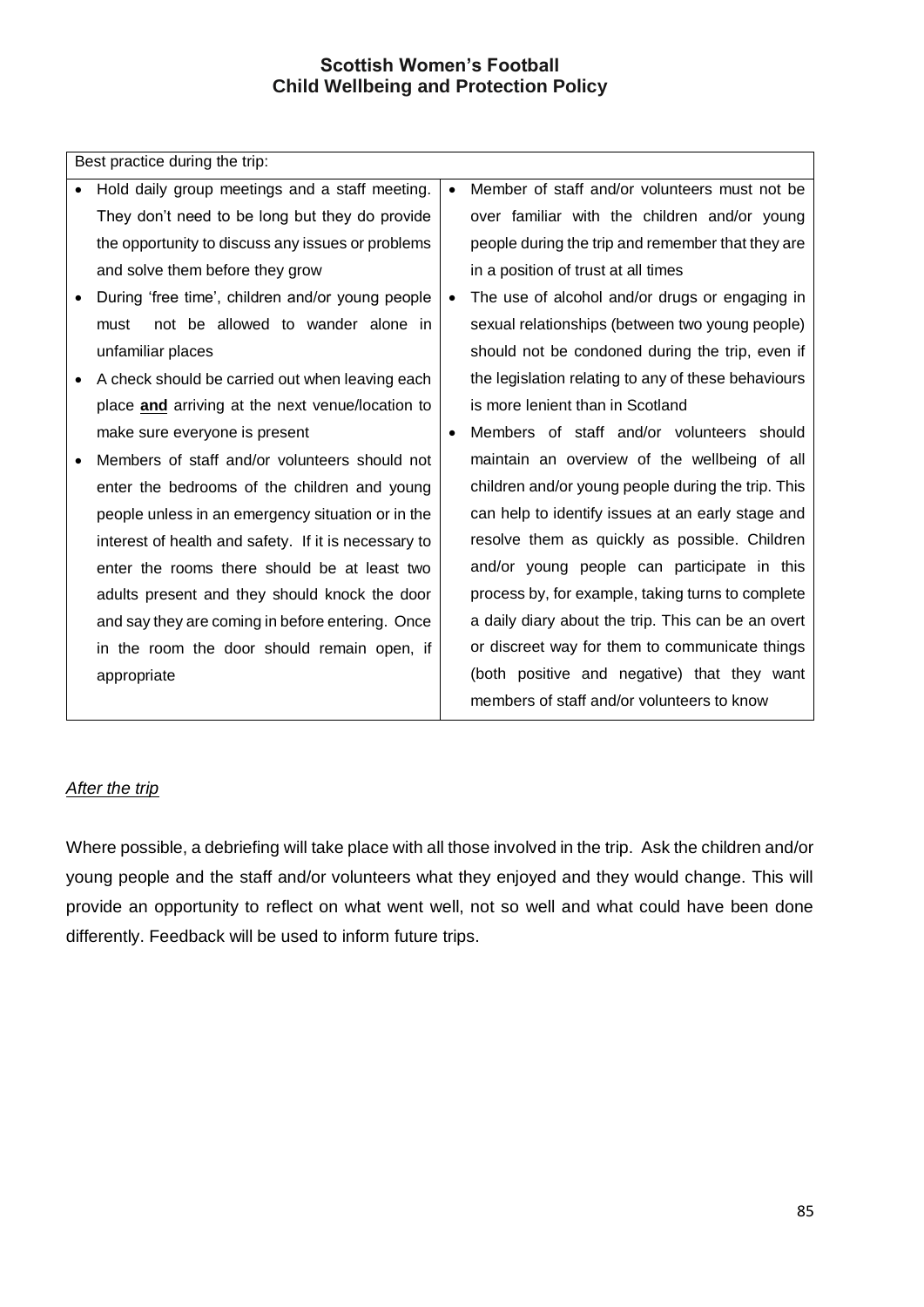| Best practice during the trip: | |
|---|---|
| • Hold daily group meetings and a staff meeting. They don't need to be long but they do provide the opportunity to discuss any issues or problems and solve them before they grow<br>• During 'free time', children and/or young people must not be allowed to wander alone in unfamiliar places<br>• A check should be carried out when leaving each place **and** arriving at the next venue/location to make sure everyone is present<br>• Members of staff and/or volunteers should not enter the bedrooms of the children and young people unless in an emergency situation or in the interest of health and safety. If it is necessary to enter the rooms there should be at least two adults present and they should knock the door and say they are coming in before entering. Once in the room the door should remain open, if appropriate | • Member of staff and/or volunteers must not be over familiar with the children and/or young people during the trip and remember that they are in a position of trust at all times<br>• The use of alcohol and/or drugs or engaging in sexual relationships (between two young people) should not be condoned during the trip, even if the legislation relating to any of these behaviours is more lenient than in Scotland<br>• Members of staff and/or volunteers should maintain an overview of the wellbeing of all children and/or young people during the trip. This can help to identify issues at an early stage and resolve them as quickly as possible. Children and/or young people can participate in this process by, for example, taking turns to complete a daily diary about the trip. This can be an overt or discreet way for them to communicate things (both positive and negative) that they want members of staff and/or volunteers to know |

*After the trip*

Where possible, a debriefing will take place with all those involved in the trip. Ask the children and/or young people and the staff and/or volunteers what they enjoyed and they would change. This will provide an opportunity to reflect on what went well, not so well and what could have been done differently. Feedback will be used to inform future trips.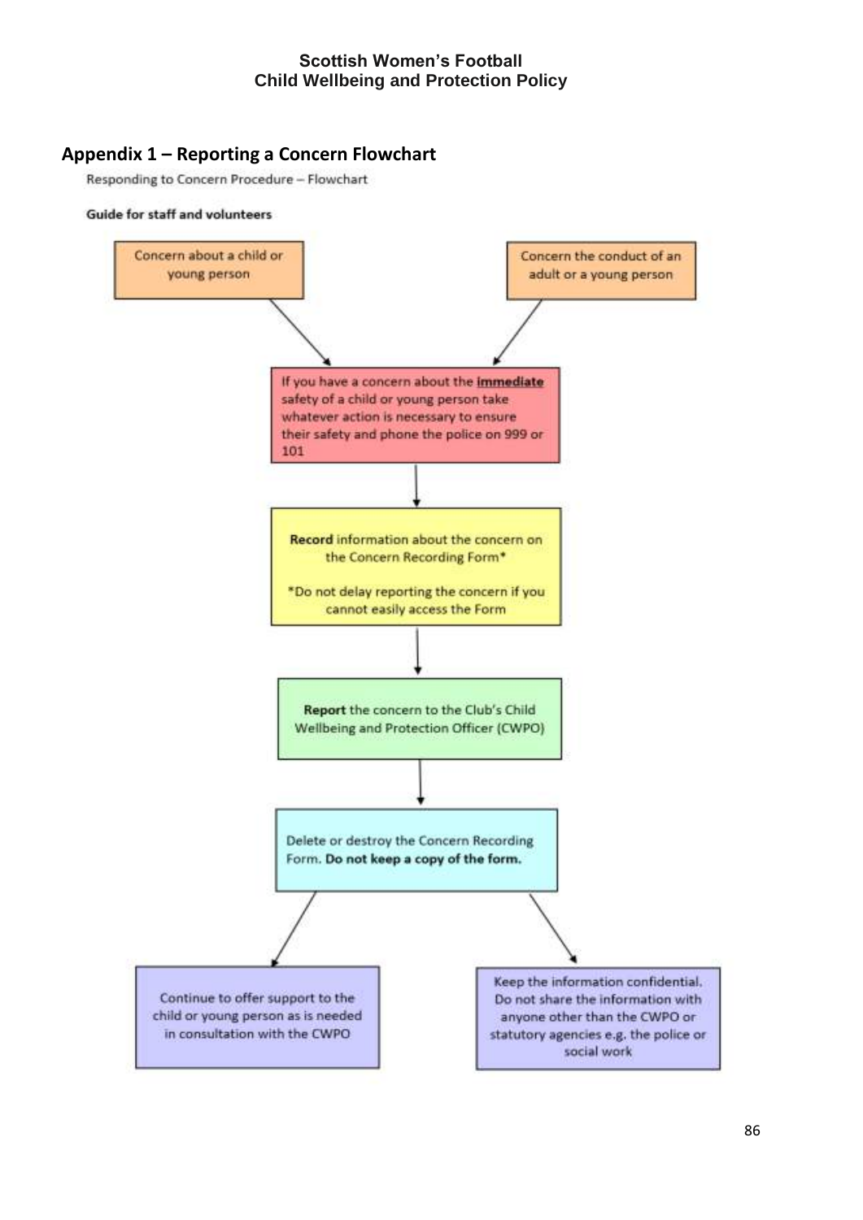## Appendix 1 – Reporting a Concern Flowchart

Responding to Concern Procedure – Flowchart

**Guide for staff and volunteers**

Concern about a child or young person

Concern the conduct of an adult or a young person

If you have a concern about the **immediate** safety of a child or young person take whatever action is necessary to ensure their safety and phone the police on 999 or 101

**Record** information about the concern on the Concern Recording Form*

*Do not delay reporting the concern if you cannot easily access the Form

**Report** the concern to the Club's Child Wellbeing and Protection Officer (CWPO)

Delete or destroy the Concern Recording Form. **Do not keep a copy of the form.**

Continue to offer support to the child or young person as is needed in consultation with the CWPO

Keep the information confidential. Do not share the information with anyone other than the CWPO or statutory agencies e.g. the police or social work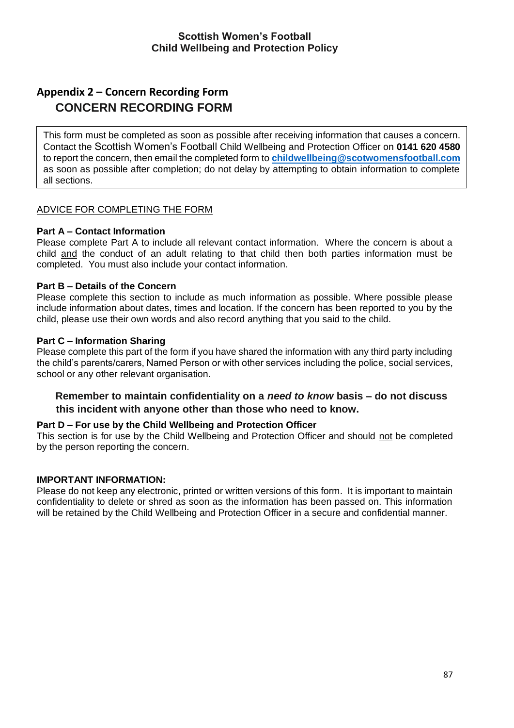## Appendix 2 – Concern Recording Form

### CONCERN RECORDING FORM

This form must be completed as soon as possible after receiving information that causes a concern. Contact the Scottish Women's Football Child Wellbeing and Protection Officer on **0141 620 4580** to report the concern, then email the completed form to **childwellbeing@scotwomensfootball.com** as soon as possible after completion; do not delay by attempting to obtain information to complete all sections.

<u>ADVICE FOR COMPLETING THE FORM</u>

**Part A – Contact Information**

Please complete Part A to include all relevant contact information. Where the concern is about a child <u>and</u> the conduct of an adult relating to that child then both parties information must be completed. You must also include your contact information.

**Part B – Details of the Concern**

Please complete this section to include as much information as possible. Where possible please include information about dates, times and location. If the concern has been reported to you by the child, please use their own words and also record anything that you said to the child.

**Part C – Information Sharing**

Please complete this part of the form if you have shared the information with any third party including the child's parents/carers, Named Person or with other services including the police, social services, school or any other relevant organisation.

**Remember to maintain confidentiality on a *need to know* basis – do not discuss this incident with anyone other than those who need to know.**

**Part D – For use by the Child Wellbeing and Protection Officer**

This section is for use by the Child Wellbeing and Protection Officer and should <u>not</u> be completed by the person reporting the concern.

**IMPORTANT INFORMATION:**

Please do not keep any electronic, printed or written versions of this form. It is important to maintain confidentiality to delete or shred as soon as the information has been passed on. This information will be retained by the Child Wellbeing and Protection Officer in a secure and confidential manner.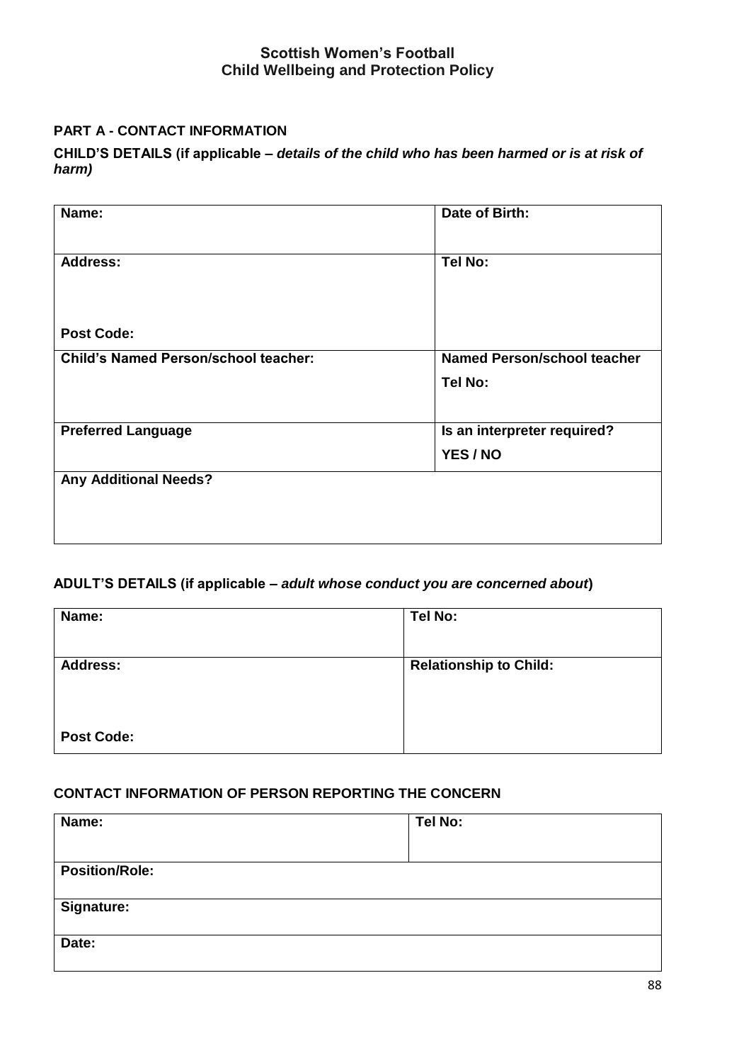**Scottish Women's Football**
**Child Wellbeing and Protection Policy**

## PART A - CONTACT INFORMATION

**CHILD'S DETAILS (if applicable – *details of the child who has been harmed or is at risk of harm*)**

| Name: | Date of Birth: |
|---|---|
| Address:<br><br>Post Code: | Tel No: |
| Child's Named Person/school teacher: | Named Person/school teacher Tel No: |
| Preferred Language | Is an interpreter required? YES / NO |
| Any Additional Needs? | |

**ADULT'S DETAILS (if applicable – *adult whose conduct you are concerned about*)**

| Name: | Tel No: |
|---|---|
| Address:<br><br>Post Code: | Relationship to Child: |

**CONTACT INFORMATION OF PERSON REPORTING THE CONCERN**

| Name: | Tel No: |
|---|---|
| Position/Role: | |
| Signature: | |
| Date: | |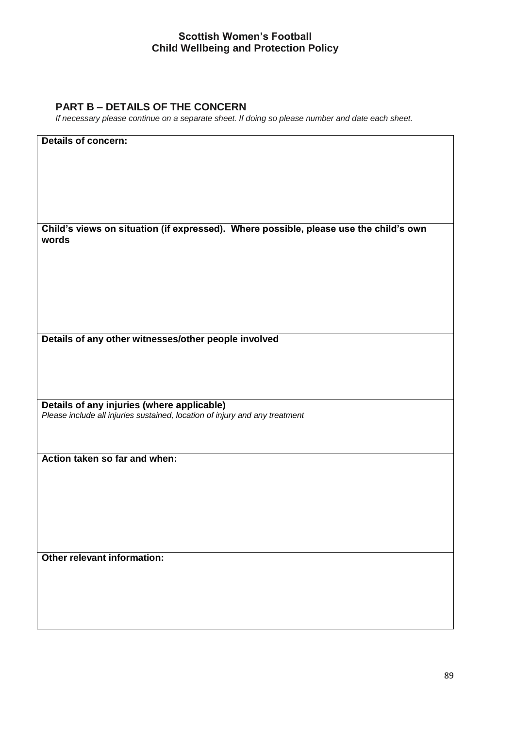## PART B – DETAILS OF THE CONCERN

*If necessary please continue on a separate sheet. If doing so please number and date each sheet.*

| **Details of concern:** |
|---|
| **Child's views on situation (if expressed). Where possible, please use the child's own words** |
| **Details of any other witnesses/other people involved** |
| **Details of any injuries (where applicable)** <br> *Please include all injuries sustained, location of injury and any treatment* |
| **Action taken so far and when:** |
| **Other relevant information:** |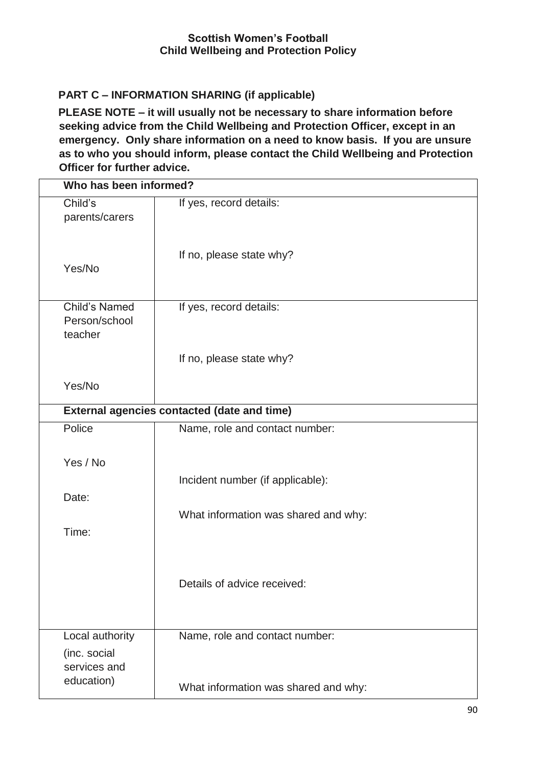## PART C – INFORMATION SHARING (if applicable)

**PLEASE NOTE – it will usually not be necessary to share information before seeking advice from the Child Wellbeing and Protection Officer, except in an emergency. Only share information on a need to know basis. If you are unsure as to who you should inform, please contact the Child Wellbeing and Protection Officer for further advice.**

| **Who has been informed?** | |
|---|---|
| Child's parents/carers<br><br>Yes/No | If yes, record details:<br><br>If no, please state why? |
| Child's Named Person/school teacher<br><br>Yes/No | If yes, record details:<br><br>If no, please state why? |
| **External agencies contacted (date and time)** | |
| Police<br><br>Yes / No<br><br>Date:<br><br>Time: | Name, role and contact number:<br><br>Incident number (if applicable):<br><br>What information was shared and why:<br><br>Details of advice received: |
| Local authority (inc. social services and education) | Name, role and contact number:<br><br>What information was shared and why: |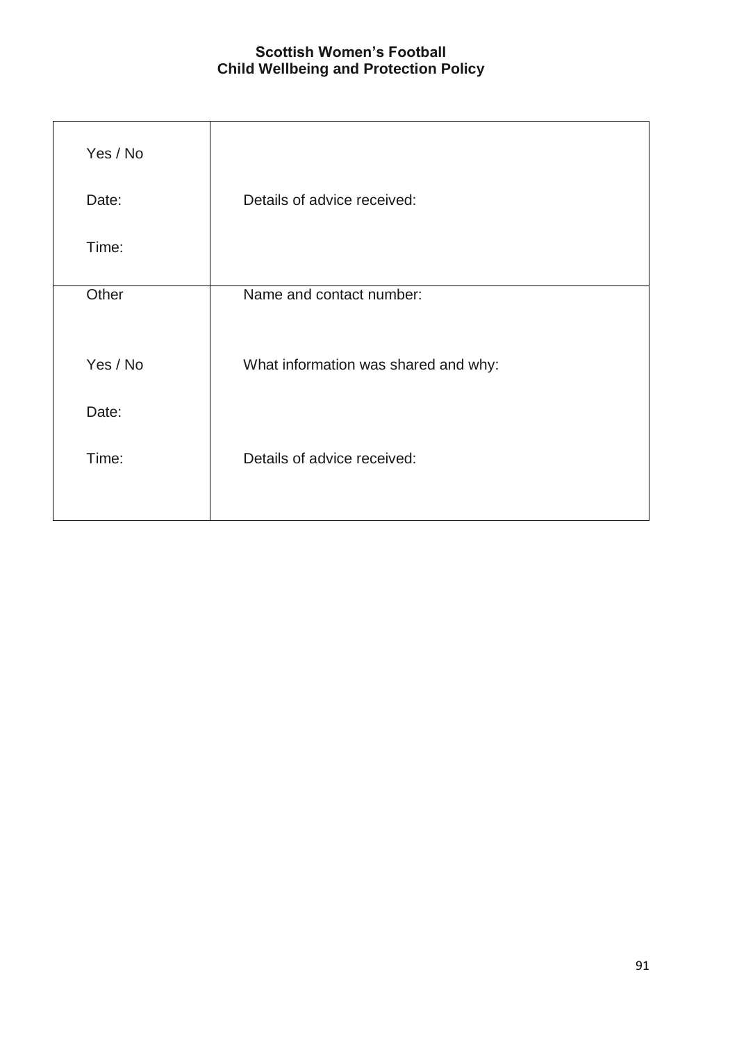| | |
|---|---|
| Yes / No<br><br>Date:<br><br>Time: | <br><br>Details of advice received: |
| Other<br><br><br>Yes / No<br><br>Date:<br><br>Time: | Name and contact number:<br><br><br>What information was shared and why:<br><br><br><br>Details of advice received: |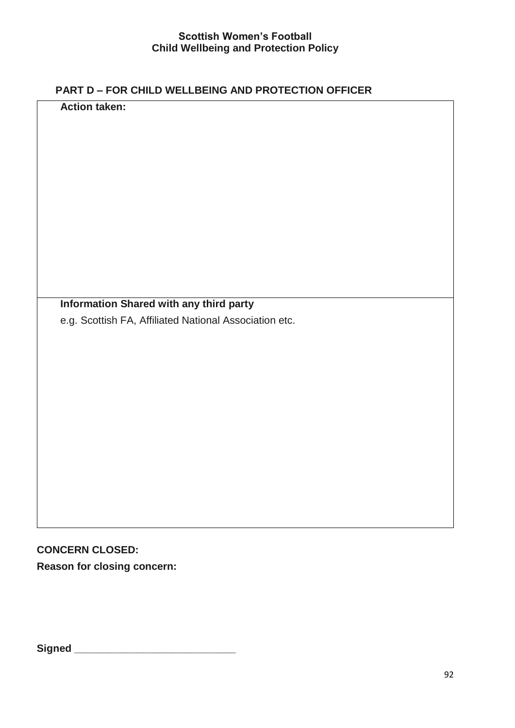## PART D – FOR CHILD WELLBEING AND PROTECTION OFFICER

| **Action taken:** |
| --- |
| |
| **Information Shared with any third party**<br>e.g. Scottish FA, Affiliated National Association etc. |

**CONCERN CLOSED:**

**Reason for closing concern:**

**Signed** ___________________________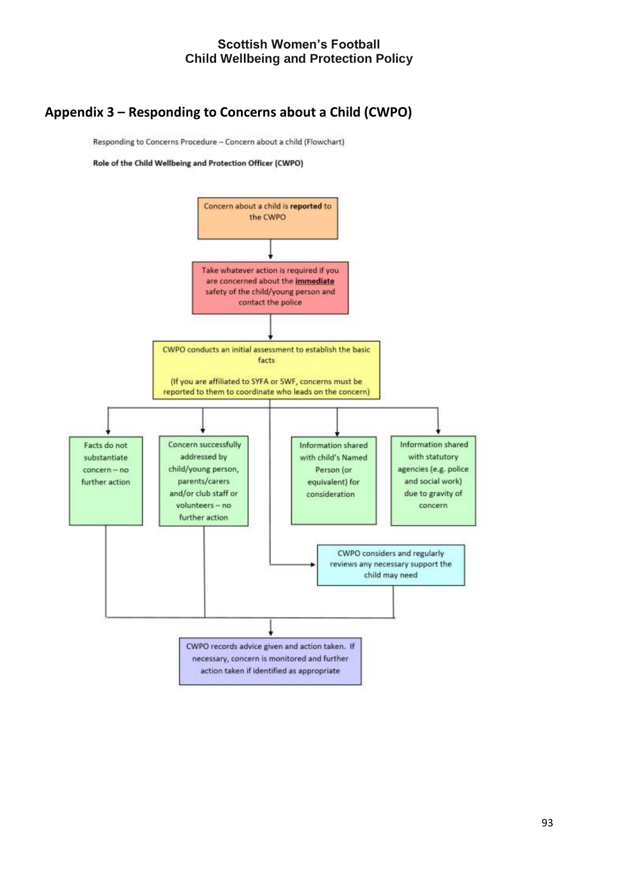## Appendix 3 – Responding to Concerns about a Child (CWPO)

Responding to Concerns Procedure – Concern about a child (Flowchart)

**Role of the Child Wellbeing and Protection Officer (CWPO)**

Concern about a child is **reported** to the CWPO

↓

Take whatever action is required if you are concerned about the **immediate** safety of the child/young person and contact the police

↓

CWPO conducts an initial assessment to establish the basic facts

(If you are affiliated to SYFA or SWF, concerns must be reported to them to coordinate who leads on the concern)

↓

- Facts do not substantiate concern – no further action
- Concern successfully addressed by child/young person, parents/carers and/or club staff or volunteers – no further action
- Information shared with child's Named Person (or equivalent) for consideration
- Information shared with statutory agencies (e.g. police and social work) due to gravity of concern

CWPO considers and regularly reviews any necessary support the child may need

↓

CWPO records advice given and action taken. If necessary, concern is monitored and further action taken if identified as appropriate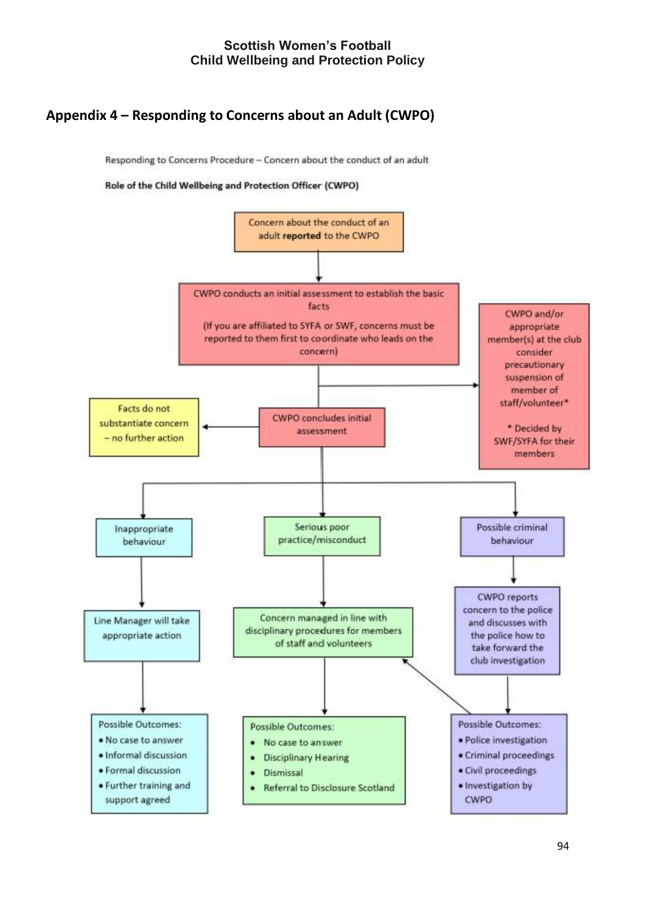## Appendix 4 – Responding to Concerns about an Adult (CWPO)

Responding to Concerns Procedure – Concern about the conduct of an adult

**Role of the Child Wellbeing and Protection Officer (CWPO)**

Concern about the conduct of an adult **reported** to the CWPO

CWPO conducts an initial assessment to establish the basic facts

(If you are affiliated to SYFA or SWF, concerns must be reported to them first to coordinate who leads on the concern)

CWPO and/or appropriate member(s) at the club consider precautionary suspension of member of staff/volunteer*

* Decided by SWF/SYFA for their members

CWPO concludes initial assessment

Facts do not substantiate concern – no further action

Inappropriate behaviour

Line Manager will take appropriate action

Possible Outcomes:

- No case to answer
- Informal discussion
- Formal discussion
- Further training and support agreed

Serious poor practice/misconduct

Concern managed in line with disciplinary procedures for members of staff and volunteers

Possible Outcomes:

- No case to answer
- Disciplinary Hearing
- Dismissal
- Referral to Disclosure Scotland

Possible criminal behaviour

CWPO reports concern to the police and discusses with the police how to take forward the club investigation

Possible Outcomes:

- Police investigation
- Criminal proceedings
- Civil proceedings
- Investigation by CWPO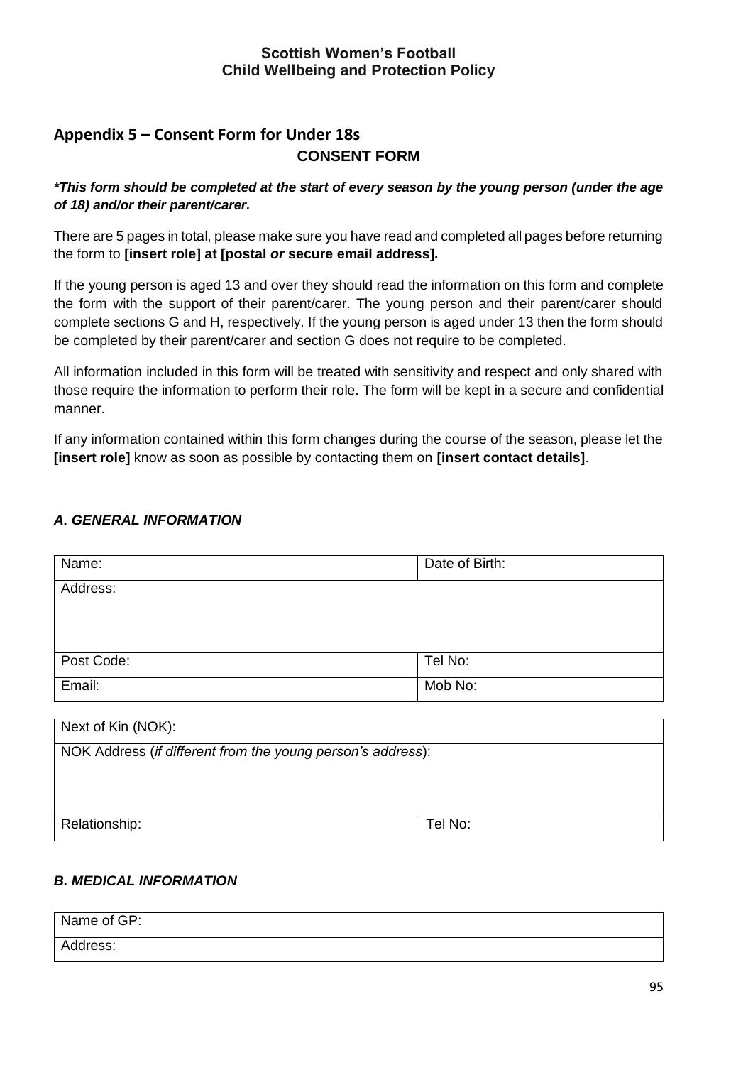## Appendix 5 – Consent Form for Under 18s

### CONSENT FORM

***This form should be completed at the start of every season by the young person (under the age of 18) and/or their parent/carer.***

There are 5 pages in total, please make sure you have read and completed all pages before returning the form to **[insert role] at [postal *or* secure email address].**

If the young person is aged 13 and over they should read the information on this form and complete the form with the support of their parent/carer. The young person and their parent/carer should complete sections G and H, respectively. If the young person is aged under 13 then the form should be completed by their parent/carer and section G does not require to be completed.

All information included in this form will be treated with sensitivity and respect and only shared with those require the information to perform their role. The form will be kept in a secure and confidential manner.

If any information contained within this form changes during the course of the season, please let the **[insert role]** know as soon as possible by contacting them on **[insert contact details]**.

#### *A. GENERAL INFORMATION*

| Name: | Date of Birth: |
|---|---|
| Address: | |
| Post Code: | Tel No: |
| Email: | Mob No: |

| Next of Kin (NOK): | |
|---|---|
| NOK Address (*if different from the young person's address*): | |
| Relationship: | Tel No: |

#### *B. MEDICAL INFORMATION*

| Name of GP: |
|---|
| Address: |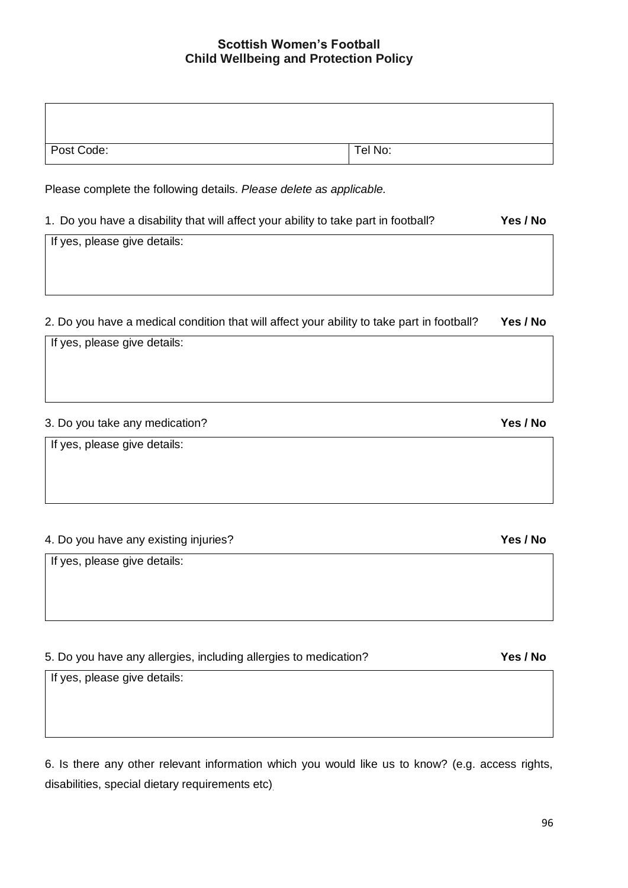**Scottish Women's Football**
**Child Wellbeing and Protection Policy**

| | |
|---|---|
| | |
| Post Code: | Tel No: |

Please complete the following details. *Please delete as applicable.*

1. Do you have a disability that will affect your ability to take part in football? **Yes / No**

| If yes, please give details: |
|---|
| |

2. Do you have a medical condition that will affect your ability to take part in football? **Yes / No**

| If yes, please give details: |
|---|
| |

3. Do you take any medication? **Yes / No**

| If yes, please give details: |
|---|
| |

4. Do you have any existing injuries? **Yes / No**

| If yes, please give details: |
|---|
| |

5. Do you have any allergies, including allergies to medication? **Yes / No**

| If yes, please give details: |
|---|
| |

6. Is there any other relevant information which you would like us to know? (e.g. access rights, disabilities, special dietary requirements etc).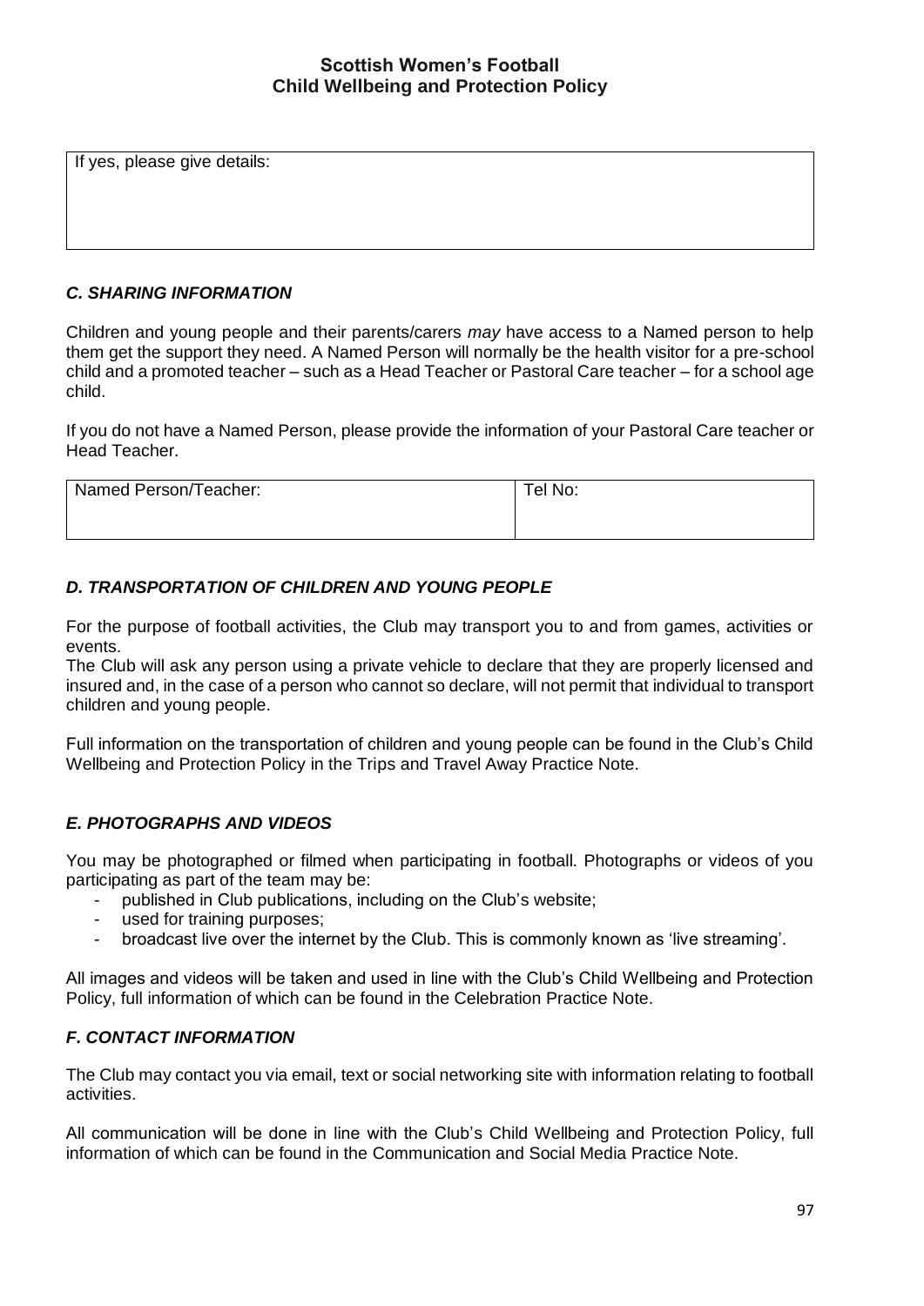| If yes, please give details: |
| --- |
| |

### *C. SHARING INFORMATION*

Children and young people and their parents/carers *may* have access to a Named person to help them get the support they need. A Named Person will normally be the health visitor for a pre-school child and a promoted teacher – such as a Head Teacher or Pastoral Care teacher – for a school age child.

If you do not have a Named Person, please provide the information of your Pastoral Care teacher or Head Teacher.

| Named Person/Teacher: | Tel No: |
| --- | --- |
| | |

### *D. TRANSPORTATION OF CHILDREN AND YOUNG PEOPLE*

For the purpose of football activities, the Club may transport you to and from games, activities or events.
The Club will ask any person using a private vehicle to declare that they are properly licensed and insured and, in the case of a person who cannot so declare, will not permit that individual to transport children and young people.

Full information on the transportation of children and young people can be found in the Club's Child Wellbeing and Protection Policy in the Trips and Travel Away Practice Note.

### *E. PHOTOGRAPHS AND VIDEOS*

You may be photographed or filmed when participating in football. Photographs or videos of you participating as part of the team may be:

- published in Club publications, including on the Club's website;
- used for training purposes;
- broadcast live over the internet by the Club. This is commonly known as 'live streaming'.

All images and videos will be taken and used in line with the Club's Child Wellbeing and Protection Policy, full information of which can be found in the Celebration Practice Note.

### *F. CONTACT INFORMATION*

The Club may contact you via email, text or social networking site with information relating to football activities.

All communication will be done in line with the Club's Child Wellbeing and Protection Policy, full information of which can be found in the Communication and Social Media Practice Note.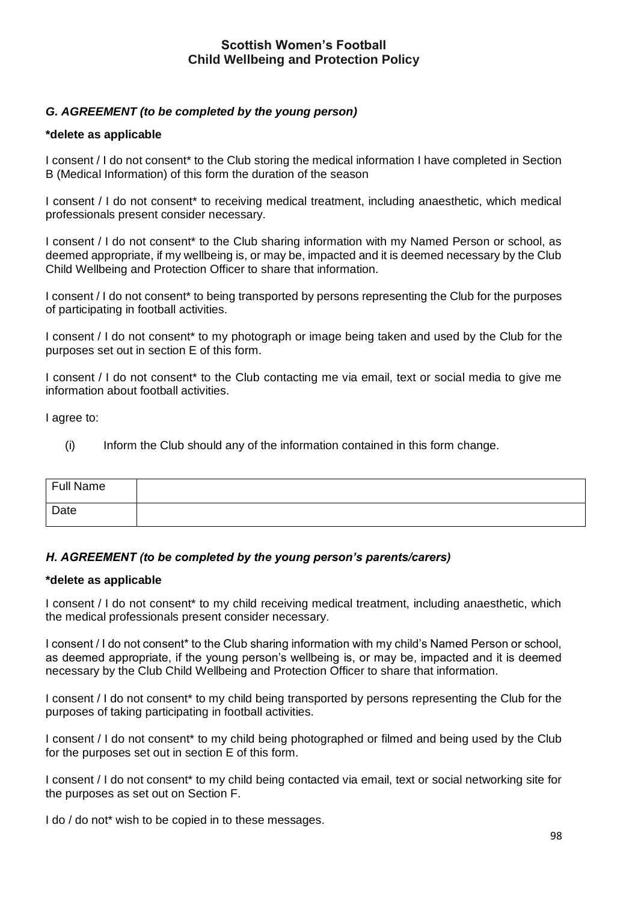### G. AGREEMENT (to be completed by the young person)

**\*delete as applicable**

I consent / I do not consent* to the Club storing the medical information I have completed in Section B (Medical Information) of this form the duration of the season

I consent / I do not consent* to receiving medical treatment, including anaesthetic, which medical professionals present consider necessary.

I consent / I do not consent* to the Club sharing information with my Named Person or school, as deemed appropriate, if my wellbeing is, or may be, impacted and it is deemed necessary by the Club Child Wellbeing and Protection Officer to share that information.

I consent / I do not consent* to being transported by persons representing the Club for the purposes of participating in football activities.

I consent / I do not consent* to my photograph or image being taken and used by the Club for the purposes set out in section E of this form.

I consent / I do not consent* to the Club contacting me via email, text or social media to give me information about football activities.

I agree to:

(i) Inform the Club should any of the information contained in this form change.

| Full Name | |
|---|---|
| Date | |

### H. AGREEMENT (to be completed by the young person's parents/carers)

**\*delete as applicable**

I consent / I do not consent* to my child receiving medical treatment, including anaesthetic, which the medical professionals present consider necessary.

I consent / I do not consent* to the Club sharing information with my child's Named Person or school, as deemed appropriate, if the young person's wellbeing is, or may be, impacted and it is deemed necessary by the Club Child Wellbeing and Protection Officer to share that information.

I consent / I do not consent* to my child being transported by persons representing the Club for the purposes of taking participating in football activities.

I consent / I do not consent* to my child being photographed or filmed and being used by the Club for the purposes set out in section E of this form.

I consent / I do not consent* to my child being contacted via email, text or social networking site for the purposes as set out on Section F.

I do / do not* wish to be copied in to these messages.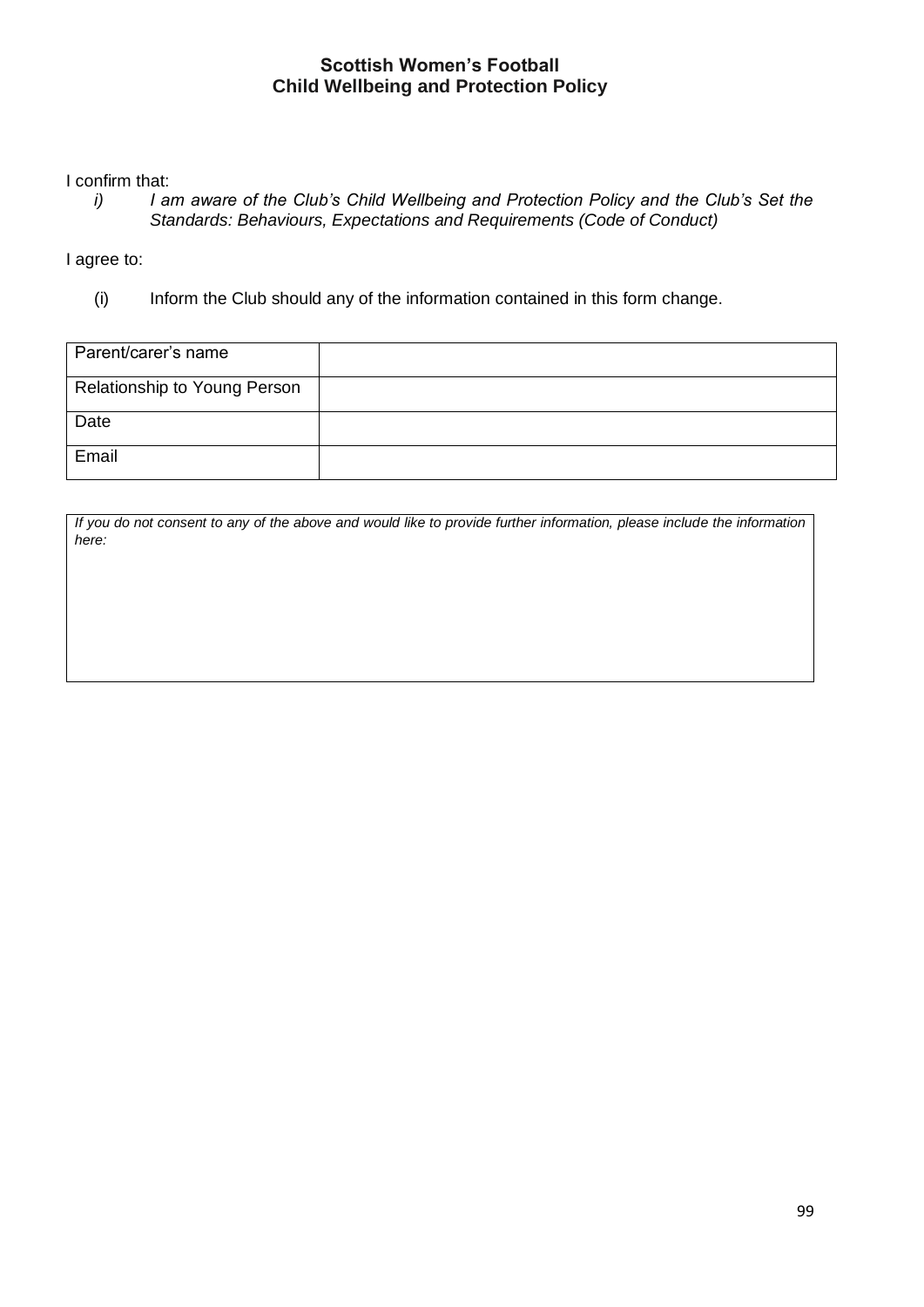**Scottish Women's Football**
**Child Wellbeing and Protection Policy**

I confirm that:

*i) I am aware of the Club's Child Wellbeing and Protection Policy and the Club's Set the Standards: Behaviours, Expectations and Requirements (Code of Conduct)*

I agree to:

(i) Inform the Club should any of the information contained in this form change.

| | |
|---|---|
| Parent/carer's name | |
| Relationship to Young Person | |
| Date | |
| Email | |

| |
|---|
| *If you do not consent to any of the above and would like to provide further information, please include the information here:* |